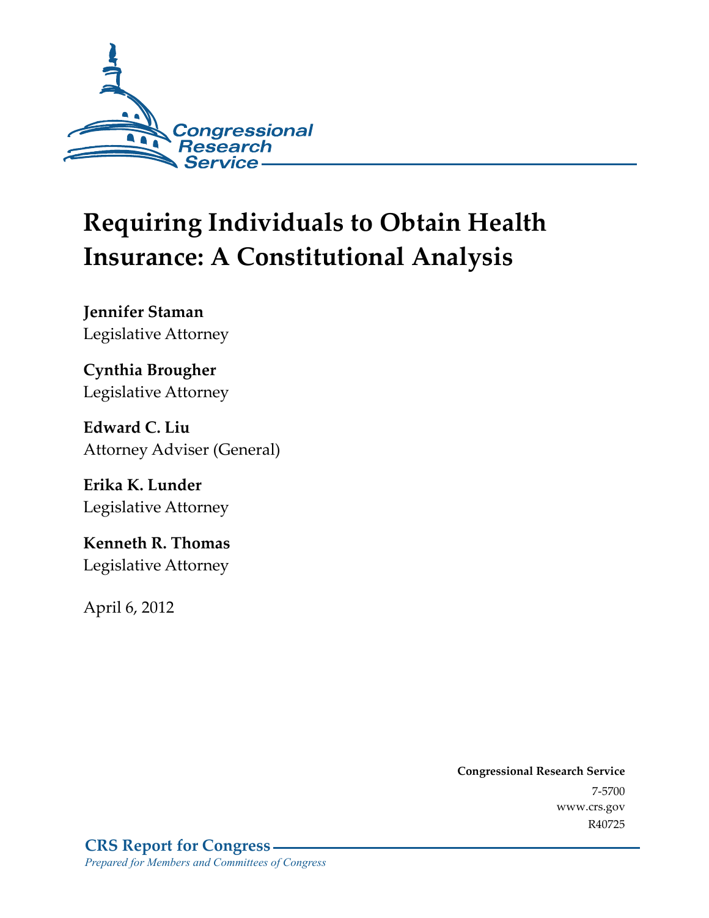Congressional Research Service

# Requiring Individuals to Obtain Health Insurance: A Constitutional Analysis

**Jennifer Staman**
Legislative Attorney

**Cynthia Brougher**
Legislative Attorney

**Edward C. Liu**
Attorney Adviser (General)

**Erika K. Lunder**
Legislative Attorney

**Kenneth R. Thomas**
Legislative Attorney

April 6, 2012

**Congressional Research Service**
7-5700
www.crs.gov
R40725

**CRS Report for Congress**
*Prepared for Members and Committees of Congress*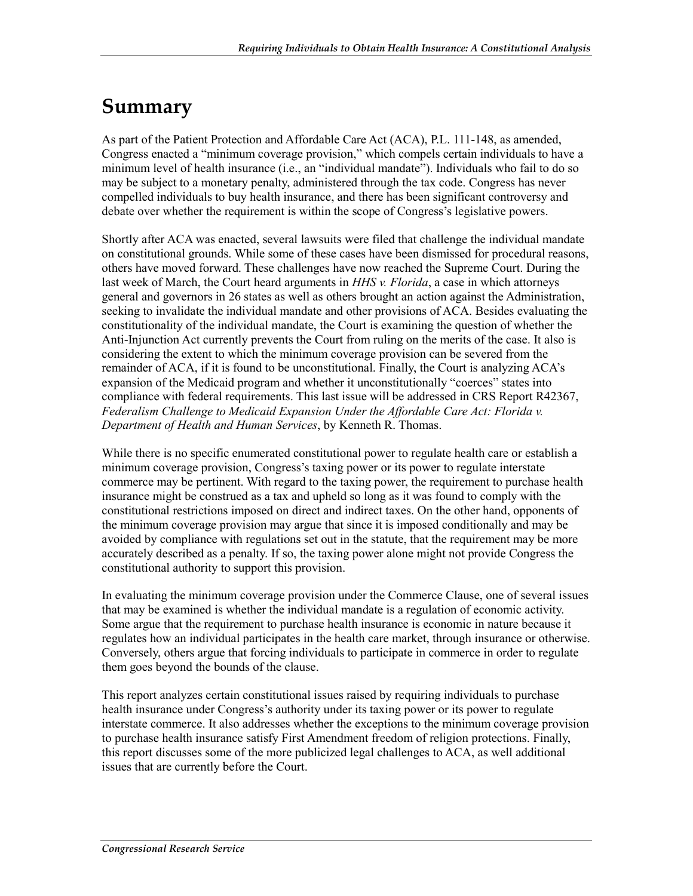# Summary

As part of the Patient Protection and Affordable Care Act (ACA), P.L. 111-148, as amended, Congress enacted a "minimum coverage provision," which compels certain individuals to have a minimum level of health insurance (i.e., an "individual mandate"). Individuals who fail to do so may be subject to a monetary penalty, administered through the tax code. Congress has never compelled individuals to buy health insurance, and there has been significant controversy and debate over whether the requirement is within the scope of Congress's legislative powers.

Shortly after ACA was enacted, several lawsuits were filed that challenge the individual mandate on constitutional grounds. While some of these cases have been dismissed for procedural reasons, others have moved forward. These challenges have now reached the Supreme Court. During the last week of March, the Court heard arguments in *HHS v. Florida*, a case in which attorneys general and governors in 26 states as well as others brought an action against the Administration, seeking to invalidate the individual mandate and other provisions of ACA. Besides evaluating the constitutionality of the individual mandate, the Court is examining the question of whether the Anti-Injunction Act currently prevents the Court from ruling on the merits of the case. It also is considering the extent to which the minimum coverage provision can be severed from the remainder of ACA, if it is found to be unconstitutional. Finally, the Court is analyzing ACA's expansion of the Medicaid program and whether it unconstitutionally "coerces" states into compliance with federal requirements. This last issue will be addressed in CRS Report R42367, *Federalism Challenge to Medicaid Expansion Under the Affordable Care Act: Florida v. Department of Health and Human Services*, by Kenneth R. Thomas.

While there is no specific enumerated constitutional power to regulate health care or establish a minimum coverage provision, Congress's taxing power or its power to regulate interstate commerce may be pertinent. With regard to the taxing power, the requirement to purchase health insurance might be construed as a tax and upheld so long as it was found to comply with the constitutional restrictions imposed on direct and indirect taxes. On the other hand, opponents of the minimum coverage provision may argue that since it is imposed conditionally and may be avoided by compliance with regulations set out in the statute, that the requirement may be more accurately described as a penalty. If so, the taxing power alone might not provide Congress the constitutional authority to support this provision.

In evaluating the minimum coverage provision under the Commerce Clause, one of several issues that may be examined is whether the individual mandate is a regulation of economic activity. Some argue that the requirement to purchase health insurance is economic in nature because it regulates how an individual participates in the health care market, through insurance or otherwise. Conversely, others argue that forcing individuals to participate in commerce in order to regulate them goes beyond the bounds of the clause.

This report analyzes certain constitutional issues raised by requiring individuals to purchase health insurance under Congress's authority under its taxing power or its power to regulate interstate commerce. It also addresses whether the exceptions to the minimum coverage provision to purchase health insurance satisfy First Amendment freedom of religion protections. Finally, this report discusses some of the more publicized legal challenges to ACA, as well additional issues that are currently before the Court.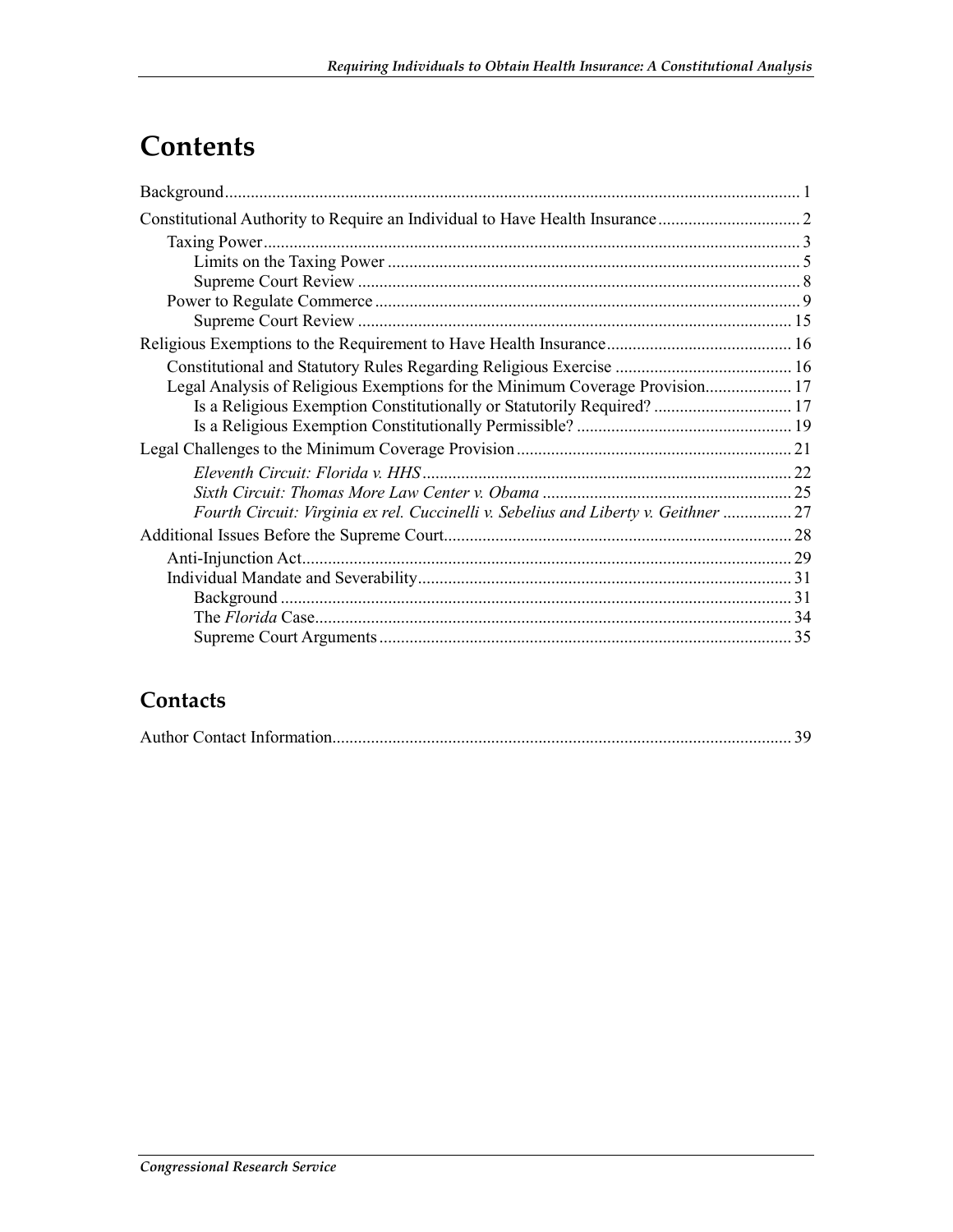# Contents

Background ........................................................................................................................ 1

Constitutional Authority to Require an Individual to Have Health Insurance ................................. 2

- Taxing Power ........................................................................................................................ 3
  - Limits on the Taxing Power ............................................................................................... 5
  - Supreme Court Review ...................................................................................................... 8
- Power to Regulate Commerce ................................................................................................ 9
  - Supreme Court Review .................................................................................................... 15

Religious Exemptions to the Requirement to Have Health Insurance ........................................... 16

- Constitutional and Statutory Rules Regarding Religious Exercise ......................................... 16
- Legal Analysis of Religious Exemptions for the Minimum Coverage Provision .................... 17
  - Is a Religious Exemption Constitutionally or Statutorily Required? ................................ 17
  - Is a Religious Exemption Constitutionally Permissible? .................................................. 19

Legal Challenges to the Minimum Coverage Provision ............................................................... 21

- *Eleventh Circuit: Florida v. HHS* ..................................................................................... 22
- *Sixth Circuit: Thomas More Law Center v. Obama* .......................................................... 25
- *Fourth Circuit: Virginia ex rel. Cuccinelli v. Sebelius and Liberty v. Geithner* ................ 27

Additional Issues Before the Supreme Court ................................................................................ 28

- Anti-Injunction Act ................................................................................................................ 29
- Individual Mandate and Severability ...................................................................................... 31
  - Background ...................................................................................................................... 31
  - The *Florida* Case .............................................................................................................. 34
  - Supreme Court Arguments ............................................................................................... 35

## Contacts

Author Contact Information ......................................................................................................... 39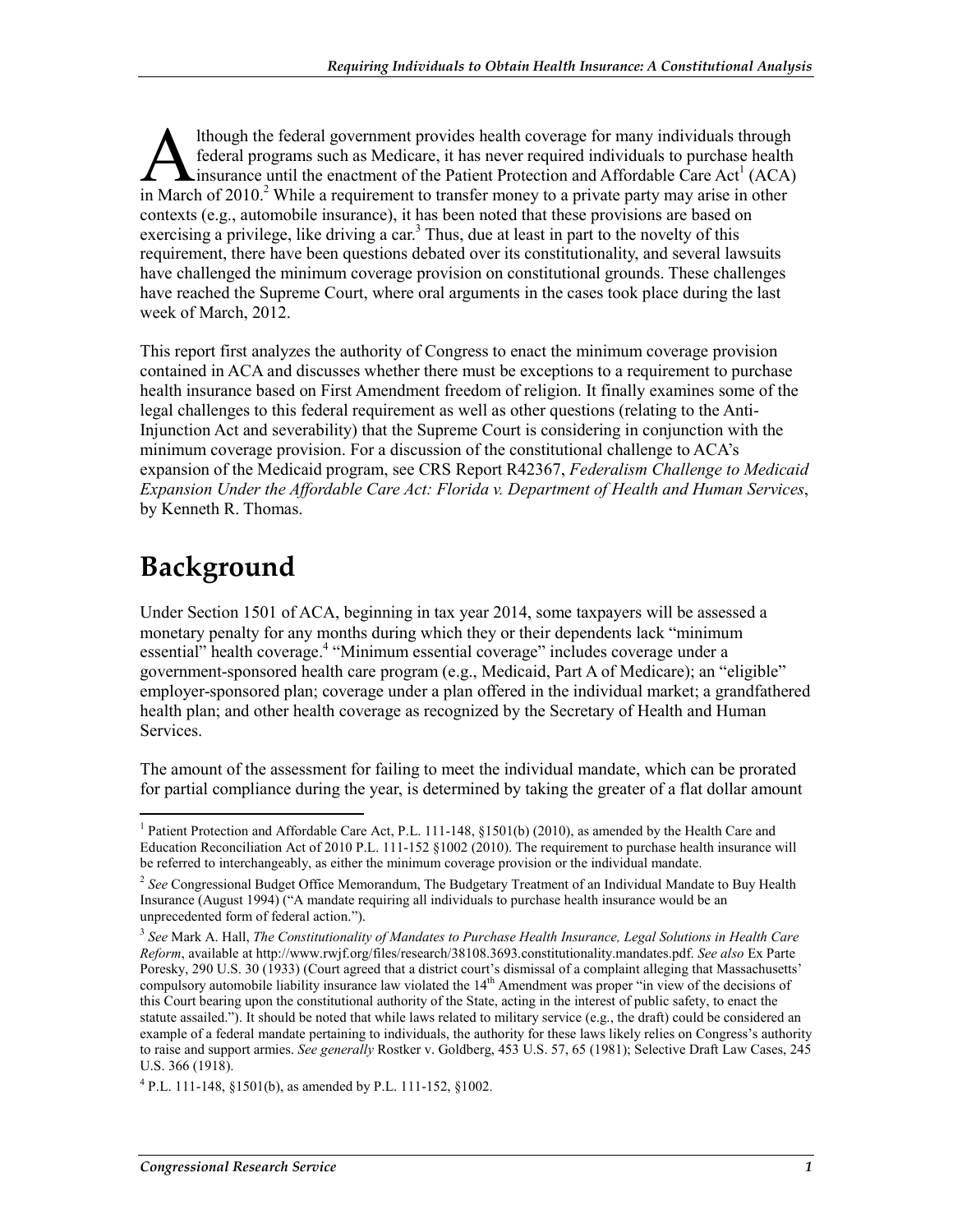Although the federal government provides health coverage for many individuals through federal programs such as Medicare, it has never required individuals to purchase health insurance until the enactment of the Patient Protection and Affordable Care Act[1] (ACA) in March of 2010.[2] While a requirement to transfer money to a private party may arise in other contexts (e.g., automobile insurance), it has been noted that these provisions are based on exercising a privilege, like driving a car.[3] Thus, due at least in part to the novelty of this requirement, there have been questions debated over its constitutionality, and several lawsuits have challenged the minimum coverage provision on constitutional grounds. These challenges have reached the Supreme Court, where oral arguments in the cases took place during the last week of March, 2012.

This report first analyzes the authority of Congress to enact the minimum coverage provision contained in ACA and discusses whether there must be exceptions to a requirement to purchase health insurance based on First Amendment freedom of religion. It finally examines some of the legal challenges to this federal requirement as well as other questions (relating to the Anti-Injunction Act and severability) that the Supreme Court is considering in conjunction with the minimum coverage provision. For a discussion of the constitutional challenge to ACA's expansion of the Medicaid program, see CRS Report R42367, *Federalism Challenge to Medicaid Expansion Under the Affordable Care Act: Florida v. Department of Health and Human Services*, by Kenneth R. Thomas.

# Background

Under Section 1501 of ACA, beginning in tax year 2014, some taxpayers will be assessed a monetary penalty for any months during which they or their dependents lack "minimum essential" health coverage.[4] "Minimum essential coverage" includes coverage under a government-sponsored health care program (e.g., Medicaid, Part A of Medicare); an "eligible" employer-sponsored plan; coverage under a plan offered in the individual market; a grandfathered health plan; and other health coverage as recognized by the Secretary of Health and Human Services.

The amount of the assessment for failing to meet the individual mandate, which can be prorated for partial compliance during the year, is determined by taking the greater of a flat dollar amount

---

[1] Patient Protection and Affordable Care Act, P.L. 111-148, §1501(b) (2010), as amended by the Health Care and Education Reconciliation Act of 2010 P.L. 111-152 §1002 (2010). The requirement to purchase health insurance will be referred to interchangeably, as either the minimum coverage provision or the individual mandate.

[2] *See* Congressional Budget Office Memorandum, The Budgetary Treatment of an Individual Mandate to Buy Health Insurance (August 1994) ("A mandate requiring all individuals to purchase health insurance would be an unprecedented form of federal action.").

[3] *See* Mark A. Hall, *The Constitutionality of Mandates to Purchase Health Insurance, Legal Solutions in Health Care Reform*, available at http://www.rwjf.org/files/research/38108.3693.constitutionality.mandates.pdf. *See also* Ex Parte Poresky, 290 U.S. 30 (1933) (Court agreed that a district court's dismissal of a complaint alleging that Massachusetts' compulsory automobile liability insurance law violated the 14th Amendment was proper "in view of the decisions of this Court bearing upon the constitutional authority of the State, acting in the interest of public safety, to enact the statute assailed."). It should be noted that while laws related to military service (e.g., the draft) could be considered an example of a federal mandate pertaining to individuals, the authority for these laws likely relies on Congress's authority to raise and support armies. *See generally* Rostker v. Goldberg, 453 U.S. 57, 65 (1981); Selective Draft Law Cases, 245 U.S. 366 (1918).

[4] P.L. 111-148, §1501(b), as amended by P.L. 111-152, §1002.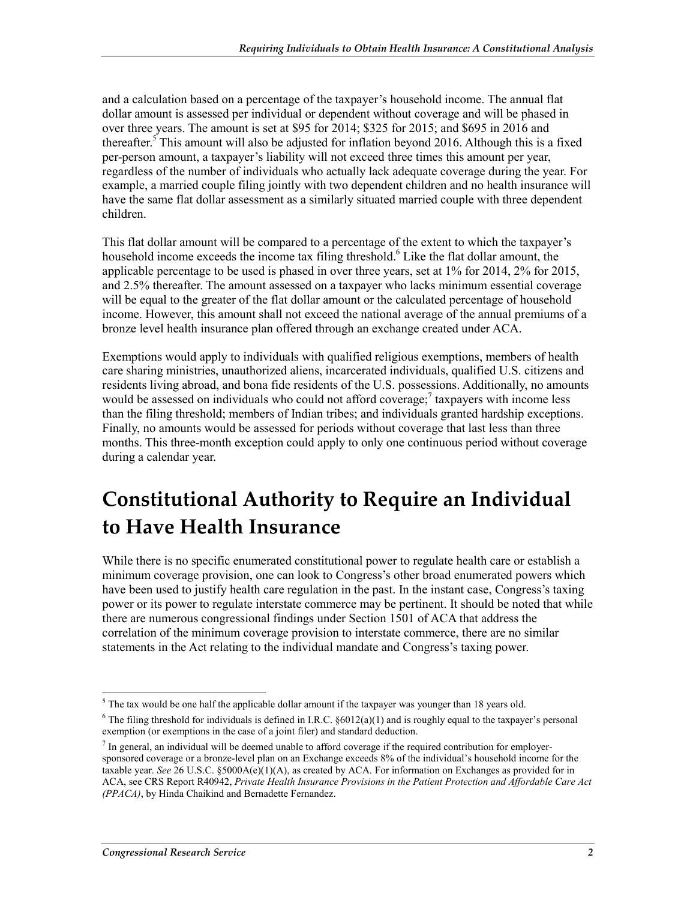and a calculation based on a percentage of the taxpayer's household income. The annual flat dollar amount is assessed per individual or dependent without coverage and will be phased in over three years. The amount is set at $95 for 2014; $325 for 2015; and $695 in 2016 and thereafter.[5] This amount will also be adjusted for inflation beyond 2016. Although this is a fixed per-person amount, a taxpayer's liability will not exceed three times this amount per year, regardless of the number of individuals who actually lack adequate coverage during the year. For example, a married couple filing jointly with two dependent children and no health insurance will have the same flat dollar assessment as a similarly situated married couple with three dependent children.

This flat dollar amount will be compared to a percentage of the extent to which the taxpayer's household income exceeds the income tax filing threshold.[6] Like the flat dollar amount, the applicable percentage to be used is phased in over three years, set at 1% for 2014, 2% for 2015, and 2.5% thereafter. The amount assessed on a taxpayer who lacks minimum essential coverage will be equal to the greater of the flat dollar amount or the calculated percentage of household income. However, this amount shall not exceed the national average of the annual premiums of a bronze level health insurance plan offered through an exchange created under ACA.

Exemptions would apply to individuals with qualified religious exemptions, members of health care sharing ministries, unauthorized aliens, incarcerated individuals, qualified U.S. citizens and residents living abroad, and bona fide residents of the U.S. possessions. Additionally, no amounts would be assessed on individuals who could not afford coverage;[7] taxpayers with income less than the filing threshold; members of Indian tribes; and individuals granted hardship exceptions. Finally, no amounts would be assessed for periods without coverage that last less than three months. This three-month exception could apply to only one continuous period without coverage during a calendar year.

# Constitutional Authority to Require an Individual to Have Health Insurance

While there is no specific enumerated constitutional power to regulate health care or establish a minimum coverage provision, one can look to Congress's other broad enumerated powers which have been used to justify health care regulation in the past. In the instant case, Congress's taxing power or its power to regulate interstate commerce may be pertinent. It should be noted that while there are numerous congressional findings under Section 1501 of ACA that address the correlation of the minimum coverage provision to interstate commerce, there are no similar statements in the Act relating to the individual mandate and Congress's taxing power.

---

[5] The tax would be one half the applicable dollar amount if the taxpayer was younger than 18 years old.

[6] The filing threshold for individuals is defined in I.R.C. §6012(a)(1) and is roughly equal to the taxpayer's personal exemption (or exemptions in the case of a joint filer) and standard deduction.

[7] In general, an individual will be deemed unable to afford coverage if the required contribution for employer-sponsored coverage or a bronze-level plan on an Exchange exceeds 8% of the individual's household income for the taxable year. *See* 26 U.S.C. §5000A(e)(1)(A), as created by ACA. For information on Exchanges as provided for in ACA, see CRS Report R40942, *Private Health Insurance Provisions in the Patient Protection and Affordable Care Act (PPACA)*, by Hinda Chaikind and Bernadette Fernandez.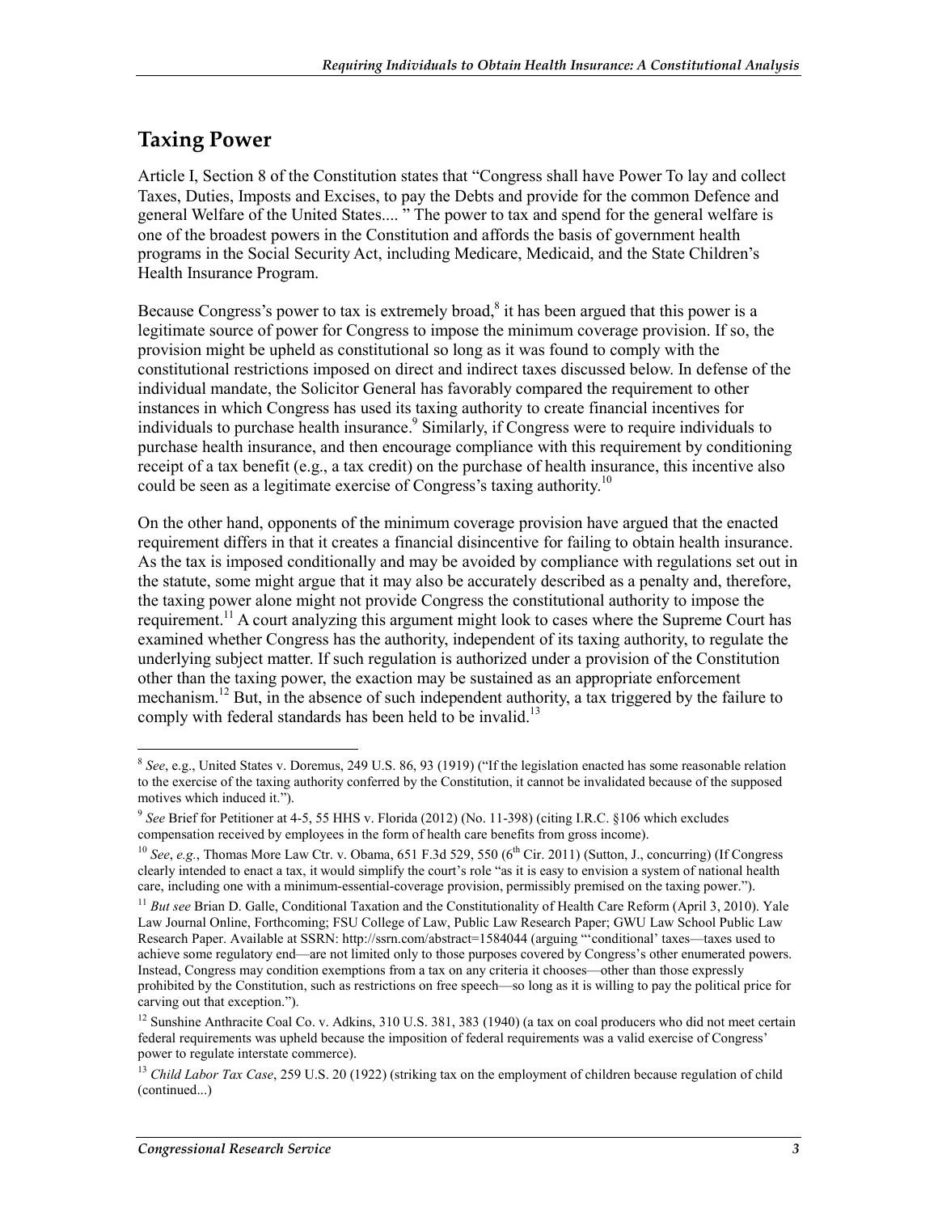## Taxing Power

Article I, Section 8 of the Constitution states that "Congress shall have Power To lay and collect Taxes, Duties, Imposts and Excises, to pay the Debts and provide for the common Defence and general Welfare of the United States.... " The power to tax and spend for the general welfare is one of the broadest powers in the Constitution and affords the basis of government health programs in the Social Security Act, including Medicare, Medicaid, and the State Children's Health Insurance Program.

Because Congress's power to tax is extremely broad,[8] it has been argued that this power is a legitimate source of power for Congress to impose the minimum coverage provision. If so, the provision might be upheld as constitutional so long as it was found to comply with the constitutional restrictions imposed on direct and indirect taxes discussed below. In defense of the individual mandate, the Solicitor General has favorably compared the requirement to other instances in which Congress has used its taxing authority to create financial incentives for individuals to purchase health insurance.[9] Similarly, if Congress were to require individuals to purchase health insurance, and then encourage compliance with this requirement by conditioning receipt of a tax benefit (e.g., a tax credit) on the purchase of health insurance, this incentive also could be seen as a legitimate exercise of Congress's taxing authority.[10]

On the other hand, opponents of the minimum coverage provision have argued that the enacted requirement differs in that it creates a financial disincentive for failing to obtain health insurance. As the tax is imposed conditionally and may be avoided by compliance with regulations set out in the statute, some might argue that it may also be accurately described as a penalty and, therefore, the taxing power alone might not provide Congress the constitutional authority to impose the requirement.[11] A court analyzing this argument might look to cases where the Supreme Court has examined whether Congress has the authority, independent of its taxing authority, to regulate the underlying subject matter. If such regulation is authorized under a provision of the Constitution other than the taxing power, the exaction may be sustained as an appropriate enforcement mechanism.[12] But, in the absence of such independent authority, a tax triggered by the failure to comply with federal standards has been held to be invalid.[13]

---

[8] *See*, e.g., United States v. Doremus, 249 U.S. 86, 93 (1919) ("If the legislation enacted has some reasonable relation to the exercise of the taxing authority conferred by the Constitution, it cannot be invalidated because of the supposed motives which induced it.").

[9] *See* Brief for Petitioner at 4-5, 55 HHS v. Florida (2012) (No. 11-398) (citing I.R.C. §106 which excludes compensation received by employees in the form of health care benefits from gross income).

[10] *See*, *e.g.*, Thomas More Law Ctr. v. Obama, 651 F.3d 529, 550 (6th Cir. 2011) (Sutton, J., concurring) (If Congress clearly intended to enact a tax, it would simplify the court's role "as it is easy to envision a system of national health care, including one with a minimum-essential-coverage provision, permissibly premised on the taxing power.").

[11] *But see* Brian D. Galle, Conditional Taxation and the Constitutionality of Health Care Reform (April 3, 2010). Yale Law Journal Online, Forthcoming; FSU College of Law, Public Law Research Paper; GWU Law School Public Law Research Paper. Available at SSRN: http://ssrn.com/abstract=1584044 (arguing "'conditional' taxes—taxes used to achieve some regulatory end—are not limited only to those purposes covered by Congress's other enumerated powers. Instead, Congress may condition exemptions from a tax on any criteria it chooses—other than those expressly prohibited by the Constitution, such as restrictions on free speech—so long as it is willing to pay the political price for carving out that exception.").

[12] Sunshine Anthracite Coal Co. v. Adkins, 310 U.S. 381, 383 (1940) (a tax on coal producers who did not meet certain federal requirements was upheld because the imposition of federal requirements was a valid exercise of Congress' power to regulate interstate commerce).

[13] *Child Labor Tax Case*, 259 U.S. 20 (1922) (striking tax on the employment of children because regulation of child (continued...)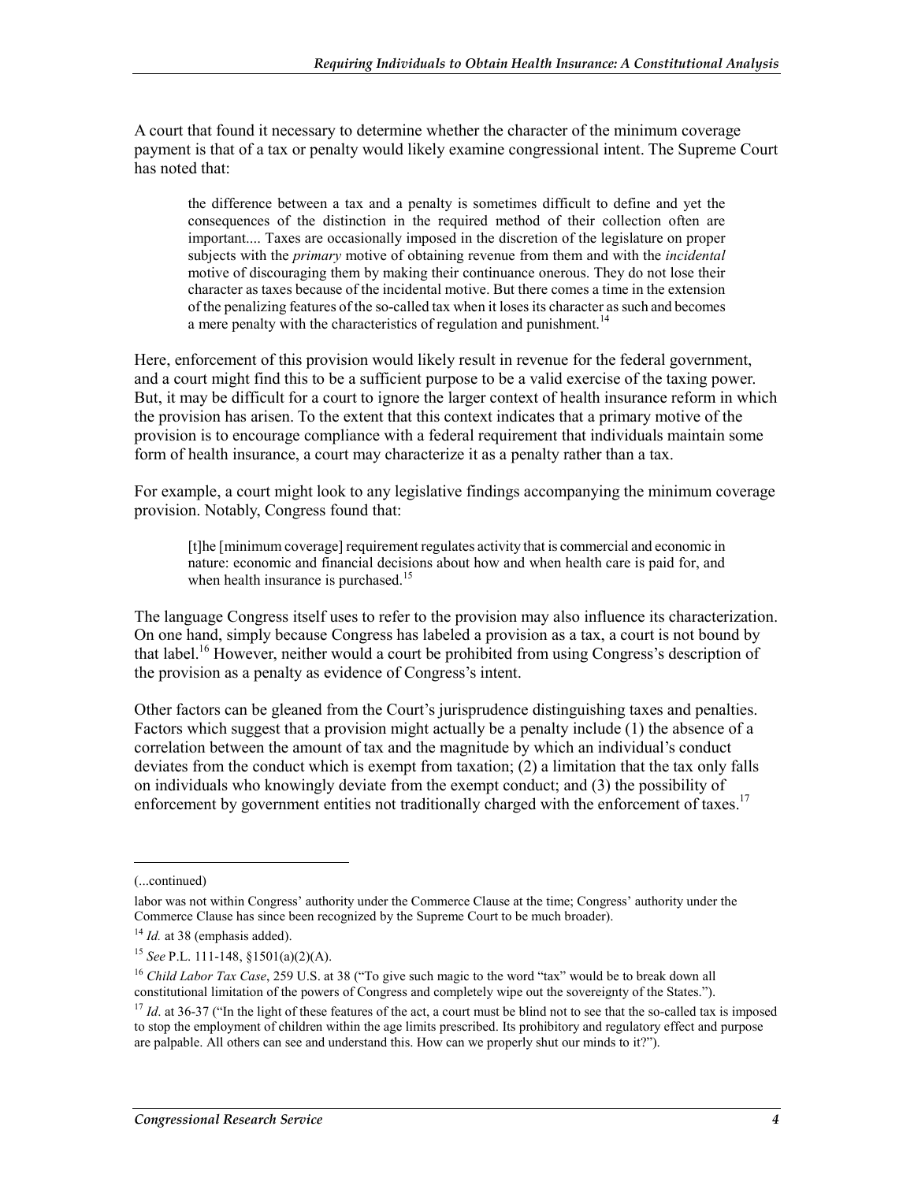A court that found it necessary to determine whether the character of the minimum coverage payment is that of a tax or penalty would likely examine congressional intent. The Supreme Court has noted that:

> the difference between a tax and a penalty is sometimes difficult to define and yet the consequences of the distinction in the required method of their collection often are important.... Taxes are occasionally imposed in the discretion of the legislature on proper subjects with the *primary* motive of obtaining revenue from them and with the *incidental* motive of discouraging them by making their continuance onerous. They do not lose their character as taxes because of the incidental motive. But there comes a time in the extension of the penalizing features of the so-called tax when it loses its character as such and becomes a mere penalty with the characteristics of regulation and punishment.[14]

Here, enforcement of this provision would likely result in revenue for the federal government, and a court might find this to be a sufficient purpose to be a valid exercise of the taxing power. But, it may be difficult for a court to ignore the larger context of health insurance reform in which the provision has arisen. To the extent that this context indicates that a primary motive of the provision is to encourage compliance with a federal requirement that individuals maintain some form of health insurance, a court may characterize it as a penalty rather than a tax.

For example, a court might look to any legislative findings accompanying the minimum coverage provision. Notably, Congress found that:

> [t]he [minimum coverage] requirement regulates activity that is commercial and economic in nature: economic and financial decisions about how and when health care is paid for, and when health insurance is purchased.[15]

The language Congress itself uses to refer to the provision may also influence its characterization. On one hand, simply because Congress has labeled a provision as a tax, a court is not bound by that label.[16] However, neither would a court be prohibited from using Congress's description of the provision as a penalty as evidence of Congress's intent.

Other factors can be gleaned from the Court's jurisprudence distinguishing taxes and penalties. Factors which suggest that a provision might actually be a penalty include (1) the absence of a correlation between the amount of tax and the magnitude by which an individual's conduct deviates from the conduct which is exempt from taxation; (2) a limitation that the tax only falls on individuals who knowingly deviate from the exempt conduct; and (3) the possibility of enforcement by government entities not traditionally charged with the enforcement of taxes.[17]

---

(...continued)

labor was not within Congress' authority under the Commerce Clause at the time; Congress' authority under the Commerce Clause has since been recognized by the Supreme Court to be much broader).

[14] *Id.* at 38 (emphasis added).

[15] *See* P.L. 111-148, §1501(a)(2)(A).

[16] *Child Labor Tax Case*, 259 U.S. at 38 ("To give such magic to the word "tax" would be to break down all constitutional limitation of the powers of Congress and completely wipe out the sovereignty of the States.").

[17] *Id.* at 36-37 ("In the light of these features of the act, a court must be blind not to see that the so-called tax is imposed to stop the employment of children within the age limits prescribed. Its prohibitory and regulatory effect and purpose are palpable. All others can see and understand this. How can we properly shut our minds to it?").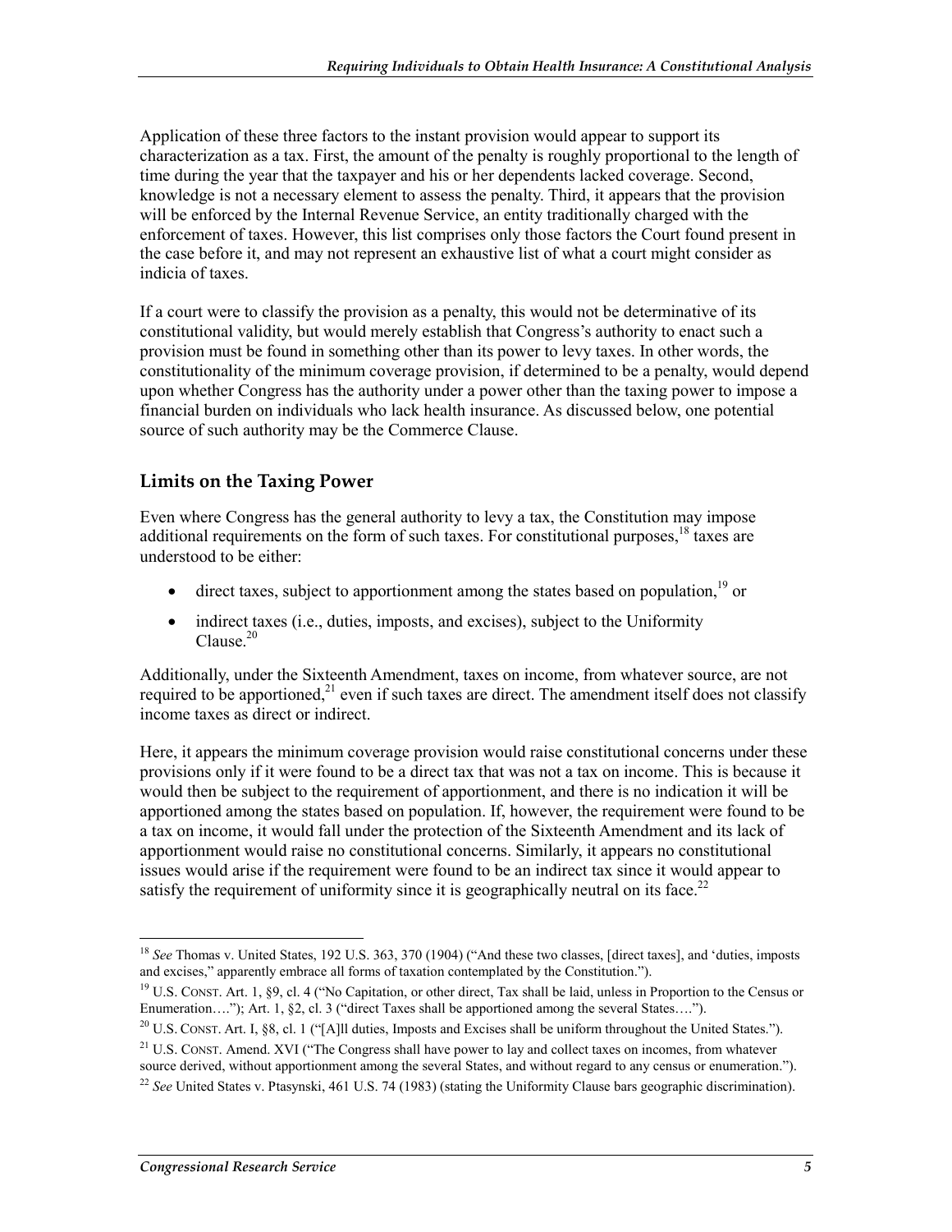Application of these three factors to the instant provision would appear to support its characterization as a tax. First, the amount of the penalty is roughly proportional to the length of time during the year that the taxpayer and his or her dependents lacked coverage. Second, knowledge is not a necessary element to assess the penalty. Third, it appears that the provision will be enforced by the Internal Revenue Service, an entity traditionally charged with the enforcement of taxes. However, this list comprises only those factors the Court found present in the case before it, and may not represent an exhaustive list of what a court might consider as indicia of taxes.

If a court were to classify the provision as a penalty, this would not be determinative of its constitutional validity, but would merely establish that Congress's authority to enact such a provision must be found in something other than its power to levy taxes. In other words, the constitutionality of the minimum coverage provision, if determined to be a penalty, would depend upon whether Congress has the authority under a power other than the taxing power to impose a financial burden on individuals who lack health insurance. As discussed below, one potential source of such authority may be the Commerce Clause.

## Limits on the Taxing Power

Even where Congress has the general authority to levy a tax, the Constitution may impose additional requirements on the form of such taxes. For constitutional purposes,[18] taxes are understood to be either:

- direct taxes, subject to apportionment among the states based on population,[19] or
- indirect taxes (i.e., duties, imposts, and excises), subject to the Uniformity Clause.[20]

Additionally, under the Sixteenth Amendment, taxes on income, from whatever source, are not required to be apportioned,[21] even if such taxes are direct. The amendment itself does not classify income taxes as direct or indirect.

Here, it appears the minimum coverage provision would raise constitutional concerns under these provisions only if it were found to be a direct tax that was not a tax on income. This is because it would then be subject to the requirement of apportionment, and there is no indication it will be apportioned among the states based on population. If, however, the requirement were found to be a tax on income, it would fall under the protection of the Sixteenth Amendment and its lack of apportionment would raise no constitutional concerns. Similarly, it appears no constitutional issues would arise if the requirement were found to be an indirect tax since it would appear to satisfy the requirement of uniformity since it is geographically neutral on its face.[22]

---

[18] *See* Thomas v. United States, 192 U.S. 363, 370 (1904) ("And these two classes, [direct taxes], and 'duties, imposts and excises," apparently embrace all forms of taxation contemplated by the Constitution.").

[19] U.S. CONST. Art. 1, §9, cl. 4 ("No Capitation, or other direct, Tax shall be laid, unless in Proportion to the Census or Enumeration…."); Art. 1, §2, cl. 3 ("direct Taxes shall be apportioned among the several States….").

[20] U.S. CONST. Art. I, §8, cl. 1 ("[A]ll duties, Imposts and Excises shall be uniform throughout the United States.").

[21] U.S. CONST. Amend. XVI ("The Congress shall have power to lay and collect taxes on incomes, from whatever source derived, without apportionment among the several States, and without regard to any census or enumeration.").

[22] *See* United States v. Ptasynski, 461 U.S. 74 (1983) (stating the Uniformity Clause bars geographic discrimination).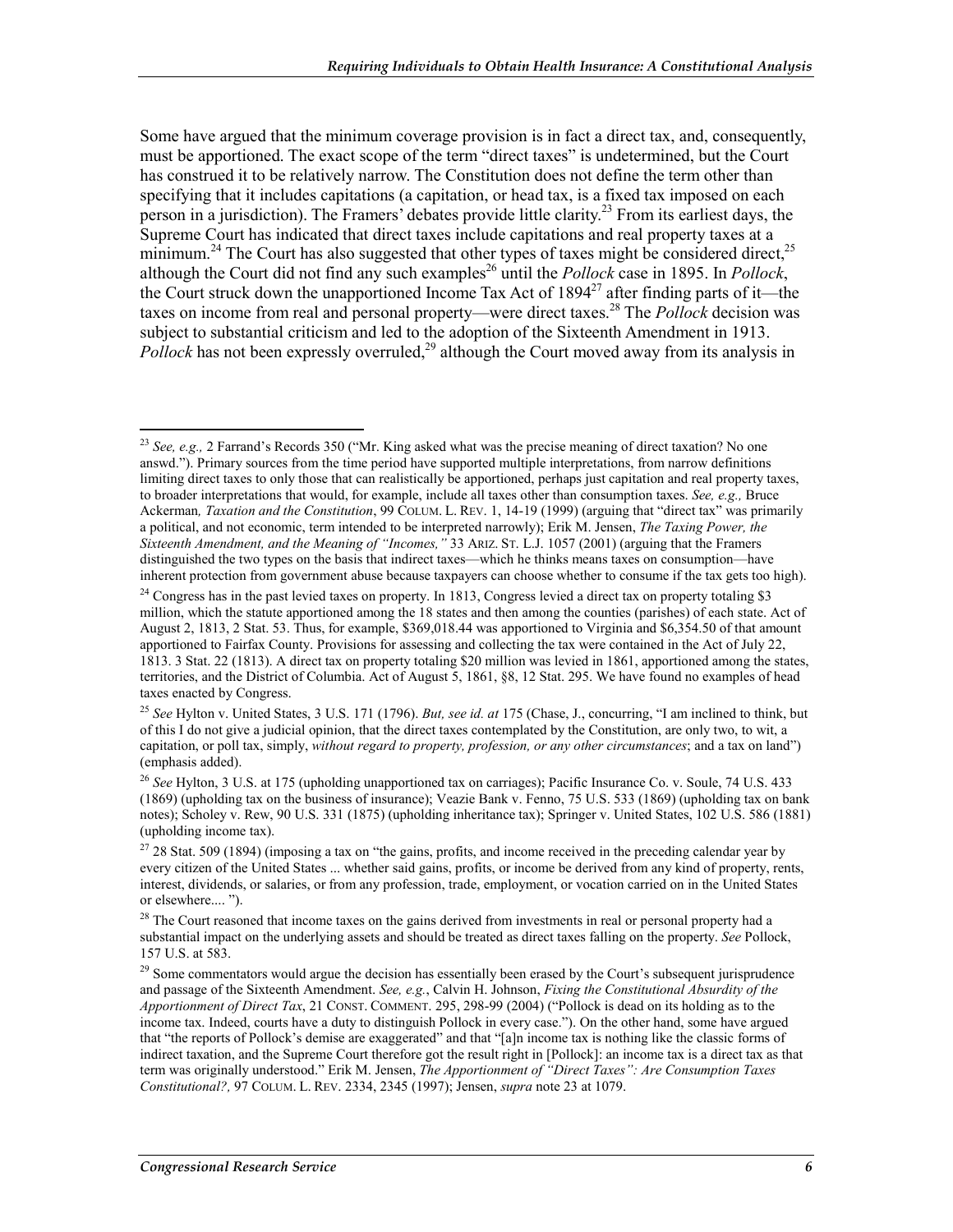Some have argued that the minimum coverage provision is in fact a direct tax, and, consequently, must be apportioned. The exact scope of the term "direct taxes" is undetermined, but the Court has construed it to be relatively narrow. The Constitution does not define the term other than specifying that it includes capitations (a capitation, or head tax, is a fixed tax imposed on each person in a jurisdiction). The Framers' debates provide little clarity.[23] From its earliest days, the Supreme Court has indicated that direct taxes include capitations and real property taxes at a minimum.[24] The Court has also suggested that other types of taxes might be considered direct,[25] although the Court did not find any such examples[26] until the *Pollock* case in 1895. In *Pollock*, the Court struck down the unapportioned Income Tax Act of 1894[27] after finding parts of it—the taxes on income from real and personal property—were direct taxes.[28] The *Pollock* decision was subject to substantial criticism and led to the adoption of the Sixteenth Amendment in 1913. *Pollock* has not been expressly overruled,[29] although the Court moved away from its analysis in

---

[23] *See, e.g.,* 2 Farrand's Records 350 ("Mr. King asked what was the precise meaning of direct taxation? No one answd."). Primary sources from the time period have supported multiple interpretations, from narrow definitions limiting direct taxes to only those that can realistically be apportioned, perhaps just capitation and real property taxes, to broader interpretations that would, for example, include all taxes other than consumption taxes. *See, e.g.,* Bruce Ackerman*, Taxation and the Constitution*, 99 COLUM. L. REV. 1, 14-19 (1999) (arguing that "direct tax" was primarily a political, and not economic, term intended to be interpreted narrowly); Erik M. Jensen, *The Taxing Power, the Sixteenth Amendment, and the Meaning of "Incomes,"* 33 ARIZ. ST. L.J. 1057 (2001) (arguing that the Framers distinguished the two types on the basis that indirect taxes—which he thinks means taxes on consumption—have inherent protection from government abuse because taxpayers can choose whether to consume if the tax gets too high).

[24] Congress has in the past levied taxes on property. In 1813, Congress levied a direct tax on property totaling $3 million, which the statute apportioned among the 18 states and then among the counties (parishes) of each state. Act of August 2, 1813, 2 Stat. 53. Thus, for example, $369,018.44 was apportioned to Virginia and $6,354.50 of that amount apportioned to Fairfax County. Provisions for assessing and collecting the tax were contained in the Act of July 22, 1813. 3 Stat. 22 (1813). A direct tax on property totaling $20 million was levied in 1861, apportioned among the states, territories, and the District of Columbia. Act of August 5, 1861, §8, 12 Stat. 295. We have found no examples of head taxes enacted by Congress.

[25] *See* Hylton v. United States, 3 U.S. 171 (1796). *But, see id. at* 175 (Chase, J., concurring, "I am inclined to think, but of this I do not give a judicial opinion, that the direct taxes contemplated by the Constitution, are only two, to wit, a capitation, or poll tax, simply, *without regard to property, profession, or any other circumstances*; and a tax on land") (emphasis added).

[26] *See* Hylton, 3 U.S. at 175 (upholding unapportioned tax on carriages); Pacific Insurance Co. v. Soule, 74 U.S. 433 (1869) (upholding tax on the business of insurance); Veazie Bank v. Fenno, 75 U.S. 533 (1869) (upholding tax on bank notes); Scholey v. Rew, 90 U.S. 331 (1875) (upholding inheritance tax); Springer v. United States, 102 U.S. 586 (1881) (upholding income tax).

[27] 28 Stat. 509 (1894) (imposing a tax on "the gains, profits, and income received in the preceding calendar year by every citizen of the United States ... whether said gains, profits, or income be derived from any kind of property, rents, interest, dividends, or salaries, or from any profession, trade, employment, or vocation carried on in the United States or elsewhere.... ").

[28] The Court reasoned that income taxes on the gains derived from investments in real or personal property had a substantial impact on the underlying assets and should be treated as direct taxes falling on the property. *See* Pollock, 157 U.S. at 583.

[29] Some commentators would argue the decision has essentially been erased by the Court's subsequent jurisprudence and passage of the Sixteenth Amendment. *See, e.g.*, Calvin H. Johnson, *Fixing the Constitutional Absurdity of the Apportionment of Direct Tax*, 21 CONST. COMMENT. 295, 298-99 (2004) ("Pollock is dead on its holding as to the income tax. Indeed, courts have a duty to distinguish Pollock in every case."). On the other hand, some have argued that "the reports of Pollock's demise are exaggerated" and that "[a]n income tax is nothing like the classic forms of indirect taxation, and the Supreme Court therefore got the result right in [Pollock]: an income tax is a direct tax as that term was originally understood." Erik M. Jensen, *The Apportionment of "Direct Taxes": Are Consumption Taxes Constitutional?,* 97 COLUM. L. REV. 2334, 2345 (1997); Jensen, *supra* note 23 at 1079.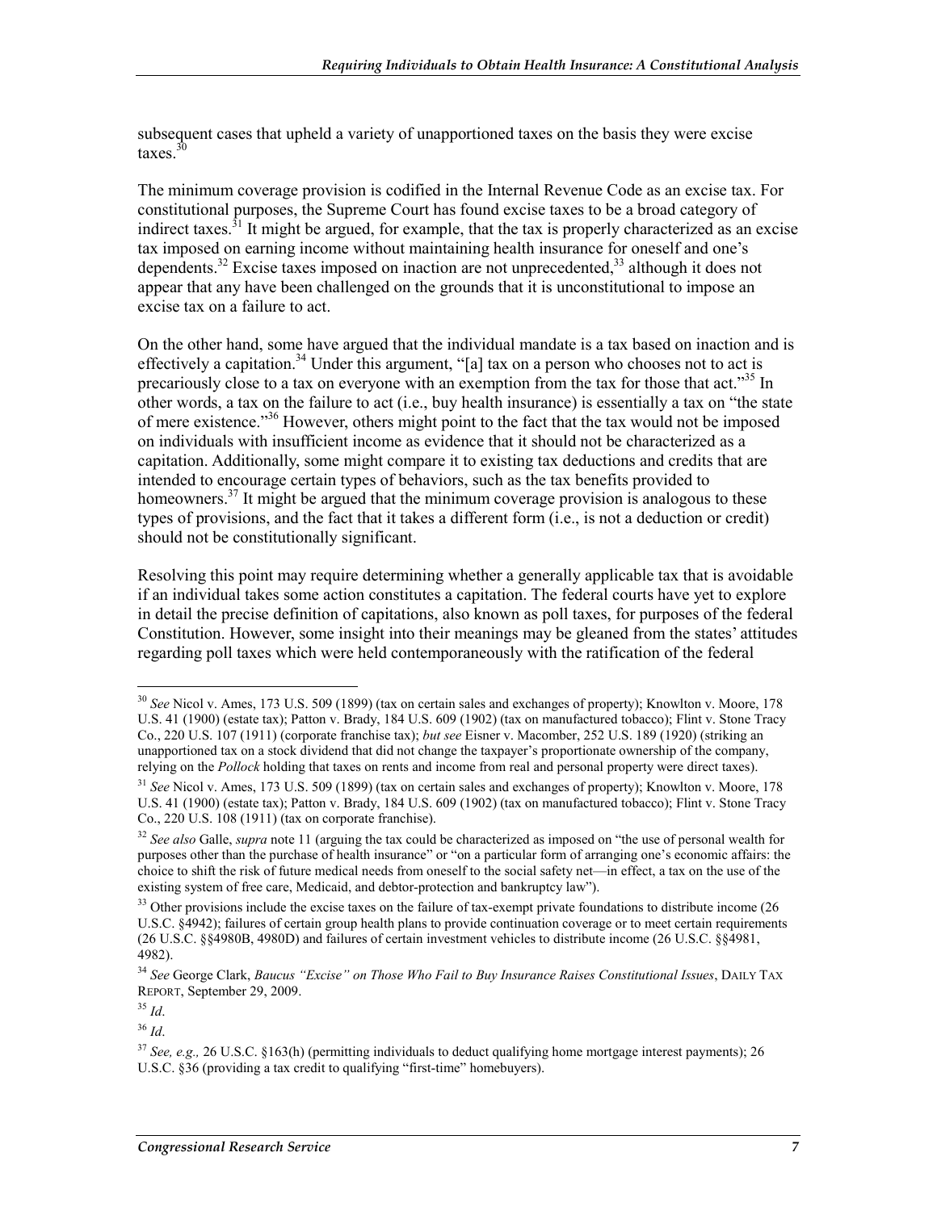subsequent cases that upheld a variety of unapportioned taxes on the basis they were excise taxes.[30]

The minimum coverage provision is codified in the Internal Revenue Code as an excise tax. For constitutional purposes, the Supreme Court has found excise taxes to be a broad category of indirect taxes.[31] It might be argued, for example, that the tax is properly characterized as an excise tax imposed on earning income without maintaining health insurance for oneself and one's dependents.[32] Excise taxes imposed on inaction are not unprecedented,[33] although it does not appear that any have been challenged on the grounds that it is unconstitutional to impose an excise tax on a failure to act.

On the other hand, some have argued that the individual mandate is a tax based on inaction and is effectively a capitation.[34] Under this argument, "[a] tax on a person who chooses not to act is precariously close to a tax on everyone with an exemption from the tax for those that act."[35] In other words, a tax on the failure to act (i.e., buy health insurance) is essentially a tax on "the state of mere existence."[36] However, others might point to the fact that the tax would not be imposed on individuals with insufficient income as evidence that it should not be characterized as a capitation. Additionally, some might compare it to existing tax deductions and credits that are intended to encourage certain types of behaviors, such as the tax benefits provided to homeowners.[37] It might be argued that the minimum coverage provision is analogous to these types of provisions, and the fact that it takes a different form (i.e., is not a deduction or credit) should not be constitutionally significant.

Resolving this point may require determining whether a generally applicable tax that is avoidable if an individual takes some action constitutes a capitation. The federal courts have yet to explore in detail the precise definition of capitations, also known as poll taxes, for purposes of the federal Constitution. However, some insight into their meanings may be gleaned from the states' attitudes regarding poll taxes which were held contemporaneously with the ratification of the federal

---

[30] *See* Nicol v. Ames, 173 U.S. 509 (1899) (tax on certain sales and exchanges of property); Knowlton v. Moore, 178 U.S. 41 (1900) (estate tax); Patton v. Brady, 184 U.S. 609 (1902) (tax on manufactured tobacco); Flint v. Stone Tracy Co., 220 U.S. 107 (1911) (corporate franchise tax); *but see* Eisner v. Macomber, 252 U.S. 189 (1920) (striking an unapportioned tax on a stock dividend that did not change the taxpayer's proportionate ownership of the company, relying on the *Pollock* holding that taxes on rents and income from real and personal property were direct taxes).

[31] *See* Nicol v. Ames, 173 U.S. 509 (1899) (tax on certain sales and exchanges of property); Knowlton v. Moore, 178 U.S. 41 (1900) (estate tax); Patton v. Brady, 184 U.S. 609 (1902) (tax on manufactured tobacco); Flint v. Stone Tracy Co., 220 U.S. 108 (1911) (tax on corporate franchise).

[32] *See also* Galle, *supra* note 11 (arguing the tax could be characterized as imposed on "the use of personal wealth for purposes other than the purchase of health insurance" or "on a particular form of arranging one's economic affairs: the choice to shift the risk of future medical needs from oneself to the social safety net—in effect, a tax on the use of the existing system of free care, Medicaid, and debtor-protection and bankruptcy law").

[33] Other provisions include the excise taxes on the failure of tax-exempt private foundations to distribute income (26 U.S.C. §4942); failures of certain group health plans to provide continuation coverage or to meet certain requirements (26 U.S.C. §§4980B, 4980D) and failures of certain investment vehicles to distribute income (26 U.S.C. §§4981, 4982).

[34] *See* George Clark, *Baucus "Excise" on Those Who Fail to Buy Insurance Raises Constitutional Issues*, DAILY TAX REPORT, September 29, 2009.

[35] *Id*.

[36] *Id*.

[37] *See, e.g.,* 26 U.S.C. §163(h) (permitting individuals to deduct qualifying home mortgage interest payments); 26 U.S.C. §36 (providing a tax credit to qualifying "first-time" homebuyers).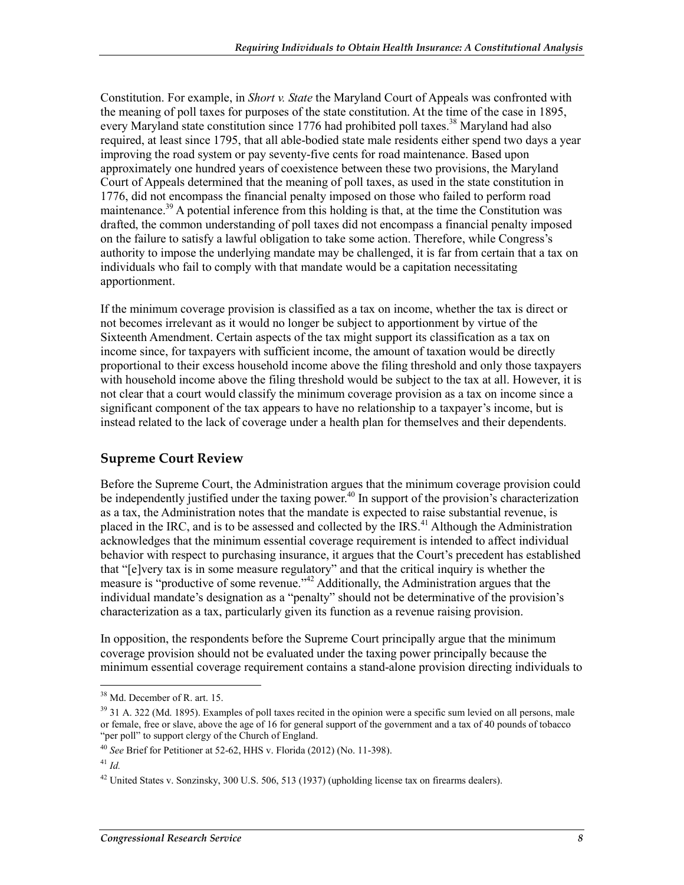Constitution. For example, in *Short v. State* the Maryland Court of Appeals was confronted with the meaning of poll taxes for purposes of the state constitution. At the time of the case in 1895, every Maryland state constitution since 1776 had prohibited poll taxes.[38] Maryland had also required, at least since 1795, that all able-bodied state male residents either spend two days a year improving the road system or pay seventy-five cents for road maintenance. Based upon approximately one hundred years of coexistence between these two provisions, the Maryland Court of Appeals determined that the meaning of poll taxes, as used in the state constitution in 1776, did not encompass the financial penalty imposed on those who failed to perform road maintenance.[39] A potential inference from this holding is that, at the time the Constitution was drafted, the common understanding of poll taxes did not encompass a financial penalty imposed on the failure to satisfy a lawful obligation to take some action. Therefore, while Congress's authority to impose the underlying mandate may be challenged, it is far from certain that a tax on individuals who fail to comply with that mandate would be a capitation necessitating apportionment.

If the minimum coverage provision is classified as a tax on income, whether the tax is direct or not becomes irrelevant as it would no longer be subject to apportionment by virtue of the Sixteenth Amendment. Certain aspects of the tax might support its classification as a tax on income since, for taxpayers with sufficient income, the amount of taxation would be directly proportional to their excess household income above the filing threshold and only those taxpayers with household income above the filing threshold would be subject to the tax at all. However, it is not clear that a court would classify the minimum coverage provision as a tax on income since a significant component of the tax appears to have no relationship to a taxpayer's income, but is instead related to the lack of coverage under a health plan for themselves and their dependents.

## Supreme Court Review

Before the Supreme Court, the Administration argues that the minimum coverage provision could be independently justified under the taxing power.[40] In support of the provision's characterization as a tax, the Administration notes that the mandate is expected to raise substantial revenue, is placed in the IRC, and is to be assessed and collected by the IRS.[41] Although the Administration acknowledges that the minimum essential coverage requirement is intended to affect individual behavior with respect to purchasing insurance, it argues that the Court's precedent has established that "[e]very tax is in some measure regulatory" and that the critical inquiry is whether the measure is "productive of some revenue."[42] Additionally, the Administration argues that the individual mandate's designation as a "penalty" should not be determinative of the provision's characterization as a tax, particularly given its function as a revenue raising provision.

In opposition, the respondents before the Supreme Court principally argue that the minimum coverage provision should not be evaluated under the taxing power principally because the minimum essential coverage requirement contains a stand-alone provision directing individuals to

---

[38] Md. December of R. art. 15.

[39] 31 A. 322 (Md. 1895). Examples of poll taxes recited in the opinion were a specific sum levied on all persons, male or female, free or slave, above the age of 16 for general support of the government and a tax of 40 pounds of tobacco "per poll" to support clergy of the Church of England.

[40] *See* Brief for Petitioner at 52-62, HHS v. Florida (2012) (No. 11-398).

[41] *Id.*

[42] United States v. Sonzinsky, 300 U.S. 506, 513 (1937) (upholding license tax on firearms dealers).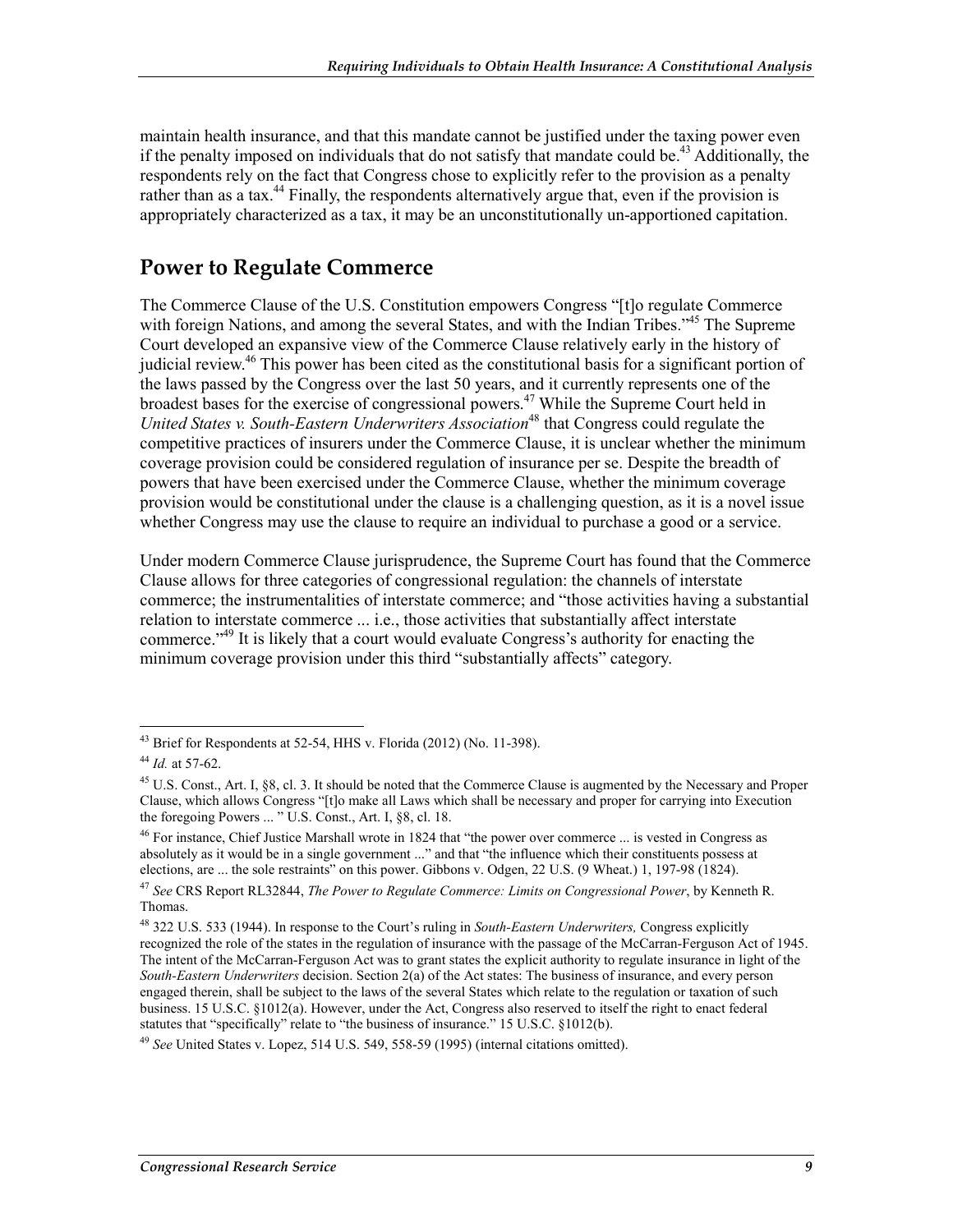maintain health insurance, and that this mandate cannot be justified under the taxing power even if the penalty imposed on individuals that do not satisfy that mandate could be.[43] Additionally, the respondents rely on the fact that Congress chose to explicitly refer to the provision as a penalty rather than as a tax.[44] Finally, the respondents alternatively argue that, even if the provision is appropriately characterized as a tax, it may be an unconstitutionally un-apportioned capitation.

## Power to Regulate Commerce

The Commerce Clause of the U.S. Constitution empowers Congress "[t]o regulate Commerce with foreign Nations, and among the several States, and with the Indian Tribes."[45] The Supreme Court developed an expansive view of the Commerce Clause relatively early in the history of judicial review.[46] This power has been cited as the constitutional basis for a significant portion of the laws passed by the Congress over the last 50 years, and it currently represents one of the broadest bases for the exercise of congressional powers.[47] While the Supreme Court held in *United States v. South-Eastern Underwriters Association*[48] that Congress could regulate the competitive practices of insurers under the Commerce Clause, it is unclear whether the minimum coverage provision could be considered regulation of insurance per se. Despite the breadth of powers that have been exercised under the Commerce Clause, whether the minimum coverage provision would be constitutional under the clause is a challenging question, as it is a novel issue whether Congress may use the clause to require an individual to purchase a good or a service.

Under modern Commerce Clause jurisprudence, the Supreme Court has found that the Commerce Clause allows for three categories of congressional regulation: the channels of interstate commerce; the instrumentalities of interstate commerce; and "those activities having a substantial relation to interstate commerce ... i.e., those activities that substantially affect interstate commerce."[49] It is likely that a court would evaluate Congress's authority for enacting the minimum coverage provision under this third "substantially affects" category.

---

[43] Brief for Respondents at 52-54, HHS v. Florida (2012) (No. 11-398).

[44] *Id.* at 57-62.

[45] U.S. Const., Art. I, §8, cl. 3. It should be noted that the Commerce Clause is augmented by the Necessary and Proper Clause, which allows Congress "[t]o make all Laws which shall be necessary and proper for carrying into Execution the foregoing Powers ... " U.S. Const., Art. I, §8, cl. 18.

[46] For instance, Chief Justice Marshall wrote in 1824 that "the power over commerce ... is vested in Congress as absolutely as it would be in a single government ..." and that "the influence which their constituents possess at elections, are ... the sole restraints" on this power. Gibbons v. Odgen, 22 U.S. (9 Wheat.) 1, 197-98 (1824).

[47] *See* CRS Report RL32844, *The Power to Regulate Commerce: Limits on Congressional Power*, by Kenneth R. Thomas.

[48] 322 U.S. 533 (1944). In response to the Court's ruling in *South-Eastern Underwriters,* Congress explicitly recognized the role of the states in the regulation of insurance with the passage of the McCarran-Ferguson Act of 1945. The intent of the McCarran-Ferguson Act was to grant states the explicit authority to regulate insurance in light of the *South-Eastern Underwriters* decision. Section 2(a) of the Act states: The business of insurance, and every person engaged therein, shall be subject to the laws of the several States which relate to the regulation or taxation of such business. 15 U.S.C. §1012(a). However, under the Act, Congress also reserved to itself the right to enact federal statutes that "specifically" relate to "the business of insurance." 15 U.S.C. §1012(b).

[49] *See* United States v. Lopez, 514 U.S. 549, 558-59 (1995) (internal citations omitted).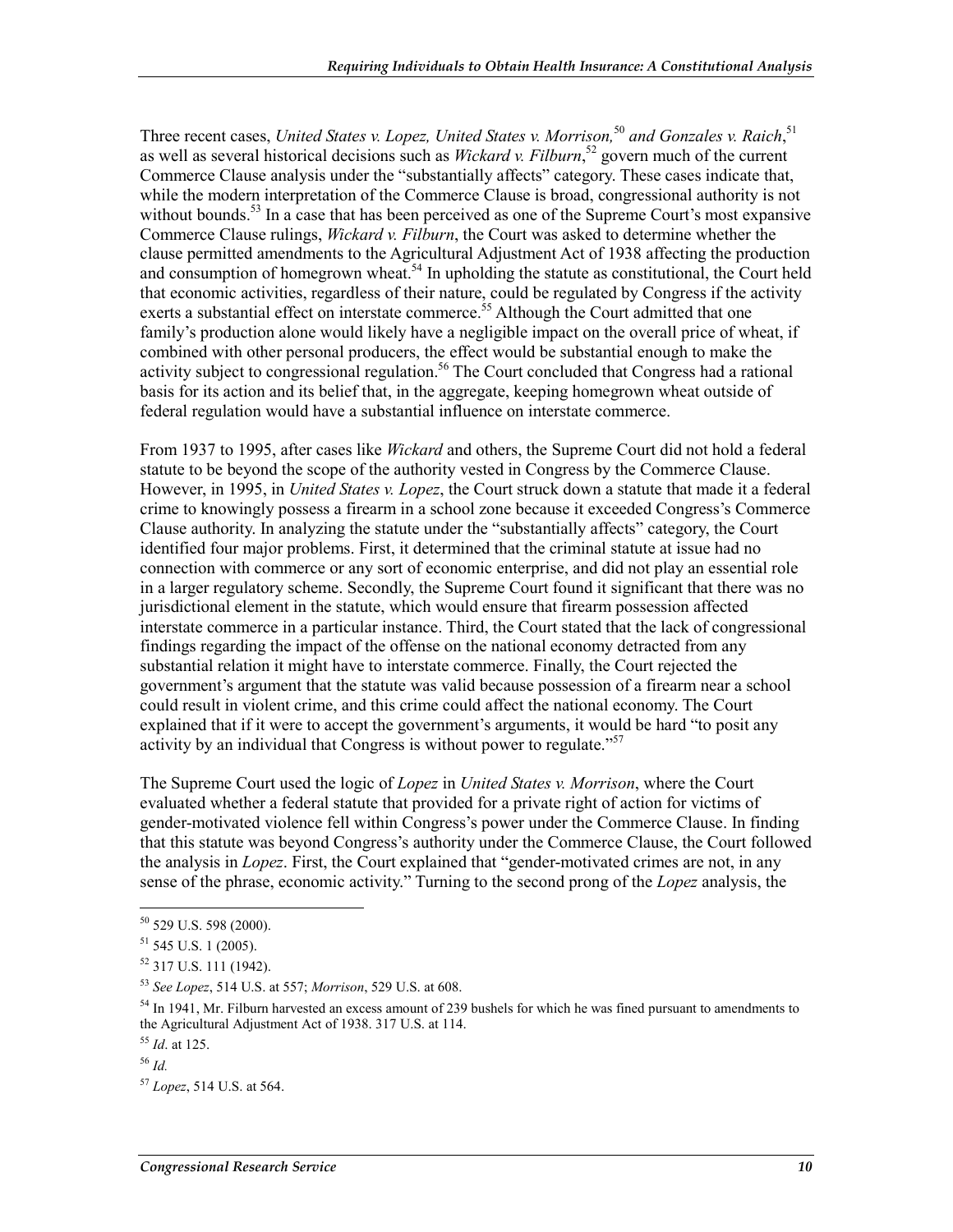Three recent cases, *United States v. Lopez, United States v. Morrison,*[50] *and Gonzales v. Raich*,[51] as well as several historical decisions such as *Wickard v. Filburn*,[52] govern much of the current Commerce Clause analysis under the "substantially affects" category. These cases indicate that, while the modern interpretation of the Commerce Clause is broad, congressional authority is not without bounds.[53] In a case that has been perceived as one of the Supreme Court's most expansive Commerce Clause rulings, *Wickard v. Filburn*, the Court was asked to determine whether the clause permitted amendments to the Agricultural Adjustment Act of 1938 affecting the production and consumption of homegrown wheat.[54] In upholding the statute as constitutional, the Court held that economic activities, regardless of their nature, could be regulated by Congress if the activity exerts a substantial effect on interstate commerce.[55] Although the Court admitted that one family's production alone would likely have a negligible impact on the overall price of wheat, if combined with other personal producers, the effect would be substantial enough to make the activity subject to congressional regulation.[56] The Court concluded that Congress had a rational basis for its action and its belief that, in the aggregate, keeping homegrown wheat outside of federal regulation would have a substantial influence on interstate commerce.

From 1937 to 1995, after cases like *Wickard* and others, the Supreme Court did not hold a federal statute to be beyond the scope of the authority vested in Congress by the Commerce Clause. However, in 1995, in *United States v. Lopez*, the Court struck down a statute that made it a federal crime to knowingly possess a firearm in a school zone because it exceeded Congress's Commerce Clause authority. In analyzing the statute under the "substantially affects" category, the Court identified four major problems. First, it determined that the criminal statute at issue had no connection with commerce or any sort of economic enterprise, and did not play an essential role in a larger regulatory scheme. Secondly, the Supreme Court found it significant that there was no jurisdictional element in the statute, which would ensure that firearm possession affected interstate commerce in a particular instance. Third, the Court stated that the lack of congressional findings regarding the impact of the offense on the national economy detracted from any substantial relation it might have to interstate commerce. Finally, the Court rejected the government's argument that the statute was valid because possession of a firearm near a school could result in violent crime, and this crime could affect the national economy. The Court explained that if it were to accept the government's arguments, it would be hard "to posit any activity by an individual that Congress is without power to regulate."[57]

The Supreme Court used the logic of *Lopez* in *United States v. Morrison*, where the Court evaluated whether a federal statute that provided for a private right of action for victims of gender-motivated violence fell within Congress's power under the Commerce Clause. In finding that this statute was beyond Congress's authority under the Commerce Clause, the Court followed the analysis in *Lopez*. First, the Court explained that "gender-motivated crimes are not, in any sense of the phrase, economic activity." Turning to the second prong of the *Lopez* analysis, the

---

[50] 529 U.S. 598 (2000).

[51] 545 U.S. 1 (2005).

[52] 317 U.S. 111 (1942).

[53] *See Lopez*, 514 U.S. at 557; *Morrison*, 529 U.S. at 608.

[54] In 1941, Mr. Filburn harvested an excess amount of 239 bushels for which he was fined pursuant to amendments to the Agricultural Adjustment Act of 1938. 317 U.S. at 114.

[55] *Id*. at 125.

[56] *Id.*

[57] *Lopez*, 514 U.S. at 564.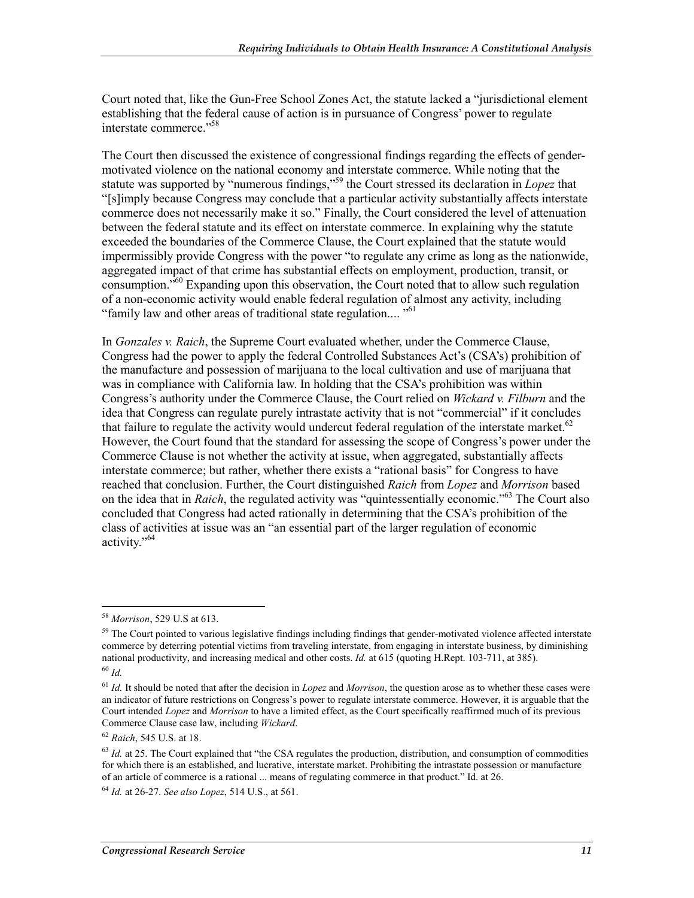Court noted that, like the Gun-Free School Zones Act, the statute lacked a "jurisdictional element establishing that the federal cause of action is in pursuance of Congress' power to regulate interstate commerce."[58]

The Court then discussed the existence of congressional findings regarding the effects of gender-motivated violence on the national economy and interstate commerce. While noting that the statute was supported by "numerous findings,"[59] the Court stressed its declaration in *Lopez* that "[s]imply because Congress may conclude that a particular activity substantially affects interstate commerce does not necessarily make it so." Finally, the Court considered the level of attenuation between the federal statute and its effect on interstate commerce. In explaining why the statute exceeded the boundaries of the Commerce Clause, the Court explained that the statute would impermissibly provide Congress with the power "to regulate any crime as long as the nationwide, aggregated impact of that crime has substantial effects on employment, production, transit, or consumption."[60] Expanding upon this observation, the Court noted that to allow such regulation of a non-economic activity would enable federal regulation of almost any activity, including "family law and other areas of traditional state regulation.... "[61]

In *Gonzales v. Raich*, the Supreme Court evaluated whether, under the Commerce Clause, Congress had the power to apply the federal Controlled Substances Act's (CSA's) prohibition of the manufacture and possession of marijuana to the local cultivation and use of marijuana that was in compliance with California law. In holding that the CSA's prohibition was within Congress's authority under the Commerce Clause, the Court relied on *Wickard v. Filburn* and the idea that Congress can regulate purely intrastate activity that is not "commercial" if it concludes that failure to regulate the activity would undercut federal regulation of the interstate market.[62] However, the Court found that the standard for assessing the scope of Congress's power under the Commerce Clause is not whether the activity at issue, when aggregated, substantially affects interstate commerce; but rather, whether there exists a "rational basis" for Congress to have reached that conclusion. Further, the Court distinguished *Raich* from *Lopez* and *Morrison* based on the idea that in *Raich*, the regulated activity was "quintessentially economic."[63] The Court also concluded that Congress had acted rationally in determining that the CSA's prohibition of the class of activities at issue was an "an essential part of the larger regulation of economic activity."[64]

---

[58] *Morrison*, 529 U.S at 613.

[59] The Court pointed to various legislative findings including findings that gender-motivated violence affected interstate commerce by deterring potential victims from traveling interstate, from engaging in interstate business, by diminishing national productivity, and increasing medical and other costs. *Id.* at 615 (quoting H.Rept. 103-711, at 385).

[60] *Id.*

[61] *Id.* It should be noted that after the decision in *Lopez* and *Morrison*, the question arose as to whether these cases were an indicator of future restrictions on Congress's power to regulate interstate commerce. However, it is arguable that the Court intended *Lopez* and *Morrison* to have a limited effect, as the Court specifically reaffirmed much of its previous Commerce Clause case law, including *Wickard*.

[62] *Raich*, 545 U.S. at 18.

[63] *Id.* at 25. The Court explained that "the CSA regulates the production, distribution, and consumption of commodities for which there is an established, and lucrative, interstate market. Prohibiting the intrastate possession or manufacture of an article of commerce is a rational ... means of regulating commerce in that product." Id. at 26.

[64] *Id.* at 26-27. *See also Lopez*, 514 U.S., at 561.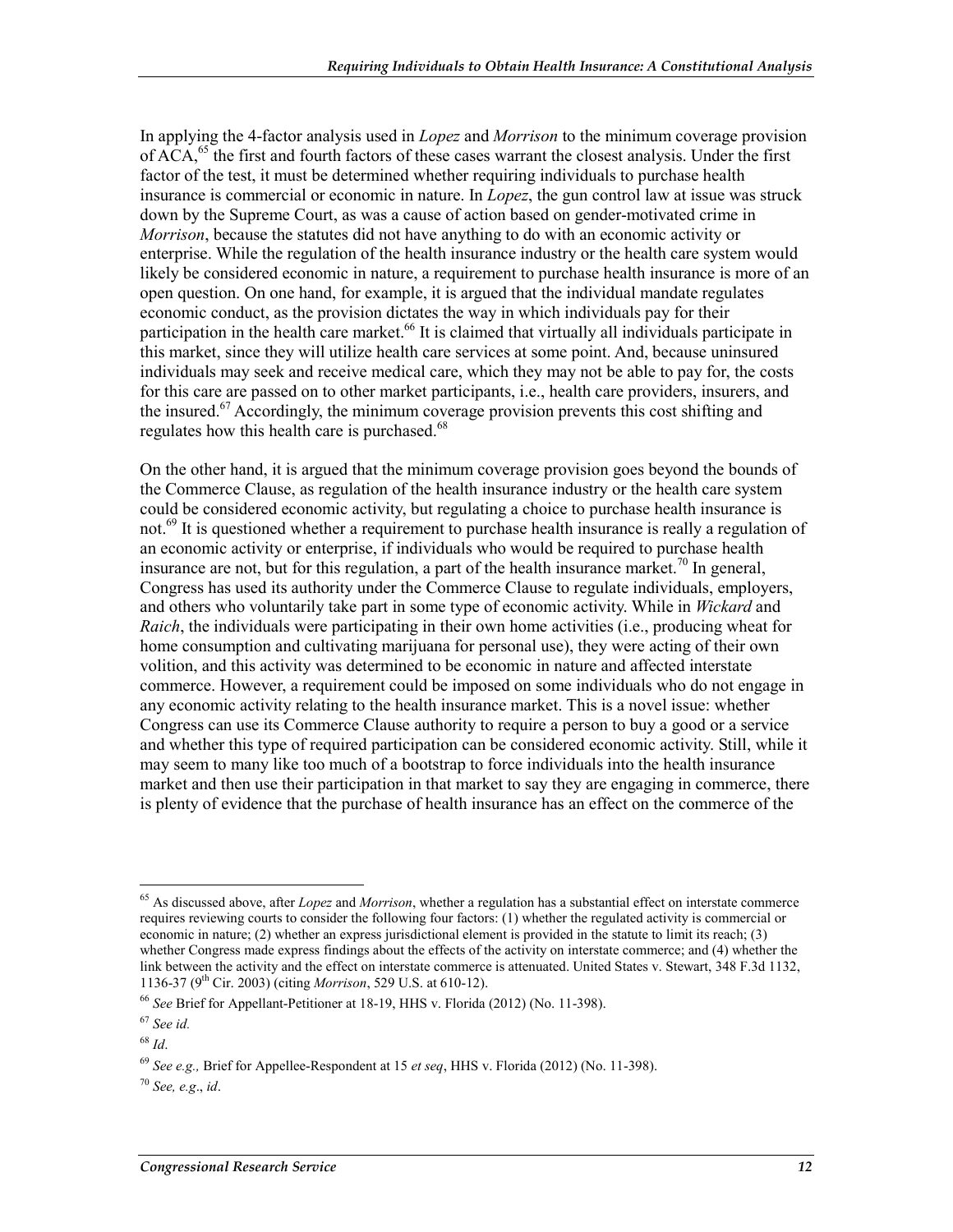In applying the 4-factor analysis used in *Lopez* and *Morrison* to the minimum coverage provision of ACA,[65] the first and fourth factors of these cases warrant the closest analysis. Under the first factor of the test, it must be determined whether requiring individuals to purchase health insurance is commercial or economic in nature. In *Lopez*, the gun control law at issue was struck down by the Supreme Court, as was a cause of action based on gender-motivated crime in *Morrison*, because the statutes did not have anything to do with an economic activity or enterprise. While the regulation of the health insurance industry or the health care system would likely be considered economic in nature, a requirement to purchase health insurance is more of an open question. On one hand, for example, it is argued that the individual mandate regulates economic conduct, as the provision dictates the way in which individuals pay for their participation in the health care market.[66] It is claimed that virtually all individuals participate in this market, since they will utilize health care services at some point. And, because uninsured individuals may seek and receive medical care, which they may not be able to pay for, the costs for this care are passed on to other market participants, i.e., health care providers, insurers, and the insured.[67] Accordingly, the minimum coverage provision prevents this cost shifting and regulates how this health care is purchased.[68]

On the other hand, it is argued that the minimum coverage provision goes beyond the bounds of the Commerce Clause, as regulation of the health insurance industry or the health care system could be considered economic activity, but regulating a choice to purchase health insurance is not.[69] It is questioned whether a requirement to purchase health insurance is really a regulation of an economic activity or enterprise, if individuals who would be required to purchase health insurance are not, but for this regulation, a part of the health insurance market.[70] In general, Congress has used its authority under the Commerce Clause to regulate individuals, employers, and others who voluntarily take part in some type of economic activity. While in *Wickard* and *Raich*, the individuals were participating in their own home activities (i.e., producing wheat for home consumption and cultivating marijuana for personal use), they were acting of their own volition, and this activity was determined to be economic in nature and affected interstate commerce. However, a requirement could be imposed on some individuals who do not engage in any economic activity relating to the health insurance market. This is a novel issue: whether Congress can use its Commerce Clause authority to require a person to buy a good or a service and whether this type of required participation can be considered economic activity. Still, while it may seem to many like too much of a bootstrap to force individuals into the health insurance market and then use their participation in that market to say they are engaging in commerce, there is plenty of evidence that the purchase of health insurance has an effect on the commerce of the

---

[65] As discussed above, after *Lopez* and *Morrison*, whether a regulation has a substantial effect on interstate commerce requires reviewing courts to consider the following four factors: (1) whether the regulated activity is commercial or economic in nature; (2) whether an express jurisdictional element is provided in the statute to limit its reach; (3) whether Congress made express findings about the effects of the activity on interstate commerce; and (4) whether the link between the activity and the effect on interstate commerce is attenuated. United States v. Stewart, 348 F.3d 1132, 1136-37 (9th Cir. 2003) (citing *Morrison*, 529 U.S. at 610-12).

[66] *See* Brief for Appellant-Petitioner at 18-19, HHS v. Florida (2012) (No. 11-398).

[67] *See id.*

[68] *Id*.

[69] *See e.g.,* Brief for Appellee-Respondent at 15 *et seq*, HHS v. Florida (2012) (No. 11-398).

[70] *See, e.g*., *id*.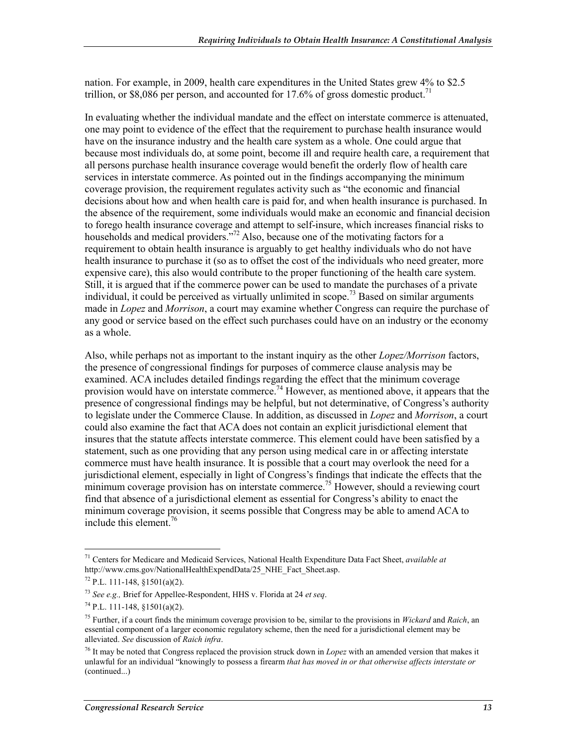nation. For example, in 2009, health care expenditures in the United States grew 4% to $2.5 trillion, or $8,086 per person, and accounted for 17.6% of gross domestic product.[71]

In evaluating whether the individual mandate and the effect on interstate commerce is attenuated, one may point to evidence of the effect that the requirement to purchase health insurance would have on the insurance industry and the health care system as a whole. One could argue that because most individuals do, at some point, become ill and require health care, a requirement that all persons purchase health insurance coverage would benefit the orderly flow of health care services in interstate commerce. As pointed out in the findings accompanying the minimum coverage provision, the requirement regulates activity such as "the economic and financial decisions about how and when health care is paid for, and when health insurance is purchased. In the absence of the requirement, some individuals would make an economic and financial decision to forego health insurance coverage and attempt to self-insure, which increases financial risks to households and medical providers."[72] Also, because one of the motivating factors for a requirement to obtain health insurance is arguably to get healthy individuals who do not have health insurance to purchase it (so as to offset the cost of the individuals who need greater, more expensive care), this also would contribute to the proper functioning of the health care system. Still, it is argued that if the commerce power can be used to mandate the purchases of a private individual, it could be perceived as virtually unlimited in scope.[73] Based on similar arguments made in *Lopez* and *Morrison*, a court may examine whether Congress can require the purchase of any good or service based on the effect such purchases could have on an industry or the economy as a whole.

Also, while perhaps not as important to the instant inquiry as the other *Lopez/Morrison* factors, the presence of congressional findings for purposes of commerce clause analysis may be examined. ACA includes detailed findings regarding the effect that the minimum coverage provision would have on interstate commerce.[74] However, as mentioned above, it appears that the presence of congressional findings may be helpful, but not determinative, of Congress's authority to legislate under the Commerce Clause. In addition, as discussed in *Lopez* and *Morrison*, a court could also examine the fact that ACA does not contain an explicit jurisdictional element that insures that the statute affects interstate commerce. This element could have been satisfied by a statement, such as one providing that any person using medical care in or affecting interstate commerce must have health insurance. It is possible that a court may overlook the need for a jurisdictional element, especially in light of Congress's findings that indicate the effects that the minimum coverage provision has on interstate commerce.[75] However, should a reviewing court find that absence of a jurisdictional element as essential for Congress's ability to enact the minimum coverage provision, it seems possible that Congress may be able to amend ACA to include this element.[76]

---

[71] Centers for Medicare and Medicaid Services, National Health Expenditure Data Fact Sheet, *available at* http://www.cms.gov/NationalHealthExpendData/25_NHE_Fact_Sheet.asp.

[72] P.L. 111-148, §1501(a)(2).

[73] *See e.g.,* Brief for Appellee-Respondent, HHS v. Florida at 24 *et seq*.

[74] P.L. 111-148, §1501(a)(2).

[75] Further, if a court finds the minimum coverage provision to be, similar to the provisions in *Wickard* and *Raich*, an essential component of a larger economic regulatory scheme, then the need for a jurisdictional element may be alleviated. *See* discussion of *Raich infra*.

[76] It may be noted that Congress replaced the provision struck down in *Lopez* with an amended version that makes it unlawful for an individual "knowingly to possess a firearm *that has moved in or that otherwise affects interstate or* (continued...)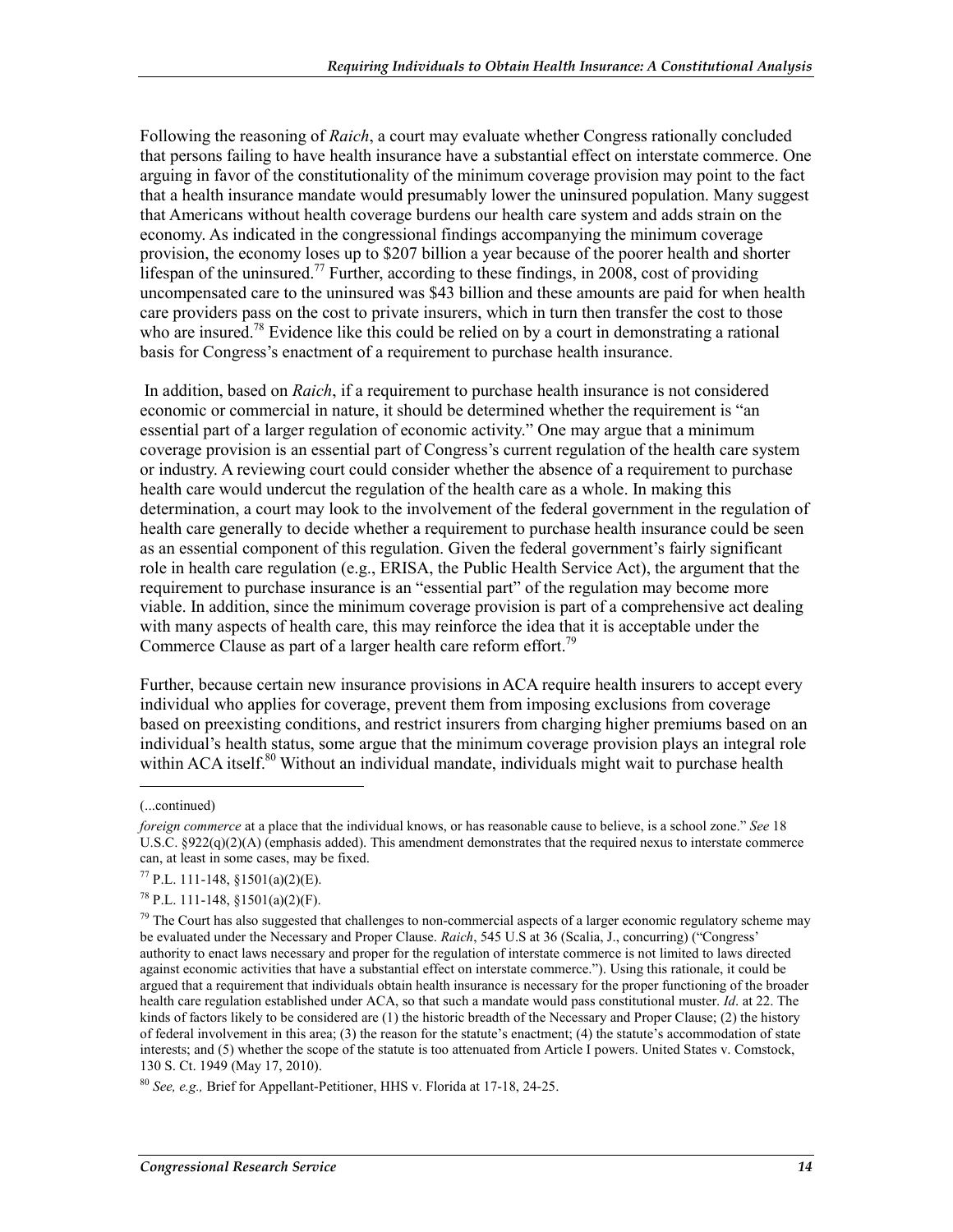Following the reasoning of *Raich*, a court may evaluate whether Congress rationally concluded that persons failing to have health insurance have a substantial effect on interstate commerce. One arguing in favor of the constitutionality of the minimum coverage provision may point to the fact that a health insurance mandate would presumably lower the uninsured population. Many suggest that Americans without health coverage burdens our health care system and adds strain on the economy. As indicated in the congressional findings accompanying the minimum coverage provision, the economy loses up to $207 billion a year because of the poorer health and shorter lifespan of the uninsured.[77] Further, according to these findings, in 2008, cost of providing uncompensated care to the uninsured was $43 billion and these amounts are paid for when health care providers pass on the cost to private insurers, which in turn then transfer the cost to those who are insured.[78] Evidence like this could be relied on by a court in demonstrating a rational basis for Congress's enactment of a requirement to purchase health insurance.

In addition, based on *Raich*, if a requirement to purchase health insurance is not considered economic or commercial in nature, it should be determined whether the requirement is "an essential part of a larger regulation of economic activity." One may argue that a minimum coverage provision is an essential part of Congress's current regulation of the health care system or industry. A reviewing court could consider whether the absence of a requirement to purchase health care would undercut the regulation of the health care as a whole. In making this determination, a court may look to the involvement of the federal government in the regulation of health care generally to decide whether a requirement to purchase health insurance could be seen as an essential component of this regulation. Given the federal government's fairly significant role in health care regulation (e.g., ERISA, the Public Health Service Act), the argument that the requirement to purchase insurance is an "essential part" of the regulation may become more viable. In addition, since the minimum coverage provision is part of a comprehensive act dealing with many aspects of health care, this may reinforce the idea that it is acceptable under the Commerce Clause as part of a larger health care reform effort.[79]

Further, because certain new insurance provisions in ACA require health insurers to accept every individual who applies for coverage, prevent them from imposing exclusions from coverage based on preexisting conditions, and restrict insurers from charging higher premiums based on an individual's health status, some argue that the minimum coverage provision plays an integral role within ACA itself.[80] Without an individual mandate, individuals might wait to purchase health

---

(...continued)

*foreign commerce* at a place that the individual knows, or has reasonable cause to believe, is a school zone." *See* 18 U.S.C. §922(q)(2)(A) (emphasis added). This amendment demonstrates that the required nexus to interstate commerce can, at least in some cases, may be fixed.

[77] P.L. 111-148, §1501(a)(2)(E).

[78] P.L. 111-148, §1501(a)(2)(F).

[79] The Court has also suggested that challenges to non-commercial aspects of a larger economic regulatory scheme may be evaluated under the Necessary and Proper Clause. *Raich*, 545 U.S at 36 (Scalia, J., concurring) ("Congress' authority to enact laws necessary and proper for the regulation of interstate commerce is not limited to laws directed against economic activities that have a substantial effect on interstate commerce."). Using this rationale, it could be argued that a requirement that individuals obtain health insurance is necessary for the proper functioning of the broader health care regulation established under ACA, so that such a mandate would pass constitutional muster. *Id*. at 22. The kinds of factors likely to be considered are (1) the historic breadth of the Necessary and Proper Clause; (2) the history of federal involvement in this area; (3) the reason for the statute's enactment; (4) the statute's accommodation of state interests; and (5) whether the scope of the statute is too attenuated from Article I powers. United States v. Comstock, 130 S. Ct. 1949 (May 17, 2010).

[80] *See, e.g.,* Brief for Appellant-Petitioner, HHS v. Florida at 17-18, 24-25.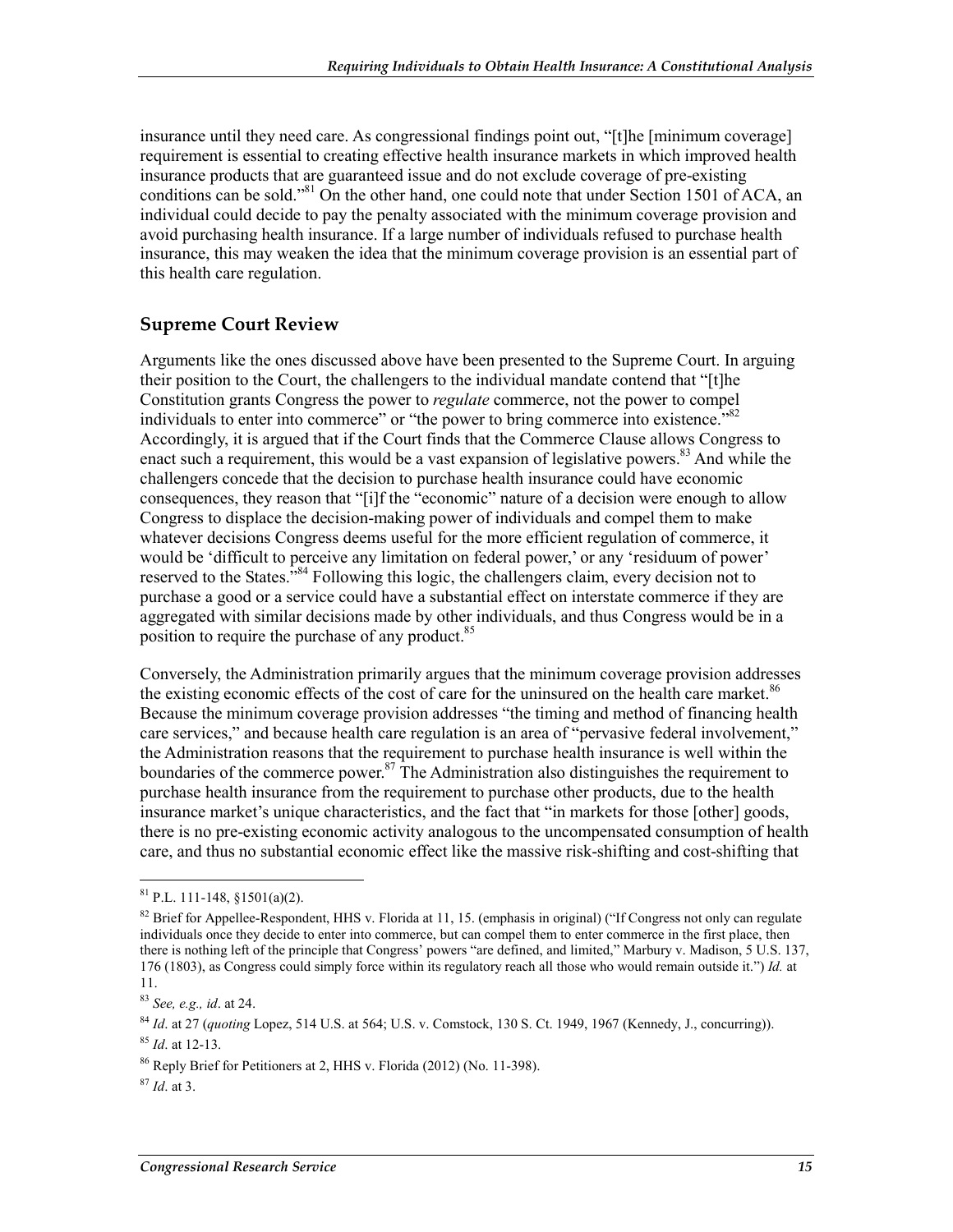insurance until they need care. As congressional findings point out, "[t]he [minimum coverage] requirement is essential to creating effective health insurance markets in which improved health insurance products that are guaranteed issue and do not exclude coverage of pre-existing conditions can be sold."[81] On the other hand, one could note that under Section 1501 of ACA, an individual could decide to pay the penalty associated with the minimum coverage provision and avoid purchasing health insurance. If a large number of individuals refused to purchase health insurance, this may weaken the idea that the minimum coverage provision is an essential part of this health care regulation.

## Supreme Court Review

Arguments like the ones discussed above have been presented to the Supreme Court. In arguing their position to the Court, the challengers to the individual mandate contend that "[t]he Constitution grants Congress the power to *regulate* commerce, not the power to compel individuals to enter into commerce" or "the power to bring commerce into existence."[82] Accordingly, it is argued that if the Court finds that the Commerce Clause allows Congress to enact such a requirement, this would be a vast expansion of legislative powers.[83] And while the challengers concede that the decision to purchase health insurance could have economic consequences, they reason that "[i]f the "economic" nature of a decision were enough to allow Congress to displace the decision-making power of individuals and compel them to make whatever decisions Congress deems useful for the more efficient regulation of commerce, it would be 'difficult to perceive any limitation on federal power,' or any 'residuum of power' reserved to the States."[84] Following this logic, the challengers claim, every decision not to purchase a good or a service could have a substantial effect on interstate commerce if they are aggregated with similar decisions made by other individuals, and thus Congress would be in a position to require the purchase of any product.[85]

Conversely, the Administration primarily argues that the minimum coverage provision addresses the existing economic effects of the cost of care for the uninsured on the health care market.[86] Because the minimum coverage provision addresses "the timing and method of financing health care services," and because health care regulation is an area of "pervasive federal involvement," the Administration reasons that the requirement to purchase health insurance is well within the boundaries of the commerce power.[87] The Administration also distinguishes the requirement to purchase health insurance from the requirement to purchase other products, due to the health insurance market's unique characteristics, and the fact that "in markets for those [other] goods, there is no pre-existing economic activity analogous to the uncompensated consumption of health care, and thus no substantial economic effect like the massive risk-shifting and cost-shifting that

---

[81] P.L. 111-148, §1501(a)(2).

[82] Brief for Appellee-Respondent, HHS v. Florida at 11, 15. (emphasis in original) ("If Congress not only can regulate individuals once they decide to enter into commerce, but can compel them to enter commerce in the first place, then there is nothing left of the principle that Congress' powers "are defined, and limited," Marbury v. Madison, 5 U.S. 137, 176 (1803), as Congress could simply force within its regulatory reach all those who would remain outside it.") *Id.* at 11.

[83] *See, e.g., id*. at 24.

[84] *Id*. at 27 (*quoting* Lopez, 514 U.S. at 564; U.S. v. Comstock, 130 S. Ct. 1949, 1967 (Kennedy, J., concurring)).

[85] *Id*. at 12-13.

[86] Reply Brief for Petitioners at 2, HHS v. Florida (2012) (No. 11-398).

[87] *Id*. at 3.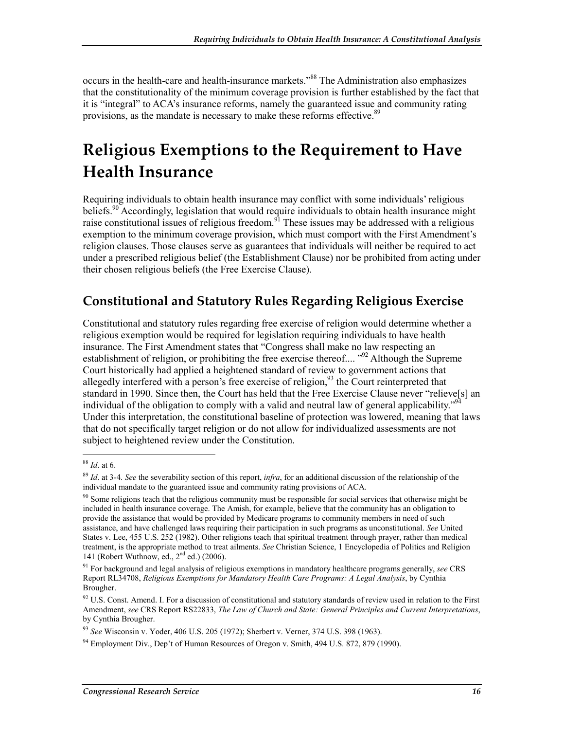occurs in the health-care and health-insurance markets."[88] The Administration also emphasizes that the constitutionality of the minimum coverage provision is further established by the fact that it is "integral" to ACA's insurance reforms, namely the guaranteed issue and community rating provisions, as the mandate is necessary to make these reforms effective.[89]

# Religious Exemptions to the Requirement to Have Health Insurance

Requiring individuals to obtain health insurance may conflict with some individuals' religious beliefs.[90] Accordingly, legislation that would require individuals to obtain health insurance might raise constitutional issues of religious freedom.[91] These issues may be addressed with a religious exemption to the minimum coverage provision, which must comport with the First Amendment's religion clauses. Those clauses serve as guarantees that individuals will neither be required to act under a prescribed religious belief (the Establishment Clause) nor be prohibited from acting under their chosen religious beliefs (the Free Exercise Clause).

## Constitutional and Statutory Rules Regarding Religious Exercise

Constitutional and statutory rules regarding free exercise of religion would determine whether a religious exemption would be required for legislation requiring individuals to have health insurance. The First Amendment states that "Congress shall make no law respecting an establishment of religion, or prohibiting the free exercise thereof.... "[92] Although the Supreme Court historically had applied a heightened standard of review to government actions that allegedly interfered with a person's free exercise of religion,[93] the Court reinterpreted that standard in 1990. Since then, the Court has held that the Free Exercise Clause never "relieve[s] an individual of the obligation to comply with a valid and neutral law of general applicability."[94] Under this interpretation, the constitutional baseline of protection was lowered, meaning that laws that do not specifically target religion or do not allow for individualized assessments are not subject to heightened review under the Constitution.

---

[88] *Id*. at 6.

[89] *Id*. at 3-4. *See* the severability section of this report, *infra*, for an additional discussion of the relationship of the individual mandate to the guaranteed issue and community rating provisions of ACA.

[90] Some religions teach that the religious community must be responsible for social services that otherwise might be included in health insurance coverage. The Amish, for example, believe that the community has an obligation to provide the assistance that would be provided by Medicare programs to community members in need of such assistance, and have challenged laws requiring their participation in such programs as unconstitutional. *See* United States v. Lee, 455 U.S. 252 (1982). Other religions teach that spiritual treatment through prayer, rather than medical treatment, is the appropriate method to treat ailments. *See* Christian Science, 1 Encyclopedia of Politics and Religion 141 (Robert Wuthnow, ed., 2nd ed.) (2006).

[91] For background and legal analysis of religious exemptions in mandatory healthcare programs generally, *see* CRS Report RL34708, *Religious Exemptions for Mandatory Health Care Programs: A Legal Analysis*, by Cynthia Brougher.

[92] U.S. Const. Amend. I. For a discussion of constitutional and statutory standards of review used in relation to the First Amendment, *see* CRS Report RS22833, *The Law of Church and State: General Principles and Current Interpretations*, by Cynthia Brougher.

[93] *See* Wisconsin v. Yoder, 406 U.S. 205 (1972); Sherbert v. Verner, 374 U.S. 398 (1963).

[94] Employment Div., Dep't of Human Resources of Oregon v. Smith, 494 U.S. 872, 879 (1990).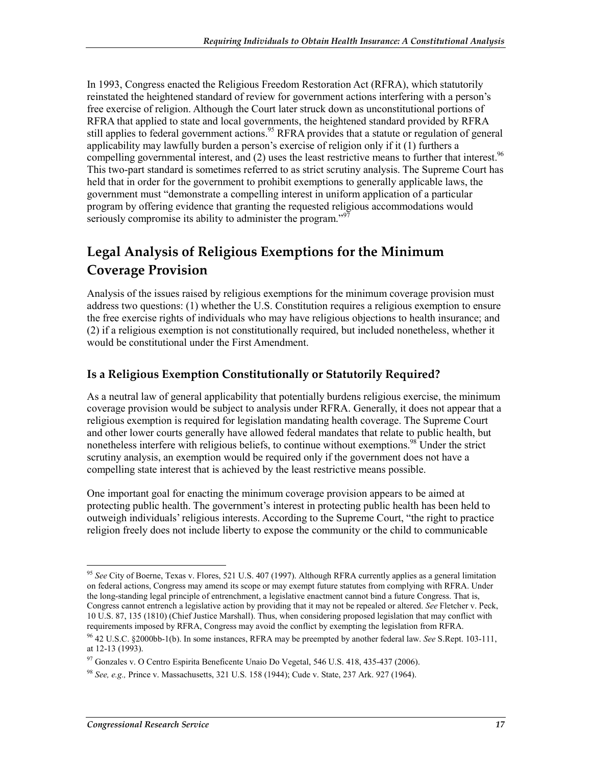In 1993, Congress enacted the Religious Freedom Restoration Act (RFRA), which statutorily reinstated the heightened standard of review for government actions interfering with a person's free exercise of religion. Although the Court later struck down as unconstitutional portions of RFRA that applied to state and local governments, the heightened standard provided by RFRA still applies to federal government actions.[95] RFRA provides that a statute or regulation of general applicability may lawfully burden a person's exercise of religion only if it (1) furthers a compelling governmental interest, and (2) uses the least restrictive means to further that interest.[96] This two-part standard is sometimes referred to as strict scrutiny analysis. The Supreme Court has held that in order for the government to prohibit exemptions to generally applicable laws, the government must "demonstrate a compelling interest in uniform application of a particular program by offering evidence that granting the requested religious accommodations would seriously compromise its ability to administer the program."[97]

## Legal Analysis of Religious Exemptions for the Minimum Coverage Provision

Analysis of the issues raised by religious exemptions for the minimum coverage provision must address two questions: (1) whether the U.S. Constitution requires a religious exemption to ensure the free exercise rights of individuals who may have religious objections to health insurance; and (2) if a religious exemption is not constitutionally required, but included nonetheless, whether it would be constitutional under the First Amendment.

### Is a Religious Exemption Constitutionally or Statutorily Required?

As a neutral law of general applicability that potentially burdens religious exercise, the minimum coverage provision would be subject to analysis under RFRA. Generally, it does not appear that a religious exemption is required for legislation mandating health coverage. The Supreme Court and other lower courts generally have allowed federal mandates that relate to public health, but nonetheless interfere with religious beliefs, to continue without exemptions.[98] Under the strict scrutiny analysis, an exemption would be required only if the government does not have a compelling state interest that is achieved by the least restrictive means possible.

One important goal for enacting the minimum coverage provision appears to be aimed at protecting public health. The government's interest in protecting public health has been held to outweigh individuals' religious interests. According to the Supreme Court, "the right to practice religion freely does not include liberty to expose the community or the child to communicable

---

[95] *See* City of Boerne, Texas v. Flores, 521 U.S. 407 (1997). Although RFRA currently applies as a general limitation on federal actions, Congress may amend its scope or may exempt future statutes from complying with RFRA. Under the long-standing legal principle of entrenchment, a legislative enactment cannot bind a future Congress. That is, Congress cannot entrench a legislative action by providing that it may not be repealed or altered. *See* Fletcher v. Peck, 10 U.S. 87, 135 (1810) (Chief Justice Marshall). Thus, when considering proposed legislation that may conflict with requirements imposed by RFRA, Congress may avoid the conflict by exempting the legislation from RFRA.

[96] 42 U.S.C. §2000bb-1(b). In some instances, RFRA may be preempted by another federal law. *See* S.Rept. 103-111, at 12-13 (1993).

[97] Gonzales v. O Centro Espirita Beneficente Unaio Do Vegetal, 546 U.S. 418, 435-437 (2006).

[98] *See, e.g.,* Prince v. Massachusetts, 321 U.S. 158 (1944); Cude v. State, 237 Ark. 927 (1964).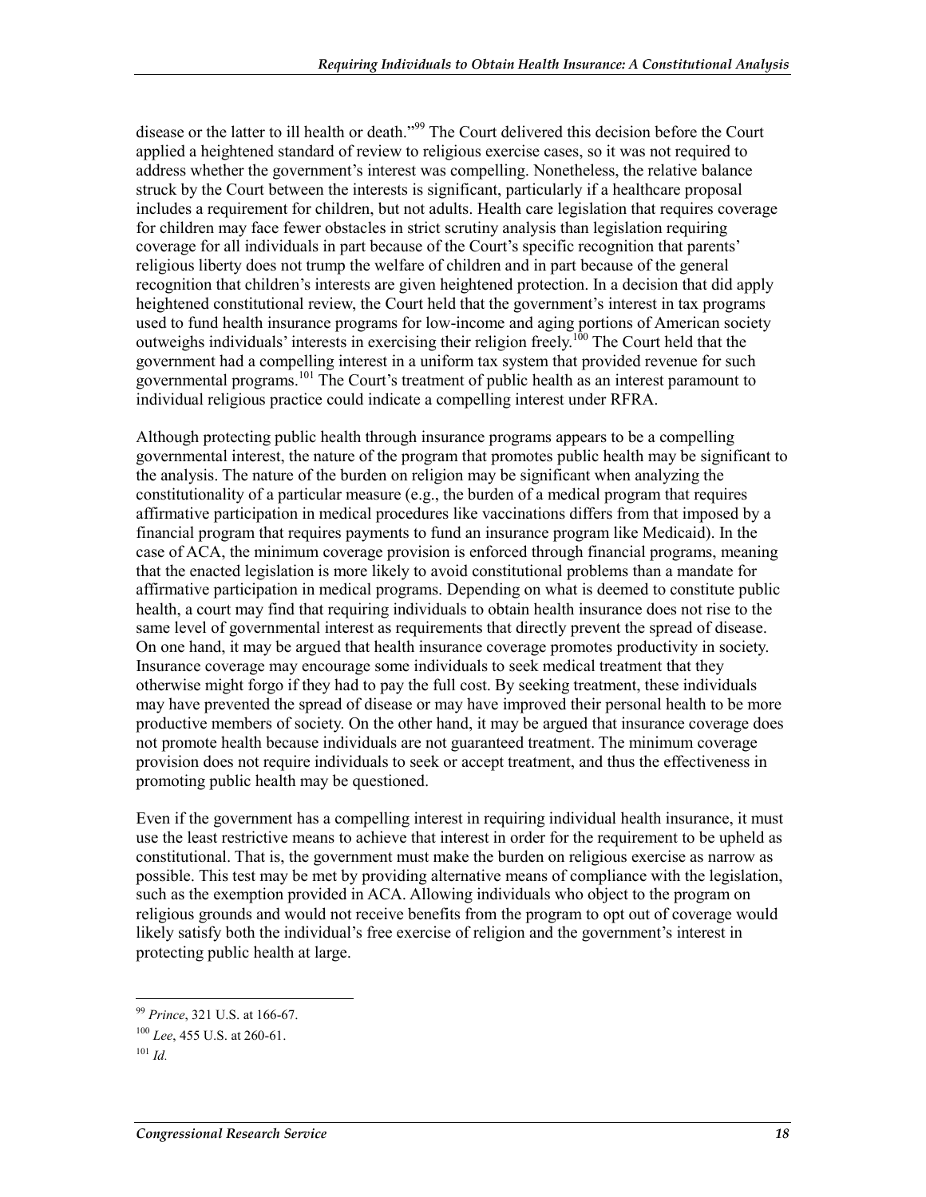disease or the latter to ill health or death."[99] The Court delivered this decision before the Court applied a heightened standard of review to religious exercise cases, so it was not required to address whether the government's interest was compelling. Nonetheless, the relative balance struck by the Court between the interests is significant, particularly if a healthcare proposal includes a requirement for children, but not adults. Health care legislation that requires coverage for children may face fewer obstacles in strict scrutiny analysis than legislation requiring coverage for all individuals in part because of the Court's specific recognition that parents' religious liberty does not trump the welfare of children and in part because of the general recognition that children's interests are given heightened protection. In a decision that did apply heightened constitutional review, the Court held that the government's interest in tax programs used to fund health insurance programs for low-income and aging portions of American society outweighs individuals' interests in exercising their religion freely.[100] The Court held that the government had a compelling interest in a uniform tax system that provided revenue for such governmental programs.[101] The Court's treatment of public health as an interest paramount to individual religious practice could indicate a compelling interest under RFRA.

Although protecting public health through insurance programs appears to be a compelling governmental interest, the nature of the program that promotes public health may be significant to the analysis. The nature of the burden on religion may be significant when analyzing the constitutionality of a particular measure (e.g., the burden of a medical program that requires affirmative participation in medical procedures like vaccinations differs from that imposed by a financial program that requires payments to fund an insurance program like Medicaid). In the case of ACA, the minimum coverage provision is enforced through financial programs, meaning that the enacted legislation is more likely to avoid constitutional problems than a mandate for affirmative participation in medical programs. Depending on what is deemed to constitute public health, a court may find that requiring individuals to obtain health insurance does not rise to the same level of governmental interest as requirements that directly prevent the spread of disease. On one hand, it may be argued that health insurance coverage promotes productivity in society. Insurance coverage may encourage some individuals to seek medical treatment that they otherwise might forgo if they had to pay the full cost. By seeking treatment, these individuals may have prevented the spread of disease or may have improved their personal health to be more productive members of society. On the other hand, it may be argued that insurance coverage does not promote health because individuals are not guaranteed treatment. The minimum coverage provision does not require individuals to seek or accept treatment, and thus the effectiveness in promoting public health may be questioned.

Even if the government has a compelling interest in requiring individual health insurance, it must use the least restrictive means to achieve that interest in order for the requirement to be upheld as constitutional. That is, the government must make the burden on religious exercise as narrow as possible. This test may be met by providing alternative means of compliance with the legislation, such as the exemption provided in ACA. Allowing individuals who object to the program on religious grounds and would not receive benefits from the program to opt out of coverage would likely satisfy both the individual's free exercise of religion and the government's interest in protecting public health at large.

---

[99] *Prince*, 321 U.S. at 166-67.

[100] *Lee*, 455 U.S. at 260-61.

[101] *Id.*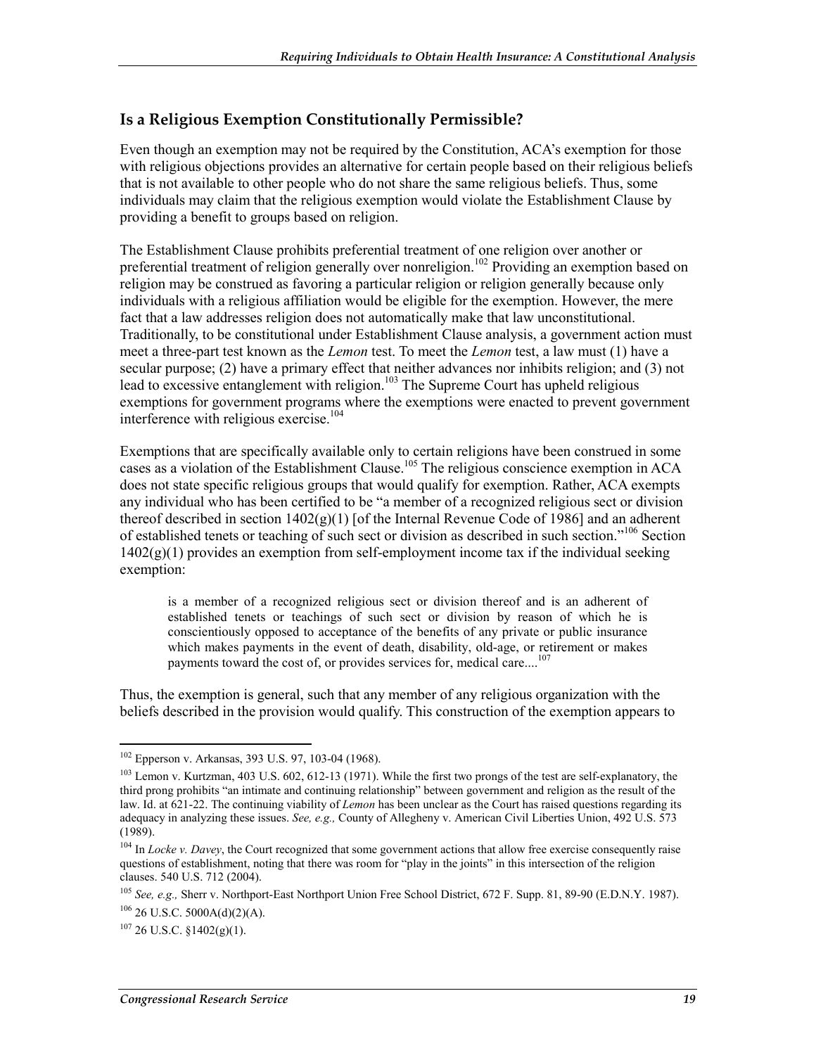## Is a Religious Exemption Constitutionally Permissible?

Even though an exemption may not be required by the Constitution, ACA's exemption for those with religious objections provides an alternative for certain people based on their religious beliefs that is not available to other people who do not share the same religious beliefs. Thus, some individuals may claim that the religious exemption would violate the Establishment Clause by providing a benefit to groups based on religion.

The Establishment Clause prohibits preferential treatment of one religion over another or preferential treatment of religion generally over nonreligion.[102] Providing an exemption based on religion may be construed as favoring a particular religion or religion generally because only individuals with a religious affiliation would be eligible for the exemption. However, the mere fact that a law addresses religion does not automatically make that law unconstitutional. Traditionally, to be constitutional under Establishment Clause analysis, a government action must meet a three-part test known as the *Lemon* test. To meet the *Lemon* test, a law must (1) have a secular purpose; (2) have a primary effect that neither advances nor inhibits religion; and (3) not lead to excessive entanglement with religion.[103] The Supreme Court has upheld religious exemptions for government programs where the exemptions were enacted to prevent government interference with religious exercise.[104]

Exemptions that are specifically available only to certain religions have been construed in some cases as a violation of the Establishment Clause.[105] The religious conscience exemption in ACA does not state specific religious groups that would qualify for exemption. Rather, ACA exempts any individual who has been certified to be "a member of a recognized religious sect or division thereof described in section 1402(g)(1) [of the Internal Revenue Code of 1986] and an adherent of established tenets or teaching of such sect or division as described in such section."[106] Section 1402(g)(1) provides an exemption from self-employment income tax if the individual seeking exemption:

> is a member of a recognized religious sect or division thereof and is an adherent of established tenets or teachings of such sect or division by reason of which he is conscientiously opposed to acceptance of the benefits of any private or public insurance which makes payments in the event of death, disability, old-age, or retirement or makes payments toward the cost of, or provides services for, medical care....[107]

Thus, the exemption is general, such that any member of any religious organization with the beliefs described in the provision would qualify. This construction of the exemption appears to

---

[102] Epperson v. Arkansas, 393 U.S. 97, 103-04 (1968).

[103] Lemon v. Kurtzman, 403 U.S. 602, 612-13 (1971). While the first two prongs of the test are self-explanatory, the third prong prohibits "an intimate and continuing relationship" between government and religion as the result of the law. Id. at 621-22. The continuing viability of *Lemon* has been unclear as the Court has raised questions regarding its adequacy in analyzing these issues. *See, e.g.,* County of Allegheny v. American Civil Liberties Union, 492 U.S. 573 (1989).

[104] In *Locke v. Davey*, the Court recognized that some government actions that allow free exercise consequently raise questions of establishment, noting that there was room for "play in the joints" in this intersection of the religion clauses. 540 U.S. 712 (2004).

[105] *See, e.g.,* Sherr v. Northport-East Northport Union Free School District, 672 F. Supp. 81, 89-90 (E.D.N.Y. 1987).

[106] 26 U.S.C. 5000A(d)(2)(A).

[107] 26 U.S.C. §1402(g)(1).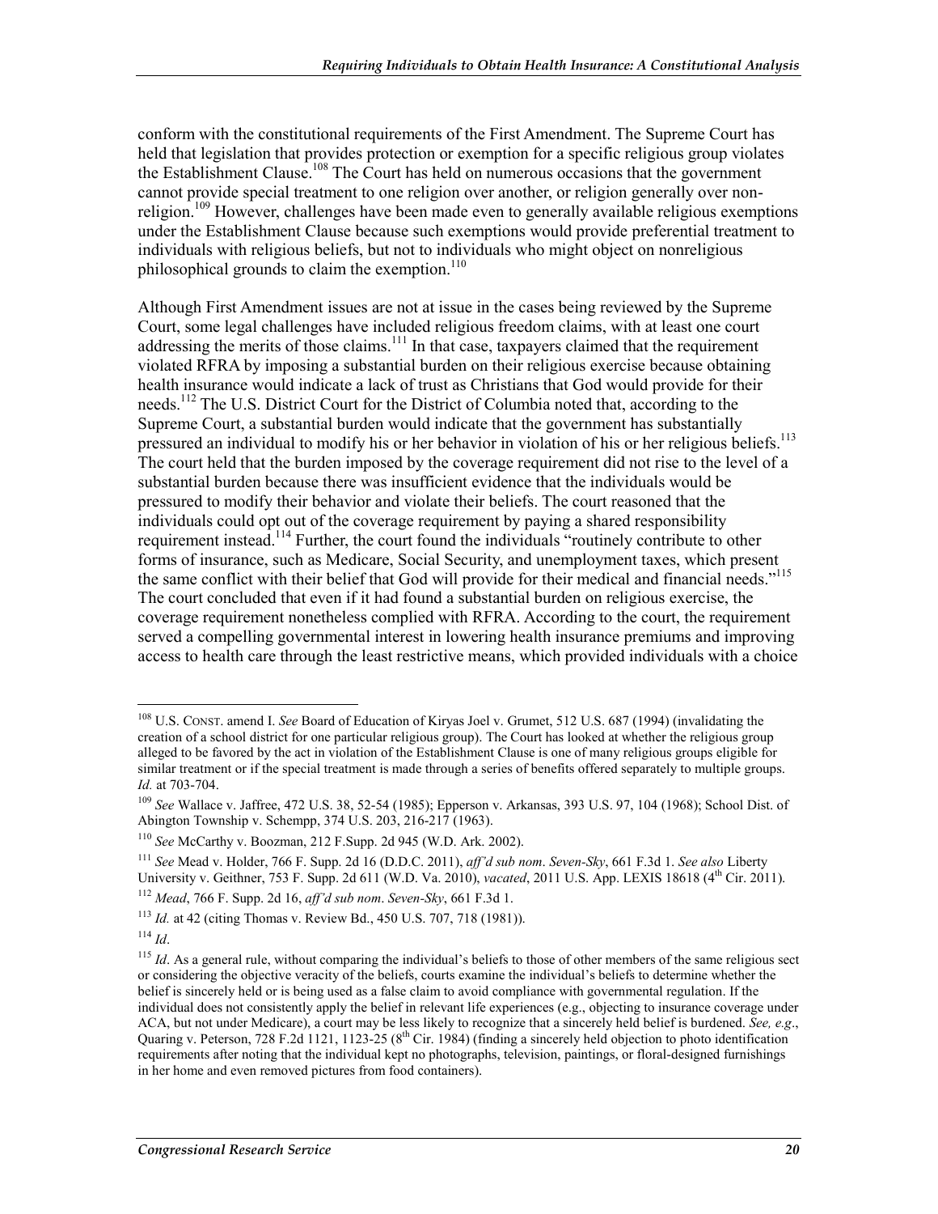conform with the constitutional requirements of the First Amendment. The Supreme Court has held that legislation that provides protection or exemption for a specific religious group violates the Establishment Clause.[108] The Court has held on numerous occasions that the government cannot provide special treatment to one religion over another, or religion generally over non-religion.[109] However, challenges have been made even to generally available religious exemptions under the Establishment Clause because such exemptions would provide preferential treatment to individuals with religious beliefs, but not to individuals who might object on nonreligious philosophical grounds to claim the exemption.[110]

Although First Amendment issues are not at issue in the cases being reviewed by the Supreme Court, some legal challenges have included religious freedom claims, with at least one court addressing the merits of those claims.[111] In that case, taxpayers claimed that the requirement violated RFRA by imposing a substantial burden on their religious exercise because obtaining health insurance would indicate a lack of trust as Christians that God would provide for their needs.[112] The U.S. District Court for the District of Columbia noted that, according to the Supreme Court, a substantial burden would indicate that the government has substantially pressured an individual to modify his or her behavior in violation of his or her religious beliefs.[113] The court held that the burden imposed by the coverage requirement did not rise to the level of a substantial burden because there was insufficient evidence that the individuals would be pressured to modify their behavior and violate their beliefs. The court reasoned that the individuals could opt out of the coverage requirement by paying a shared responsibility requirement instead.[114] Further, the court found the individuals "routinely contribute to other forms of insurance, such as Medicare, Social Security, and unemployment taxes, which present the same conflict with their belief that God will provide for their medical and financial needs."[115] The court concluded that even if it had found a substantial burden on religious exercise, the coverage requirement nonetheless complied with RFRA. According to the court, the requirement served a compelling governmental interest in lowering health insurance premiums and improving access to health care through the least restrictive means, which provided individuals with a choice

---

[108] U.S. CONST. amend I. *See* Board of Education of Kiryas Joel v. Grumet, 512 U.S. 687 (1994) (invalidating the creation of a school district for one particular religious group). The Court has looked at whether the religious group alleged to be favored by the act in violation of the Establishment Clause is one of many religious groups eligible for similar treatment or if the special treatment is made through a series of benefits offered separately to multiple groups. *Id.* at 703-704.

[109] *See* Wallace v. Jaffree, 472 U.S. 38, 52-54 (1985); Epperson v. Arkansas, 393 U.S. 97, 104 (1968); School Dist. of Abington Township v. Schempp, 374 U.S. 203, 216-217 (1963).

[110] *See* McCarthy v. Boozman, 212 F.Supp. 2d 945 (W.D. Ark. 2002).

[111] *See* Mead v. Holder, 766 F. Supp. 2d 16 (D.D.C. 2011), *aff'd sub nom*. *Seven-Sky*, 661 F.3d 1. *See also* Liberty University v. Geithner, 753 F. Supp. 2d 611 (W.D. Va. 2010), *vacated*, 2011 U.S. App. LEXIS 18618 (4th Cir. 2011).

[112] *Mead*, 766 F. Supp. 2d 16, *aff'd sub nom*. *Seven-Sky*, 661 F.3d 1.

[113] *Id.* at 42 (citing Thomas v. Review Bd., 450 U.S. 707, 718 (1981)).

[114] *Id*.

[115] *Id*. As a general rule, without comparing the individual's beliefs to those of other members of the same religious sect or considering the objective veracity of the beliefs, courts examine the individual's beliefs to determine whether the belief is sincerely held or is being used as a false claim to avoid compliance with governmental regulation. If the individual does not consistently apply the belief in relevant life experiences (e.g., objecting to insurance coverage under ACA, but not under Medicare), a court may be less likely to recognize that a sincerely held belief is burdened. *See, e.g*., Quaring v. Peterson, 728 F.2d 1121, 1123-25 (8th Cir. 1984) (finding a sincerely held objection to photo identification requirements after noting that the individual kept no photographs, television, paintings, or floral-designed furnishings in her home and even removed pictures from food containers).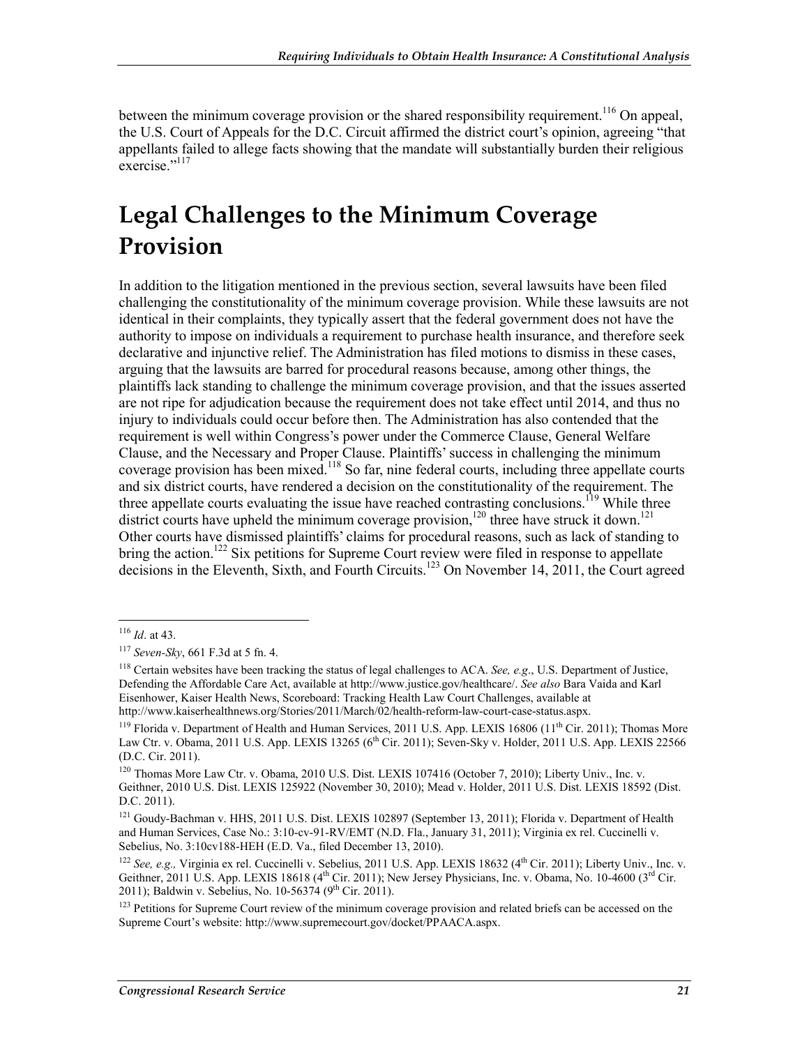between the minimum coverage provision or the shared responsibility requirement.[116] On appeal, the U.S. Court of Appeals for the D.C. Circuit affirmed the district court's opinion, agreeing "that appellants failed to allege facts showing that the mandate will substantially burden their religious exercise."[117]

# Legal Challenges to the Minimum Coverage Provision

In addition to the litigation mentioned in the previous section, several lawsuits have been filed challenging the constitutionality of the minimum coverage provision. While these lawsuits are not identical in their complaints, they typically assert that the federal government does not have the authority to impose on individuals a requirement to purchase health insurance, and therefore seek declarative and injunctive relief. The Administration has filed motions to dismiss in these cases, arguing that the lawsuits are barred for procedural reasons because, among other things, the plaintiffs lack standing to challenge the minimum coverage provision, and that the issues asserted are not ripe for adjudication because the requirement does not take effect until 2014, and thus no injury to individuals could occur before then. The Administration has also contended that the requirement is well within Congress's power under the Commerce Clause, General Welfare Clause, and the Necessary and Proper Clause. Plaintiffs' success in challenging the minimum coverage provision has been mixed.[118] So far, nine federal courts, including three appellate courts and six district courts, have rendered a decision on the constitutionality of the requirement. The three appellate courts evaluating the issue have reached contrasting conclusions.[119] While three district courts have upheld the minimum coverage provision,[120] three have struck it down.[121] Other courts have dismissed plaintiffs' claims for procedural reasons, such as lack of standing to bring the action.[122] Six petitions for Supreme Court review were filed in response to appellate decisions in the Eleventh, Sixth, and Fourth Circuits.[123] On November 14, 2011, the Court agreed

---

[116] *Id*. at 43.

[117] *Seven-Sky*, 661 F.3d at 5 fn. 4.

[118] Certain websites have been tracking the status of legal challenges to ACA. *See, e.g*., U.S. Department of Justice, Defending the Affordable Care Act, available at http://www.justice.gov/healthcare/. *See also* Bara Vaida and Karl Eisenhower, Kaiser Health News, Scoreboard: Tracking Health Law Court Challenges, available at http://www.kaiserhealthnews.org/Stories/2011/March/02/health-reform-law-court-case-status.aspx.

[119] Florida v. Department of Health and Human Services, 2011 U.S. App. LEXIS 16806 (11th Cir. 2011); Thomas More Law Ctr. v. Obama, 2011 U.S. App. LEXIS 13265 (6th Cir. 2011); Seven-Sky v. Holder, 2011 U.S. App. LEXIS 22566 (D.C. Cir. 2011).

[120] Thomas More Law Ctr. v. Obama, 2010 U.S. Dist. LEXIS 107416 (October 7, 2010); Liberty Univ., Inc. v. Geithner, 2010 U.S. Dist. LEXIS 125922 (November 30, 2010); Mead v. Holder, 2011 U.S. Dist. LEXIS 18592 (Dist. D.C. 2011).

[121] Goudy-Bachman v. HHS, 2011 U.S. Dist. LEXIS 102897 (September 13, 2011); Florida v. Department of Health and Human Services, Case No.: 3:10-cv-91-RV/EMT (N.D. Fla., January 31, 2011); Virginia ex rel. Cuccinelli v. Sebelius, No. 3:10cv188-HEH (E.D. Va., filed December 13, 2010).

[122] *See, e.g.,* Virginia ex rel. Cuccinelli v. Sebelius, 2011 U.S. App. LEXIS 18632 (4th Cir. 2011); Liberty Univ., Inc. v. Geithner, 2011 U.S. App. LEXIS 18618 (4th Cir. 2011); New Jersey Physicians, Inc. v. Obama, No. 10-4600 (3rd Cir. 2011); Baldwin v. Sebelius, No. 10-56374 (9th Cir. 2011).

[123] Petitions for Supreme Court review of the minimum coverage provision and related briefs can be accessed on the Supreme Court's website: http://www.supremecourt.gov/docket/PPAACA.aspx.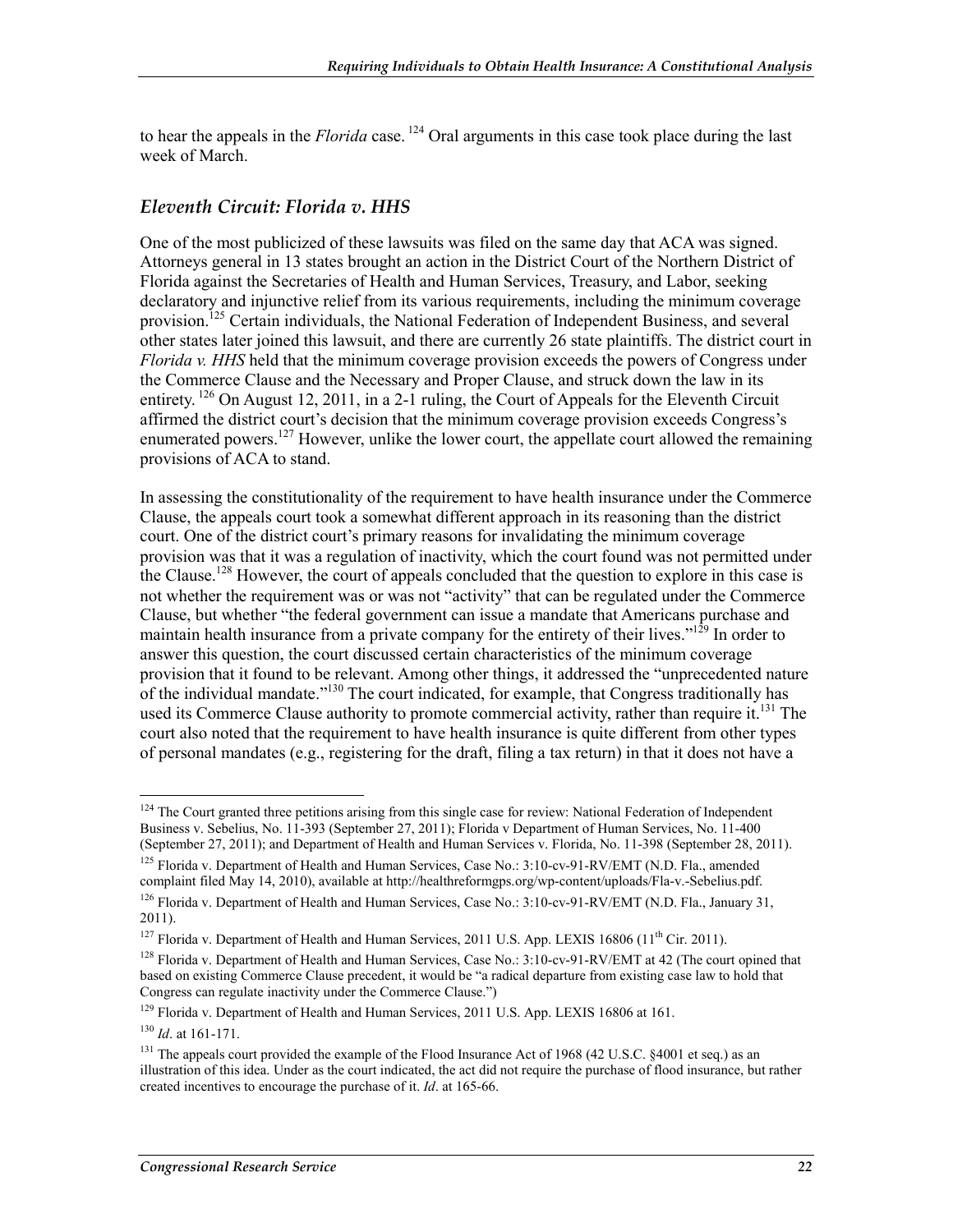to hear the appeals in the *Florida* case. [124] Oral arguments in this case took place during the last week of March.

### *Eleventh Circuit: Florida v. HHS*

One of the most publicized of these lawsuits was filed on the same day that ACA was signed. Attorneys general in 13 states brought an action in the District Court of the Northern District of Florida against the Secretaries of Health and Human Services, Treasury, and Labor, seeking declaratory and injunctive relief from its various requirements, including the minimum coverage provision.[125] Certain individuals, the National Federation of Independent Business, and several other states later joined this lawsuit, and there are currently 26 state plaintiffs. The district court in *Florida v. HHS* held that the minimum coverage provision exceeds the powers of Congress under the Commerce Clause and the Necessary and Proper Clause, and struck down the law in its entirety. [126] On August 12, 2011, in a 2-1 ruling, the Court of Appeals for the Eleventh Circuit affirmed the district court's decision that the minimum coverage provision exceeds Congress's enumerated powers.[127] However, unlike the lower court, the appellate court allowed the remaining provisions of ACA to stand.

In assessing the constitutionality of the requirement to have health insurance under the Commerce Clause, the appeals court took a somewhat different approach in its reasoning than the district court. One of the district court's primary reasons for invalidating the minimum coverage provision was that it was a regulation of inactivity, which the court found was not permitted under the Clause.[128] However, the court of appeals concluded that the question to explore in this case is not whether the requirement was or was not "activity" that can be regulated under the Commerce Clause, but whether "the federal government can issue a mandate that Americans purchase and maintain health insurance from a private company for the entirety of their lives."[129] In order to answer this question, the court discussed certain characteristics of the minimum coverage provision that it found to be relevant. Among other things, it addressed the "unprecedented nature of the individual mandate."[130] The court indicated, for example, that Congress traditionally has used its Commerce Clause authority to promote commercial activity, rather than require it.[131] The court also noted that the requirement to have health insurance is quite different from other types of personal mandates (e.g., registering for the draft, filing a tax return) in that it does not have a

---

[124] The Court granted three petitions arising from this single case for review: National Federation of Independent Business v. Sebelius, No. 11-393 (September 27, 2011); Florida v Department of Human Services, No. 11-400 (September 27, 2011); and Department of Health and Human Services v. Florida, No. 11-398 (September 28, 2011).

[125] Florida v. Department of Health and Human Services, Case No.: 3:10-cv-91-RV/EMT (N.D. Fla., amended complaint filed May 14, 2010), available at http://healthreformgps.org/wp-content/uploads/Fla-v.-Sebelius.pdf.

[126] Florida v. Department of Health and Human Services, Case No.: 3:10-cv-91-RV/EMT (N.D. Fla., January 31, 2011).

[127] Florida v. Department of Health and Human Services, 2011 U.S. App. LEXIS 16806 (11th Cir. 2011).

[128] Florida v. Department of Health and Human Services, Case No.: 3:10-cv-91-RV/EMT at 42 (The court opined that based on existing Commerce Clause precedent, it would be "a radical departure from existing case law to hold that Congress can regulate inactivity under the Commerce Clause.")

[129] Florida v. Department of Health and Human Services, 2011 U.S. App. LEXIS 16806 at 161.

[130] *Id*. at 161-171.

[131] The appeals court provided the example of the Flood Insurance Act of 1968 (42 U.S.C. §4001 et seq.) as an illustration of this idea. Under as the court indicated, the act did not require the purchase of flood insurance, but rather created incentives to encourage the purchase of it. *Id*. at 165-66.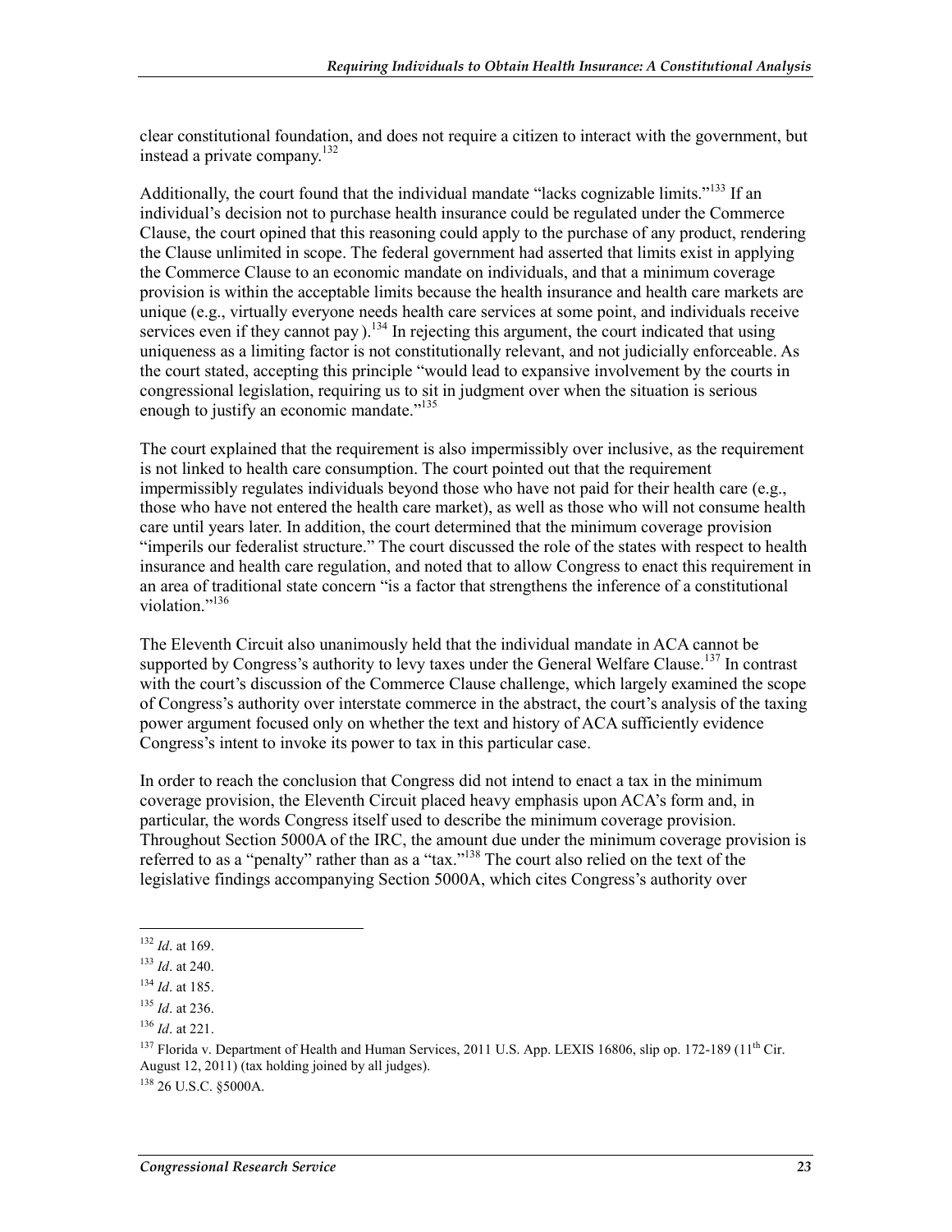clear constitutional foundation, and does not require a citizen to interact with the government, but instead a private company.[132]

Additionally, the court found that the individual mandate "lacks cognizable limits."[133] If an individual's decision not to purchase health insurance could be regulated under the Commerce Clause, the court opined that this reasoning could apply to the purchase of any product, rendering the Clause unlimited in scope. The federal government had asserted that limits exist in applying the Commerce Clause to an economic mandate on individuals, and that a minimum coverage provision is within the acceptable limits because the health insurance and health care markets are unique (e.g., virtually everyone needs health care services at some point, and individuals receive services even if they cannot pay ).[134] In rejecting this argument, the court indicated that using uniqueness as a limiting factor is not constitutionally relevant, and not judicially enforceable. As the court stated, accepting this principle "would lead to expansive involvement by the courts in congressional legislation, requiring us to sit in judgment over when the situation is serious enough to justify an economic mandate."[135]

The court explained that the requirement is also impermissibly over inclusive, as the requirement is not linked to health care consumption. The court pointed out that the requirement impermissibly regulates individuals beyond those who have not paid for their health care (e.g., those who have not entered the health care market), as well as those who will not consume health care until years later. In addition, the court determined that the minimum coverage provision "imperils our federalist structure." The court discussed the role of the states with respect to health insurance and health care regulation, and noted that to allow Congress to enact this requirement in an area of traditional state concern "is a factor that strengthens the inference of a constitutional violation."[136]

The Eleventh Circuit also unanimously held that the individual mandate in ACA cannot be supported by Congress's authority to levy taxes under the General Welfare Clause.[137] In contrast with the court's discussion of the Commerce Clause challenge, which largely examined the scope of Congress's authority over interstate commerce in the abstract, the court's analysis of the taxing power argument focused only on whether the text and history of ACA sufficiently evidence Congress's intent to invoke its power to tax in this particular case.

In order to reach the conclusion that Congress did not intend to enact a tax in the minimum coverage provision, the Eleventh Circuit placed heavy emphasis upon ACA's form and, in particular, the words Congress itself used to describe the minimum coverage provision. Throughout Section 5000A of the IRC, the amount due under the minimum coverage provision is referred to as a "penalty" rather than as a "tax."[138] The court also relied on the text of the legislative findings accompanying Section 5000A, which cites Congress's authority over

---

[132] *Id*. at 169.

[133] *Id*. at 240.

[134] *Id*. at 185.

[135] *Id*. at 236.

[136] *Id*. at 221.

[137] Florida v. Department of Health and Human Services, 2011 U.S. App. LEXIS 16806, slip op. 172-189 (11th Cir. August 12, 2011) (tax holding joined by all judges).

[138] 26 U.S.C. §5000A.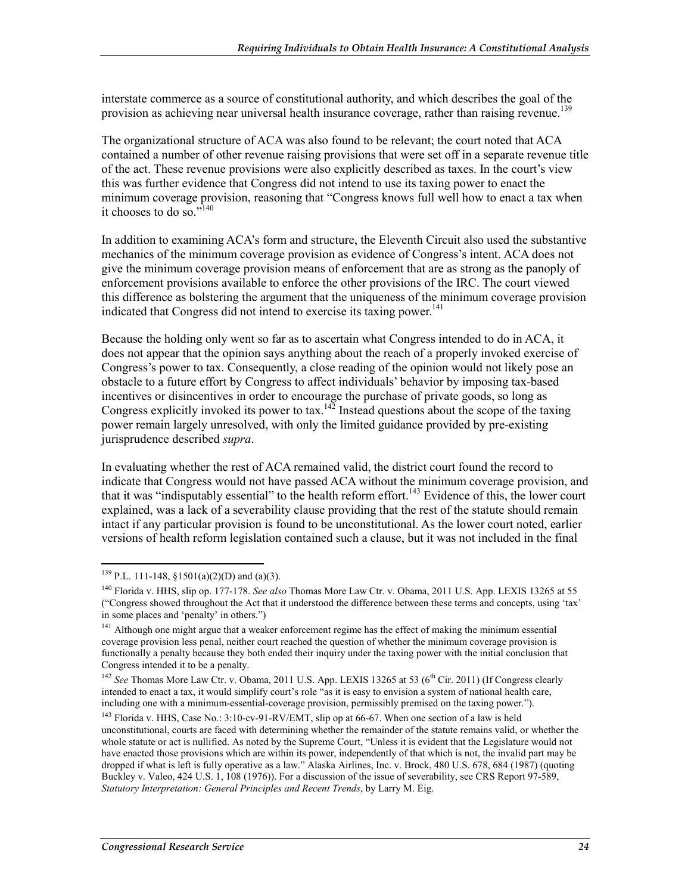interstate commerce as a source of constitutional authority, and which describes the goal of the provision as achieving near universal health insurance coverage, rather than raising revenue.[139]

The organizational structure of ACA was also found to be relevant; the court noted that ACA contained a number of other revenue raising provisions that were set off in a separate revenue title of the act. These revenue provisions were also explicitly described as taxes. In the court's view this was further evidence that Congress did not intend to use its taxing power to enact the minimum coverage provision, reasoning that "Congress knows full well how to enact a tax when it chooses to do so."[140]

In addition to examining ACA's form and structure, the Eleventh Circuit also used the substantive mechanics of the minimum coverage provision as evidence of Congress's intent. ACA does not give the minimum coverage provision means of enforcement that are as strong as the panoply of enforcement provisions available to enforce the other provisions of the IRC. The court viewed this difference as bolstering the argument that the uniqueness of the minimum coverage provision indicated that Congress did not intend to exercise its taxing power.[141]

Because the holding only went so far as to ascertain what Congress intended to do in ACA, it does not appear that the opinion says anything about the reach of a properly invoked exercise of Congress's power to tax. Consequently, a close reading of the opinion would not likely pose an obstacle to a future effort by Congress to affect individuals' behavior by imposing tax-based incentives or disincentives in order to encourage the purchase of private goods, so long as Congress explicitly invoked its power to tax.[142] Instead questions about the scope of the taxing power remain largely unresolved, with only the limited guidance provided by pre-existing jurisprudence described *supra*.

In evaluating whether the rest of ACA remained valid, the district court found the record to indicate that Congress would not have passed ACA without the minimum coverage provision, and that it was "indisputably essential" to the health reform effort.[143] Evidence of this, the lower court explained, was a lack of a severability clause providing that the rest of the statute should remain intact if any particular provision is found to be unconstitutional. As the lower court noted, earlier versions of health reform legislation contained such a clause, but it was not included in the final

---

[139] P.L. 111-148, §1501(a)(2)(D) and (a)(3).

[140] Florida v. HHS, slip op. 177-178. *See also* Thomas More Law Ctr. v. Obama, 2011 U.S. App. LEXIS 13265 at 55 ("Congress showed throughout the Act that it understood the difference between these terms and concepts, using 'tax' in some places and 'penalty' in others.")

[141] Although one might argue that a weaker enforcement regime has the effect of making the minimum essential coverage provision less penal, neither court reached the question of whether the minimum coverage provision is functionally a penalty because they both ended their inquiry under the taxing power with the initial conclusion that Congress intended it to be a penalty.

[142] *See* Thomas More Law Ctr. v. Obama, 2011 U.S. App. LEXIS 13265 at 53 (6th Cir. 2011) (If Congress clearly intended to enact a tax, it would simplify court's role "as it is easy to envision a system of national health care, including one with a minimum-essential-coverage provision, permissibly premised on the taxing power.").

[143] Florida v. HHS, Case No.: 3:10-cv-91-RV/EMT, slip op at 66-67. When one section of a law is held unconstitutional, courts are faced with determining whether the remainder of the statute remains valid, or whether the whole statute or act is nullified. As noted by the Supreme Court, "Unless it is evident that the Legislature would not have enacted those provisions which are within its power, independently of that which is not, the invalid part may be dropped if what is left is fully operative as a law." Alaska Airlines, Inc. v. Brock, 480 U.S. 678, 684 (1987) (quoting Buckley v. Valeo, 424 U.S. 1, 108 (1976)). For a discussion of the issue of severability, see CRS Report 97-589, *Statutory Interpretation: General Principles and Recent Trends*, by Larry M. Eig.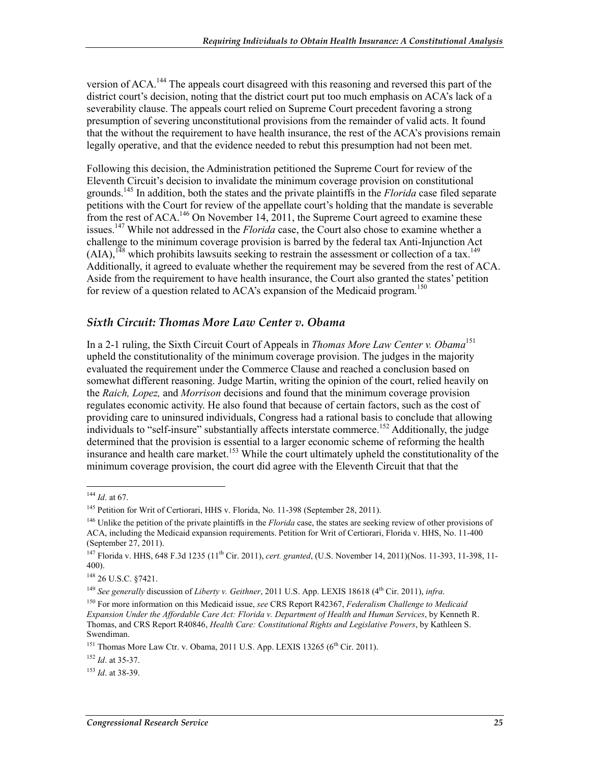version of ACA.[144] The appeals court disagreed with this reasoning and reversed this part of the district court's decision, noting that the district court put too much emphasis on ACA's lack of a severability clause. The appeals court relied on Supreme Court precedent favoring a strong presumption of severing unconstitutional provisions from the remainder of valid acts. It found that the without the requirement to have health insurance, the rest of the ACA's provisions remain legally operative, and that the evidence needed to rebut this presumption had not been met.

Following this decision, the Administration petitioned the Supreme Court for review of the Eleventh Circuit's decision to invalidate the minimum coverage provision on constitutional grounds.[145] In addition, both the states and the private plaintiffs in the *Florida* case filed separate petitions with the Court for review of the appellate court's holding that the mandate is severable from the rest of ACA.[146] On November 14, 2011, the Supreme Court agreed to examine these issues.[147] While not addressed in the *Florida* case, the Court also chose to examine whether a challenge to the minimum coverage provision is barred by the federal tax Anti-Injunction Act (AIA),[148] which prohibits lawsuits seeking to restrain the assessment or collection of a tax.[149] Additionally, it agreed to evaluate whether the requirement may be severed from the rest of ACA. Aside from the requirement to have health insurance, the Court also granted the states' petition for review of a question related to ACA's expansion of the Medicaid program.[150]

### *Sixth Circuit: Thomas More Law Center v. Obama*

In a 2-1 ruling, the Sixth Circuit Court of Appeals in *Thomas More Law Center v. Obama*[151] upheld the constitutionality of the minimum coverage provision. The judges in the majority evaluated the requirement under the Commerce Clause and reached a conclusion based on somewhat different reasoning. Judge Martin, writing the opinion of the court, relied heavily on the *Raich, Lopez,* and *Morrison* decisions and found that the minimum coverage provision regulates economic activity. He also found that because of certain factors, such as the cost of providing care to uninsured individuals, Congress had a rational basis to conclude that allowing individuals to "self-insure" substantially affects interstate commerce.[152] Additionally, the judge determined that the provision is essential to a larger economic scheme of reforming the health insurance and health care market.[153] While the court ultimately upheld the constitutionality of the minimum coverage provision, the court did agree with the Eleventh Circuit that that the

---

[144] *Id*. at 67.

[145] Petition for Writ of Certiorari, HHS v. Florida, No. 11-398 (September 28, 2011).

[146] Unlike the petition of the private plaintiffs in the *Florida* case, the states are seeking review of other provisions of ACA, including the Medicaid expansion requirements. Petition for Writ of Certiorari, Florida v. HHS, No. 11-400 (September 27, 2011).

[147] Florida v. HHS, 648 F.3d 1235 (11th Cir. 2011), *cert. granted*, (U.S. November 14, 2011)(Nos. 11-393, 11-398, 11-400).

[148] 26 U.S.C. §7421.

[149] *See generally* discussion of *Liberty v. Geithner*, 2011 U.S. App. LEXIS 18618 (4th Cir. 2011), *infra*.

[150] For more information on this Medicaid issue, *see* CRS Report R42367, *Federalism Challenge to Medicaid Expansion Under the Affordable Care Act: Florida v. Department of Health and Human Services*, by Kenneth R. Thomas, and CRS Report R40846, *Health Care: Constitutional Rights and Legislative Powers*, by Kathleen S. Swendiman.

[151] Thomas More Law Ctr. v. Obama, 2011 U.S. App. LEXIS 13265 (6th Cir. 2011).

[152] *Id*. at 35-37.

[153] *Id*. at 38-39.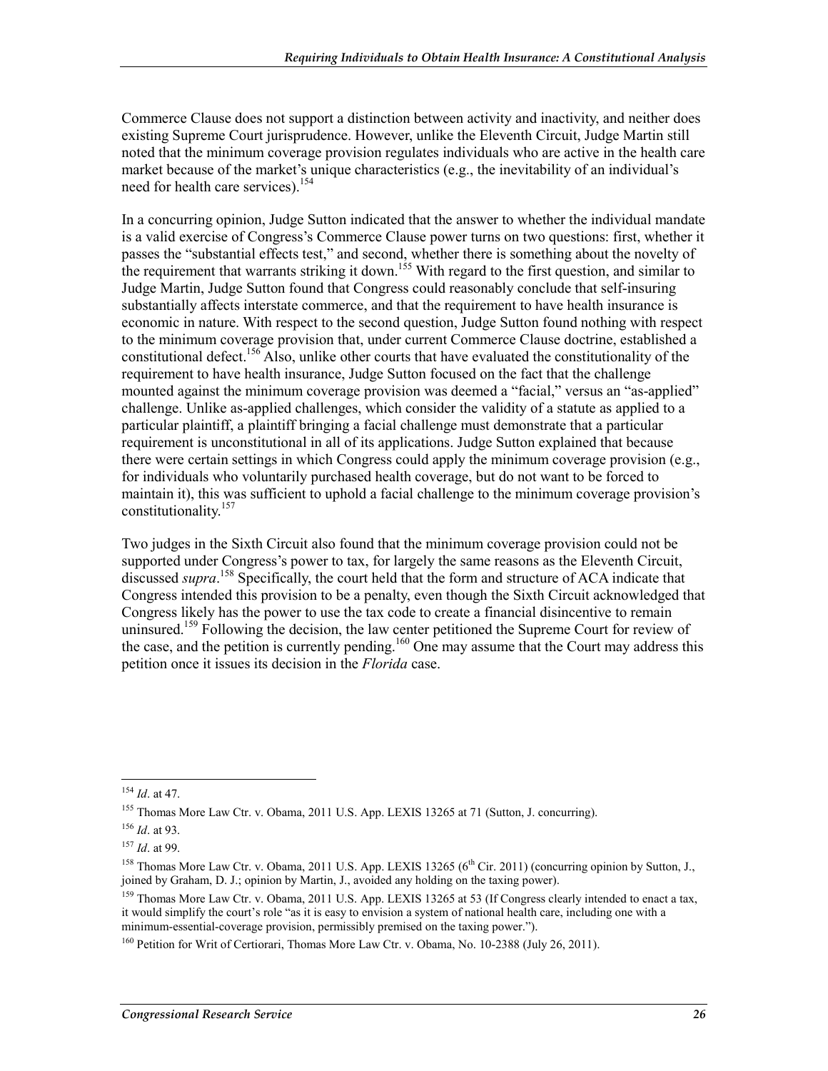Commerce Clause does not support a distinction between activity and inactivity, and neither does existing Supreme Court jurisprudence. However, unlike the Eleventh Circuit, Judge Martin still noted that the minimum coverage provision regulates individuals who are active in the health care market because of the market's unique characteristics (e.g., the inevitability of an individual's need for health care services).[154]

In a concurring opinion, Judge Sutton indicated that the answer to whether the individual mandate is a valid exercise of Congress's Commerce Clause power turns on two questions: first, whether it passes the "substantial effects test," and second, whether there is something about the novelty of the requirement that warrants striking it down.[155] With regard to the first question, and similar to Judge Martin, Judge Sutton found that Congress could reasonably conclude that self-insuring substantially affects interstate commerce, and that the requirement to have health insurance is economic in nature. With respect to the second question, Judge Sutton found nothing with respect to the minimum coverage provision that, under current Commerce Clause doctrine, established a constitutional defect.[156] Also, unlike other courts that have evaluated the constitutionality of the requirement to have health insurance, Judge Sutton focused on the fact that the challenge mounted against the minimum coverage provision was deemed a "facial," versus an "as-applied" challenge. Unlike as-applied challenges, which consider the validity of a statute as applied to a particular plaintiff, a plaintiff bringing a facial challenge must demonstrate that a particular requirement is unconstitutional in all of its applications. Judge Sutton explained that because there were certain settings in which Congress could apply the minimum coverage provision (e.g., for individuals who voluntarily purchased health coverage, but do not want to be forced to maintain it), this was sufficient to uphold a facial challenge to the minimum coverage provision's constitutionality.[157]

Two judges in the Sixth Circuit also found that the minimum coverage provision could not be supported under Congress's power to tax, for largely the same reasons as the Eleventh Circuit, discussed *supra*.[158] Specifically, the court held that the form and structure of ACA indicate that Congress intended this provision to be a penalty, even though the Sixth Circuit acknowledged that Congress likely has the power to use the tax code to create a financial disincentive to remain uninsured.[159] Following the decision, the law center petitioned the Supreme Court for review of the case, and the petition is currently pending.[160] One may assume that the Court may address this petition once it issues its decision in the *Florida* case.

---

[154] *Id*. at 47.

[155] Thomas More Law Ctr. v. Obama, 2011 U.S. App. LEXIS 13265 at 71 (Sutton, J. concurring).

[156] *Id*. at 93.

[157] *Id*. at 99.

[158] Thomas More Law Ctr. v. Obama, 2011 U.S. App. LEXIS 13265 (6th Cir. 2011) (concurring opinion by Sutton, J., joined by Graham, D. J.; opinion by Martin, J., avoided any holding on the taxing power).

[159] Thomas More Law Ctr. v. Obama, 2011 U.S. App. LEXIS 13265 at 53 (If Congress clearly intended to enact a tax, it would simplify the court's role "as it is easy to envision a system of national health care, including one with a minimum-essential-coverage provision, permissibly premised on the taxing power.").

[160] Petition for Writ of Certiorari, Thomas More Law Ctr. v. Obama, No. 10-2388 (July 26, 2011).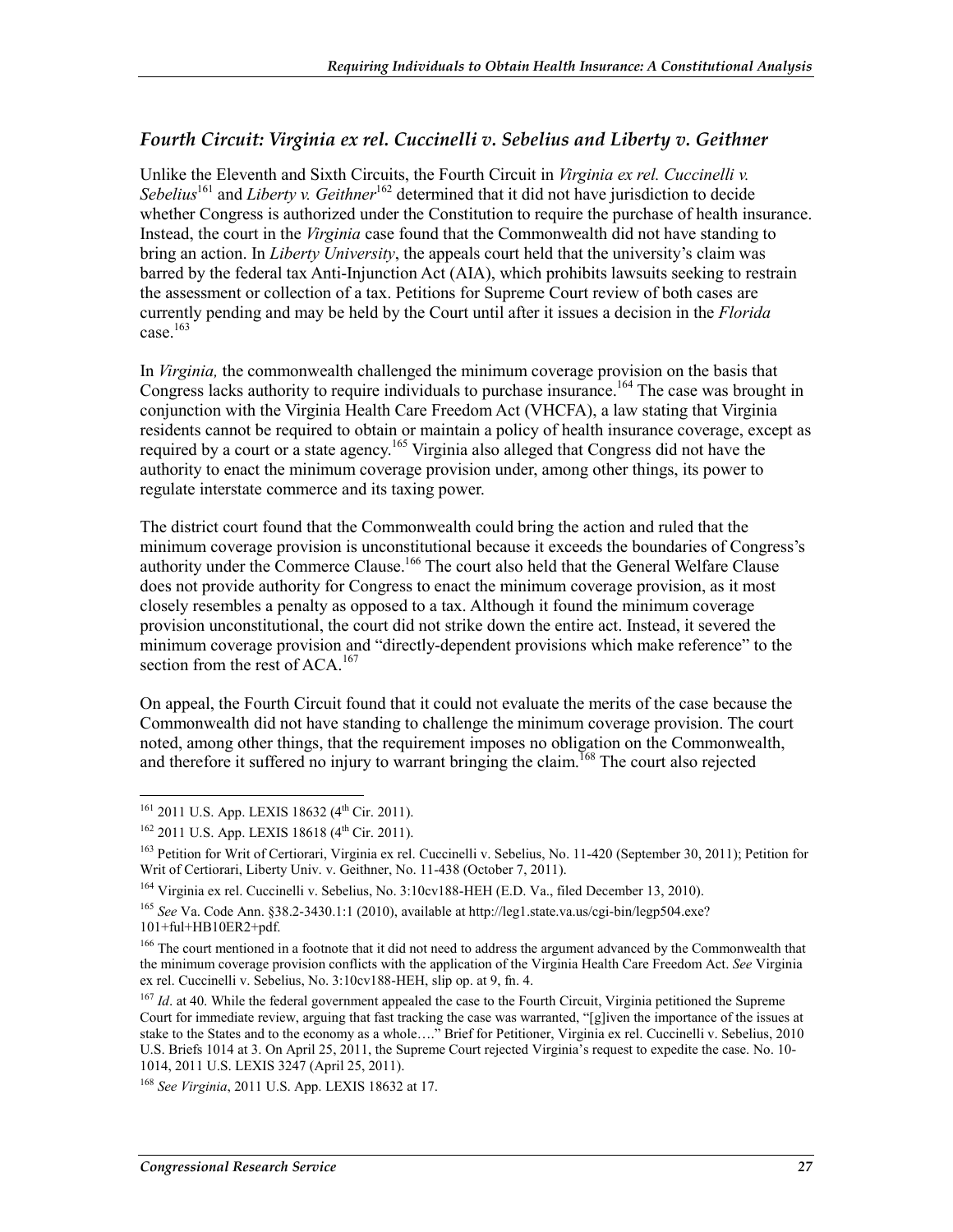### *Fourth Circuit: Virginia ex rel. Cuccinelli v. Sebelius and Liberty v. Geithner*

Unlike the Eleventh and Sixth Circuits, the Fourth Circuit in *Virginia ex rel. Cuccinelli v. Sebelius*[161] and *Liberty v. Geithner*[162] determined that it did not have jurisdiction to decide whether Congress is authorized under the Constitution to require the purchase of health insurance. Instead, the court in the *Virginia* case found that the Commonwealth did not have standing to bring an action. In *Liberty University*, the appeals court held that the university's claim was barred by the federal tax Anti-Injunction Act (AIA), which prohibits lawsuits seeking to restrain the assessment or collection of a tax. Petitions for Supreme Court review of both cases are currently pending and may be held by the Court until after it issues a decision in the *Florida* case.[163]

In *Virginia,* the commonwealth challenged the minimum coverage provision on the basis that Congress lacks authority to require individuals to purchase insurance.[164] The case was brought in conjunction with the Virginia Health Care Freedom Act (VHCFA), a law stating that Virginia residents cannot be required to obtain or maintain a policy of health insurance coverage, except as required by a court or a state agency.[165] Virginia also alleged that Congress did not have the authority to enact the minimum coverage provision under, among other things, its power to regulate interstate commerce and its taxing power.

The district court found that the Commonwealth could bring the action and ruled that the minimum coverage provision is unconstitutional because it exceeds the boundaries of Congress's authority under the Commerce Clause.[166] The court also held that the General Welfare Clause does not provide authority for Congress to enact the minimum coverage provision, as it most closely resembles a penalty as opposed to a tax. Although it found the minimum coverage provision unconstitutional, the court did not strike down the entire act. Instead, it severed the minimum coverage provision and "directly-dependent provisions which make reference" to the section from the rest of ACA.[167]

On appeal, the Fourth Circuit found that it could not evaluate the merits of the case because the Commonwealth did not have standing to challenge the minimum coverage provision. The court noted, among other things, that the requirement imposes no obligation on the Commonwealth, and therefore it suffered no injury to warrant bringing the claim.[168] The court also rejected

---

[161] 2011 U.S. App. LEXIS 18632 (4th Cir. 2011).

[162] 2011 U.S. App. LEXIS 18618 (4th Cir. 2011).

[163] Petition for Writ of Certiorari, Virginia ex rel. Cuccinelli v. Sebelius, No. 11-420 (September 30, 2011); Petition for Writ of Certiorari, Liberty Univ. v. Geithner, No. 11-438 (October 7, 2011).

[164] Virginia ex rel. Cuccinelli v. Sebelius, No. 3:10cv188-HEH (E.D. Va., filed December 13, 2010).

[165] *See* Va. Code Ann. §38.2-3430.1:1 (2010), available at http://leg1.state.va.us/cgi-bin/legp504.exe?101+ful+HB10ER2+pdf.

[166] The court mentioned in a footnote that it did not need to address the argument advanced by the Commonwealth that the minimum coverage provision conflicts with the application of the Virginia Health Care Freedom Act. *See* Virginia ex rel. Cuccinelli v. Sebelius, No. 3:10cv188-HEH, slip op. at 9, fn. 4.

[167] *Id*. at 40. While the federal government appealed the case to the Fourth Circuit, Virginia petitioned the Supreme Court for immediate review, arguing that fast tracking the case was warranted, "[g]iven the importance of the issues at stake to the States and to the economy as a whole…." Brief for Petitioner, Virginia ex rel. Cuccinelli v. Sebelius, 2010 U.S. Briefs 1014 at 3. On April 25, 2011, the Supreme Court rejected Virginia's request to expedite the case. No. 10-1014, 2011 U.S. LEXIS 3247 (April 25, 2011).

[168] *See Virginia*, 2011 U.S. App. LEXIS 18632 at 17.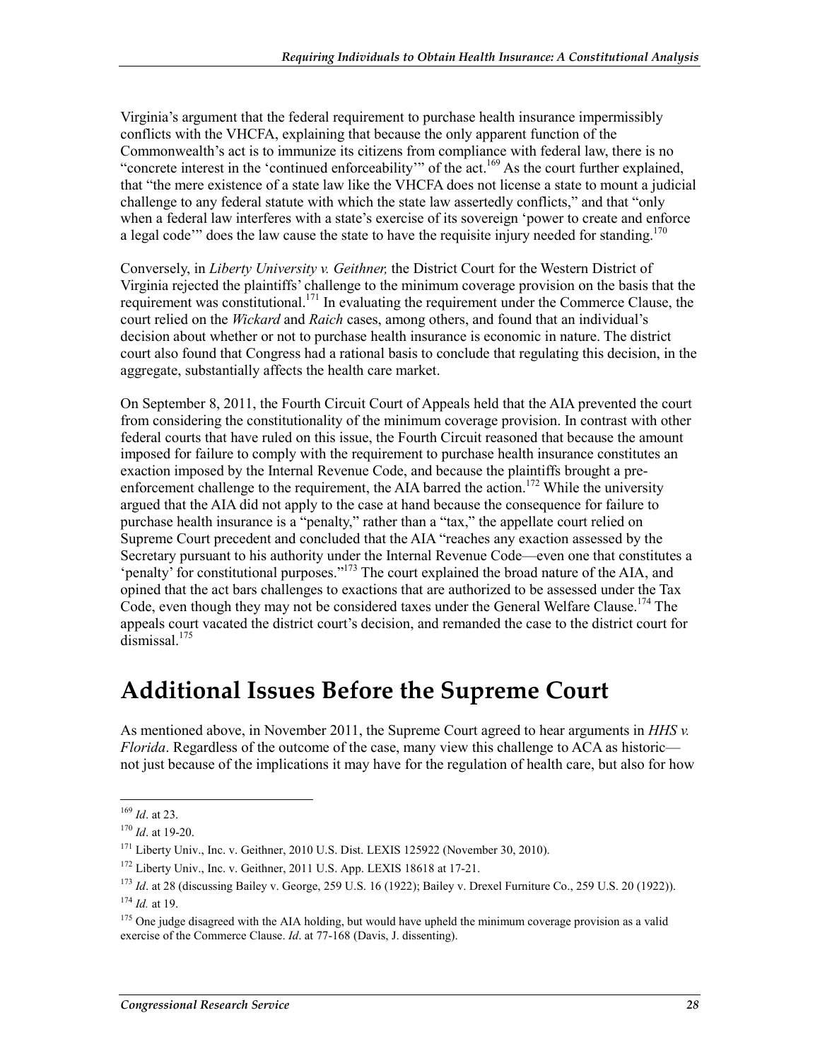Virginia's argument that the federal requirement to purchase health insurance impermissibly conflicts with the VHCFA, explaining that because the only apparent function of the Commonwealth's act is to immunize its citizens from compliance with federal law, there is no "concrete interest in the 'continued enforceability'" of the act.[169] As the court further explained, that "the mere existence of a state law like the VHCFA does not license a state to mount a judicial challenge to any federal statute with which the state law assertedly conflicts," and that "only when a federal law interferes with a state's exercise of its sovereign 'power to create and enforce a legal code'" does the law cause the state to have the requisite injury needed for standing.[170]

Conversely, in *Liberty University v. Geithner,* the District Court for the Western District of Virginia rejected the plaintiffs' challenge to the minimum coverage provision on the basis that the requirement was constitutional.[171] In evaluating the requirement under the Commerce Clause, the court relied on the *Wickard* and *Raich* cases, among others, and found that an individual's decision about whether or not to purchase health insurance is economic in nature. The district court also found that Congress had a rational basis to conclude that regulating this decision, in the aggregate, substantially affects the health care market.

On September 8, 2011, the Fourth Circuit Court of Appeals held that the AIA prevented the court from considering the constitutionality of the minimum coverage provision. In contrast with other federal courts that have ruled on this issue, the Fourth Circuit reasoned that because the amount imposed for failure to comply with the requirement to purchase health insurance constitutes an exaction imposed by the Internal Revenue Code, and because the plaintiffs brought a pre-enforcement challenge to the requirement, the AIA barred the action.[172] While the university argued that the AIA did not apply to the case at hand because the consequence for failure to purchase health insurance is a "penalty," rather than a "tax," the appellate court relied on Supreme Court precedent and concluded that the AIA "reaches any exaction assessed by the Secretary pursuant to his authority under the Internal Revenue Code—even one that constitutes a 'penalty' for constitutional purposes."[173] The court explained the broad nature of the AIA, and opined that the act bars challenges to exactions that are authorized to be assessed under the Tax Code, even though they may not be considered taxes under the General Welfare Clause.[174] The appeals court vacated the district court's decision, and remanded the case to the district court for dismissal.[175]

# Additional Issues Before the Supreme Court

As mentioned above, in November 2011, the Supreme Court agreed to hear arguments in *HHS v. Florida*. Regardless of the outcome of the case, many view this challenge to ACA as historic—not just because of the implications it may have for the regulation of health care, but also for how

---

[169] *Id*. at 23.

[170] *Id*. at 19-20.

[171] Liberty Univ., Inc. v. Geithner, 2010 U.S. Dist. LEXIS 125922 (November 30, 2010).

[172] Liberty Univ., Inc. v. Geithner, 2011 U.S. App. LEXIS 18618 at 17-21.

[173] *Id*. at 28 (discussing Bailey v. George, 259 U.S. 16 (1922); Bailey v. Drexel Furniture Co., 259 U.S. 20 (1922)).

[174] *Id.* at 19.

[175] One judge disagreed with the AIA holding, but would have upheld the minimum coverage provision as a valid exercise of the Commerce Clause. *Id*. at 77-168 (Davis, J. dissenting).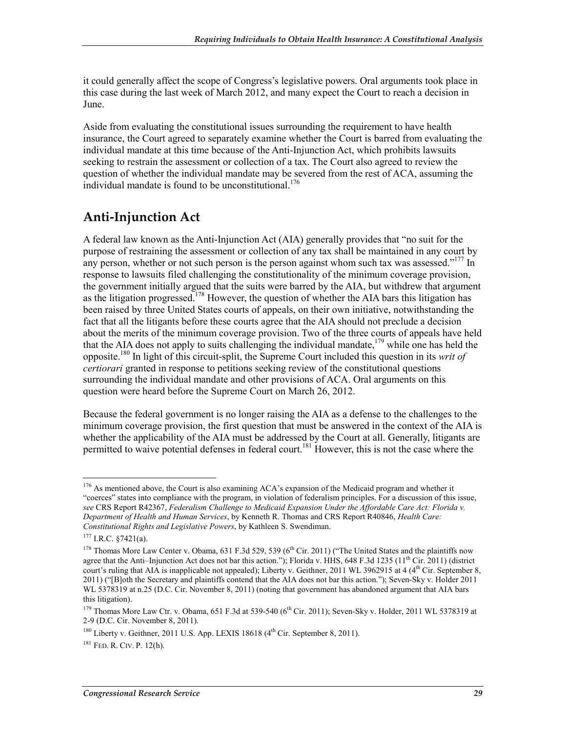it could generally affect the scope of Congress's legislative powers. Oral arguments took place in this case during the last week of March 2012, and many expect the Court to reach a decision in June.

Aside from evaluating the constitutional issues surrounding the requirement to have health insurance, the Court agreed to separately examine whether the Court is barred from evaluating the individual mandate at this time because of the Anti-Injunction Act, which prohibits lawsuits seeking to restrain the assessment or collection of a tax. The Court also agreed to review the question of whether the individual mandate may be severed from the rest of ACA, assuming the individual mandate is found to be unconstitutional.[176]

## Anti-Injunction Act

A federal law known as the Anti-Injunction Act (AIA) generally provides that "no suit for the purpose of restraining the assessment or collection of any tax shall be maintained in any court by any person, whether or not such person is the person against whom such tax was assessed."[177] In response to lawsuits filed challenging the constitutionality of the minimum coverage provision, the government initially argued that the suits were barred by the AIA, but withdrew that argument as the litigation progressed.[178] However, the question of whether the AIA bars this litigation has been raised by three United States courts of appeals, on their own initiative, notwithstanding the fact that all the litigants before these courts agree that the AIA should not preclude a decision about the merits of the minimum coverage provision. Two of the three courts of appeals have held that the AIA does not apply to suits challenging the individual mandate,[179] while one has held the opposite.[180] In light of this circuit-split, the Supreme Court included this question in its *writ of certiorari* granted in response to petitions seeking review of the constitutional questions surrounding the individual mandate and other provisions of ACA. Oral arguments on this question were heard before the Supreme Court on March 26, 2012.

Because the federal government is no longer raising the AIA as a defense to the challenges to the minimum coverage provision, the first question that must be answered in the context of the AIA is whether the applicability of the AIA must be addressed by the Court at all. Generally, litigants are permitted to waive potential defenses in federal court.[181] However, this is not the case where the

---

[176] As mentioned above, the Court is also examining ACA's expansion of the Medicaid program and whether it "coerces" states into compliance with the program, in violation of federalism principles. For a discussion of this issue, *see* CRS Report R42367, *Federalism Challenge to Medicaid Expansion Under the Affordable Care Act: Florida v. Department of Health and Human Services*, by Kenneth R. Thomas and CRS Report R40846, *Health Care: Constitutional Rights and Legislative Powers*, by Kathleen S. Swendiman.

[177] I.R.C. §7421(a).

[178] Thomas More Law Center v. Obama, 631 F.3d 529, 539 (6th Cir. 2011) ("The United States and the plaintiffs now agree that the Anti–Injunction Act does not bar this action."); Florida v. HHS, 648 F.3d 1235 (11th Cir. 2011) (district court's ruling that AIA is inapplicable not appealed); Liberty v. Geithner, 2011 WL 3962915 at 4 (4th Cir. September 8, 2011) ("[B]oth the Secretary and plaintiffs contend that the AIA does not bar this action."); Seven-Sky v. Holder 2011 WL 5378319 at n.25 (D.C. Cir. November 8, 2011) (noting that government has abandoned argument that AIA bars this litigation).

[179] Thomas More Law Ctr. v. Obama, 651 F.3d at 539-540 (6th Cir. 2011); Seven-Sky v. Holder, 2011 WL 5378319 at 2-9 (D.C. Cir. November 8, 2011).

[180] Liberty v. Geithner, 2011 U.S. App. LEXIS 18618 (4th Cir. September 8, 2011).

[181] FED. R. CIV. P. 12(h).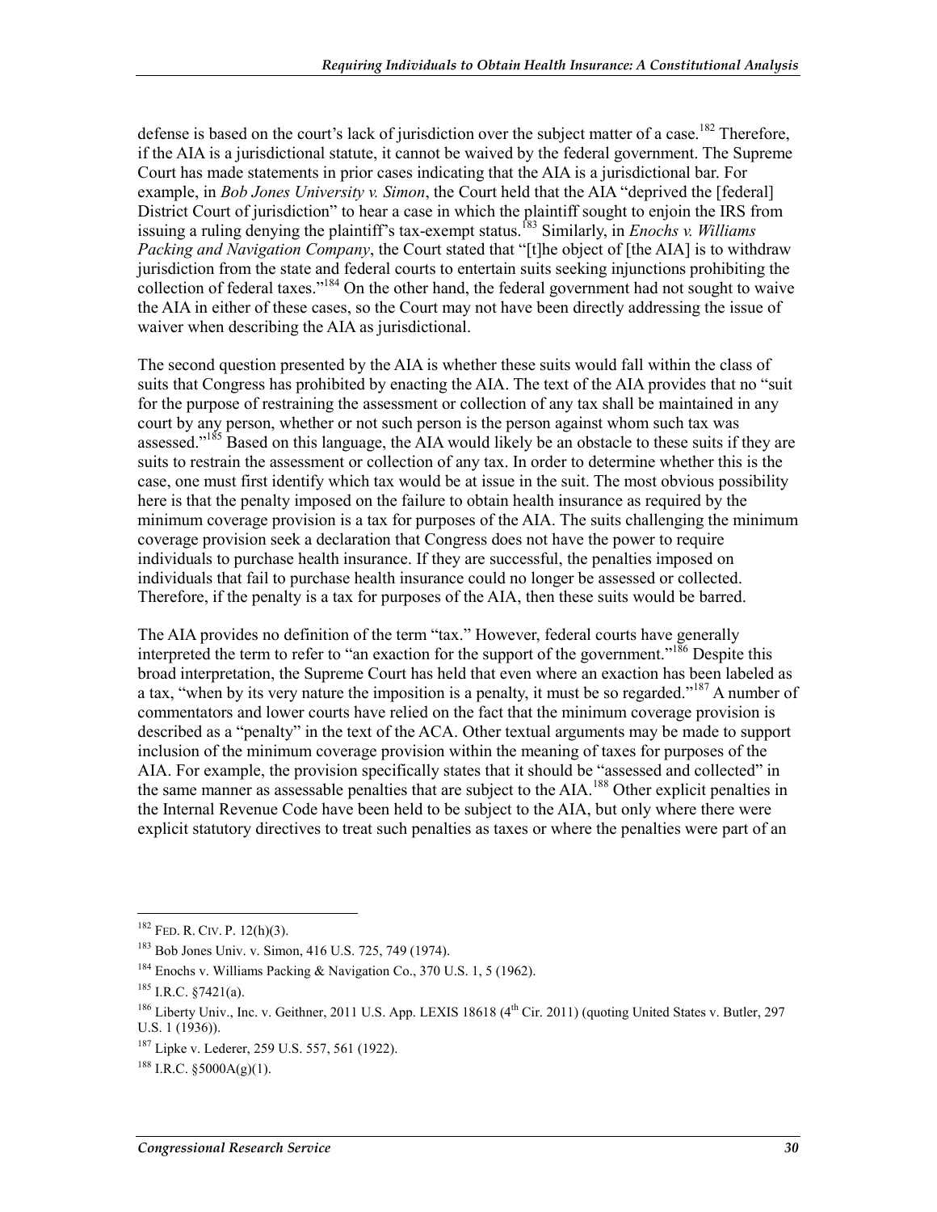defense is based on the court's lack of jurisdiction over the subject matter of a case.[182] Therefore, if the AIA is a jurisdictional statute, it cannot be waived by the federal government. The Supreme Court has made statements in prior cases indicating that the AIA is a jurisdictional bar. For example, in *Bob Jones University v. Simon*, the Court held that the AIA "deprived the [federal] District Court of jurisdiction" to hear a case in which the plaintiff sought to enjoin the IRS from issuing a ruling denying the plaintiff's tax-exempt status.[183] Similarly, in *Enochs v. Williams Packing and Navigation Company*, the Court stated that "[t]he object of [the AIA] is to withdraw jurisdiction from the state and federal courts to entertain suits seeking injunctions prohibiting the collection of federal taxes."[184] On the other hand, the federal government had not sought to waive the AIA in either of these cases, so the Court may not have been directly addressing the issue of waiver when describing the AIA as jurisdictional.

The second question presented by the AIA is whether these suits would fall within the class of suits that Congress has prohibited by enacting the AIA. The text of the AIA provides that no "suit for the purpose of restraining the assessment or collection of any tax shall be maintained in any court by any person, whether or not such person is the person against whom such tax was assessed."[185] Based on this language, the AIA would likely be an obstacle to these suits if they are suits to restrain the assessment or collection of any tax. In order to determine whether this is the case, one must first identify which tax would be at issue in the suit. The most obvious possibility here is that the penalty imposed on the failure to obtain health insurance as required by the minimum coverage provision is a tax for purposes of the AIA. The suits challenging the minimum coverage provision seek a declaration that Congress does not have the power to require individuals to purchase health insurance. If they are successful, the penalties imposed on individuals that fail to purchase health insurance could no longer be assessed or collected. Therefore, if the penalty is a tax for purposes of the AIA, then these suits would be barred.

The AIA provides no definition of the term "tax." However, federal courts have generally interpreted the term to refer to "an exaction for the support of the government."[186] Despite this broad interpretation, the Supreme Court has held that even where an exaction has been labeled as a tax, "when by its very nature the imposition is a penalty, it must be so regarded."[187] A number of commentators and lower courts have relied on the fact that the minimum coverage provision is described as a "penalty" in the text of the ACA. Other textual arguments may be made to support inclusion of the minimum coverage provision within the meaning of taxes for purposes of the AIA. For example, the provision specifically states that it should be "assessed and collected" in the same manner as assessable penalties that are subject to the AIA.[188] Other explicit penalties in the Internal Revenue Code have been held to be subject to the AIA, but only where there were explicit statutory directives to treat such penalties as taxes or where the penalties were part of an

---

[182] FED. R. CIV. P. 12(h)(3).

[183] Bob Jones Univ. v. Simon, 416 U.S. 725, 749 (1974).

[184] Enochs v. Williams Packing & Navigation Co., 370 U.S. 1, 5 (1962).

[185] I.R.C. §7421(a).

[186] Liberty Univ., Inc. v. Geithner, 2011 U.S. App. LEXIS 18618 (4th Cir. 2011) (quoting United States v. Butler, 297 U.S. 1 (1936)).

[187] Lipke v. Lederer, 259 U.S. 557, 561 (1922).

[188] I.R.C. §5000A(g)(1).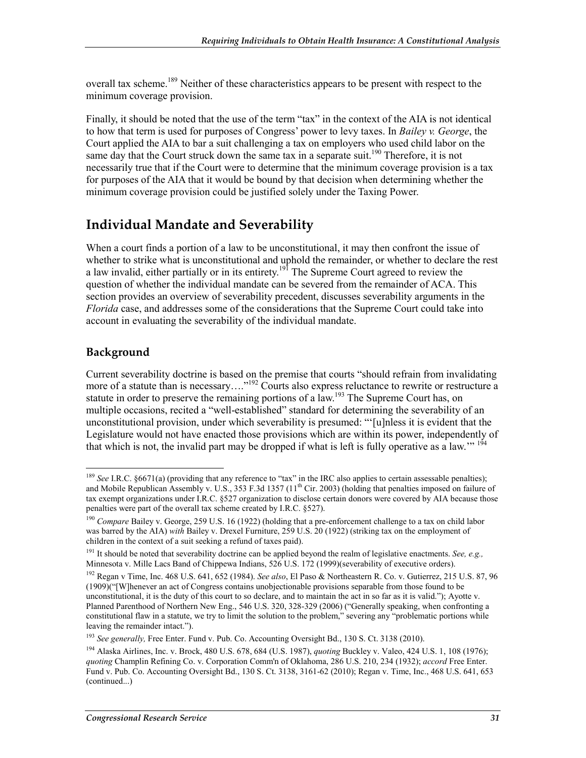overall tax scheme.[189] Neither of these characteristics appears to be present with respect to the minimum coverage provision.

Finally, it should be noted that the use of the term "tax" in the context of the AIA is not identical to how that term is used for purposes of Congress' power to levy taxes. In *Bailey v. George*, the Court applied the AIA to bar a suit challenging a tax on employers who used child labor on the same day that the Court struck down the same tax in a separate suit.[190] Therefore, it is not necessarily true that if the Court were to determine that the minimum coverage provision is a tax for purposes of the AIA that it would be bound by that decision when determining whether the minimum coverage provision could be justified solely under the Taxing Power.

## Individual Mandate and Severability

When a court finds a portion of a law to be unconstitutional, it may then confront the issue of whether to strike what is unconstitutional and uphold the remainder, or whether to declare the rest a law invalid, either partially or in its entirety.[191] The Supreme Court agreed to review the question of whether the individual mandate can be severed from the remainder of ACA. This section provides an overview of severability precedent, discusses severability arguments in the *Florida* case, and addresses some of the considerations that the Supreme Court could take into account in evaluating the severability of the individual mandate.

### Background

Current severability doctrine is based on the premise that courts "should refrain from invalidating more of a statute than is necessary…."[192] Courts also express reluctance to rewrite or restructure a statute in order to preserve the remaining portions of a law.[193] The Supreme Court has, on multiple occasions, recited a "well-established" standard for determining the severability of an unconstitutional provision, under which severability is presumed: "'[u]nless it is evident that the Legislature would not have enacted those provisions which are within its power, independently of that which is not, the invalid part may be dropped if what is left is fully operative as a law.'" [194]

---

[189] *See* I.R.C. §6671(a) (providing that any reference to "tax" in the IRC also applies to certain assessable penalties); and Mobile Republican Assembly v. U.S., 353 F.3d 1357 (11th Cir. 2003) (holding that penalties imposed on failure of tax exempt organizations under I.R.C. §527 organization to disclose certain donors were covered by AIA because those penalties were part of the overall tax scheme created by I.R.C. §527).

[190] *Compare* Bailey v. George, 259 U.S. 16 (1922) (holding that a pre-enforcement challenge to a tax on child labor was barred by the AIA) *with* Bailey v. Drexel Furniture, 259 U.S. 20 (1922) (striking tax on the employment of children in the context of a suit seeking a refund of taxes paid).

[191] It should be noted that severability doctrine can be applied beyond the realm of legislative enactments. *See, e.g.,* Minnesota v. Mille Lacs Band of Chippewa Indians, 526 U.S. 172 (1999)(severability of executive orders).

[192] Regan v Time, Inc. 468 U.S. 641, 652 (1984). *See also*, El Paso & Northeastern R. Co. v. Gutierrez, 215 U.S. 87, 96 (1909)("[W]henever an act of Congress contains unobjectionable provisions separable from those found to be unconstitutional, it is the duty of this court to so declare, and to maintain the act in so far as it is valid."); Ayotte v. Planned Parenthood of Northern New Eng., 546 U.S. 320, 328-329 (2006) ("Generally speaking, when confronting a constitutional flaw in a statute, we try to limit the solution to the problem," severing any "problematic portions while leaving the remainder intact.").

[193] *See generally,* Free Enter. Fund v. Pub. Co. Accounting Oversight Bd., 130 S. Ct. 3138 (2010).

[194] Alaska Airlines, Inc. v. Brock, 480 U.S. 678, 684 (U.S. 1987), *quoting* Buckley v. Valeo, 424 U.S. 1, 108 (1976); *quoting* Champlin Refining Co. v. Corporation Comm'n of Oklahoma, 286 U.S. 210, 234 (1932); *accord* Free Enter. Fund v. Pub. Co. Accounting Oversight Bd., 130 S. Ct. 3138, 3161-62 (2010); Regan v. Time, Inc., 468 U.S. 641, 653 (continued...)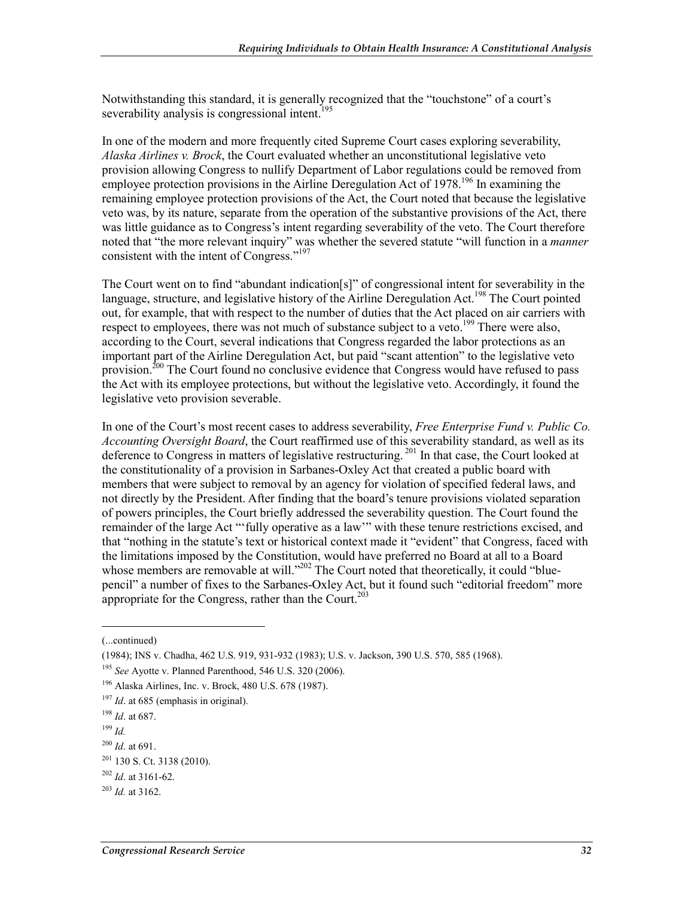Notwithstanding this standard, it is generally recognized that the "touchstone" of a court's severability analysis is congressional intent.[195]

In one of the modern and more frequently cited Supreme Court cases exploring severability, *Alaska Airlines v. Brock*, the Court evaluated whether an unconstitutional legislative veto provision allowing Congress to nullify Department of Labor regulations could be removed from employee protection provisions in the Airline Deregulation Act of 1978.[196] In examining the remaining employee protection provisions of the Act, the Court noted that because the legislative veto was, by its nature, separate from the operation of the substantive provisions of the Act, there was little guidance as to Congress's intent regarding severability of the veto. The Court therefore noted that "the more relevant inquiry" was whether the severed statute "will function in a *manner* consistent with the intent of Congress."[197]

The Court went on to find "abundant indication[s]" of congressional intent for severability in the language, structure, and legislative history of the Airline Deregulation Act.[198] The Court pointed out, for example, that with respect to the number of duties that the Act placed on air carriers with respect to employees, there was not much of substance subject to a veto.[199] There were also, according to the Court, several indications that Congress regarded the labor protections as an important part of the Airline Deregulation Act, but paid "scant attention" to the legislative veto provision.[200] The Court found no conclusive evidence that Congress would have refused to pass the Act with its employee protections, but without the legislative veto. Accordingly, it found the legislative veto provision severable.

In one of the Court's most recent cases to address severability, *Free Enterprise Fund v. Public Co. Accounting Oversight Board*, the Court reaffirmed use of this severability standard, as well as its deference to Congress in matters of legislative restructuring.[201] In that case, the Court looked at the constitutionality of a provision in Sarbanes-Oxley Act that created a public board with members that were subject to removal by an agency for violation of specified federal laws, and not directly by the President. After finding that the board's tenure provisions violated separation of powers principles, the Court briefly addressed the severability question. The Court found the remainder of the large Act "'fully operative as a law'" with these tenure restrictions excised, and that "nothing in the statute's text or historical context made it "evident" that Congress, faced with the limitations imposed by the Constitution, would have preferred no Board at all to a Board whose members are removable at will."[202] The Court noted that theoretically, it could "blue-pencil" a number of fixes to the Sarbanes-Oxley Act, but it found such "editorial freedom" more appropriate for the Congress, rather than the Court.[203]

(...continued)

(1984); INS v. Chadha, 462 U.S. 919, 931-932 (1983); U.S. v. Jackson, 390 U.S. 570, 585 (1968).

[195] *See* Ayotte v. Planned Parenthood, 546 U.S. 320 (2006).

[196] Alaska Airlines, Inc. v. Brock, 480 U.S. 678 (1987).

[197] *Id*. at 685 (emphasis in original).

[198] *Id*. at 687.

[199] *Id.*

[200] *Id*. at 691.

[201] 130 S. Ct. 3138 (2010).

[202] *Id*. at 3161-62.

[203] *Id.* at 3162.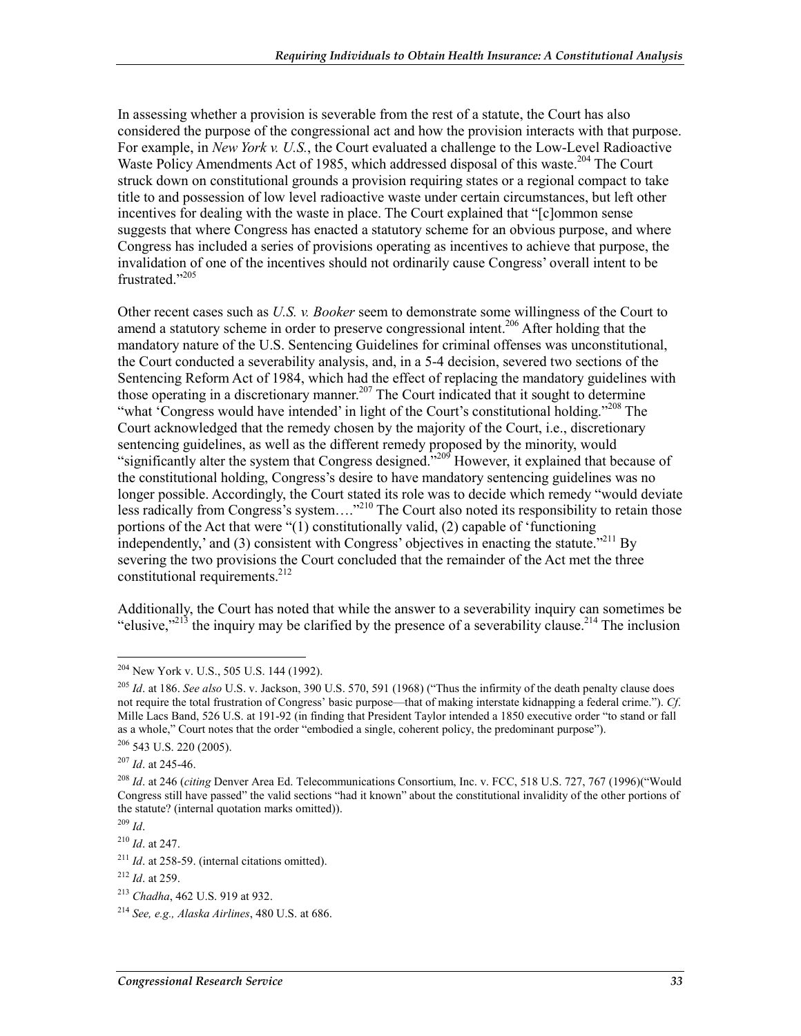In assessing whether a provision is severable from the rest of a statute, the Court has also considered the purpose of the congressional act and how the provision interacts with that purpose. For example, in *New York v. U.S.*, the Court evaluated a challenge to the Low-Level Radioactive Waste Policy Amendments Act of 1985, which addressed disposal of this waste.[204] The Court struck down on constitutional grounds a provision requiring states or a regional compact to take title to and possession of low level radioactive waste under certain circumstances, but left other incentives for dealing with the waste in place. The Court explained that "[c]ommon sense suggests that where Congress has enacted a statutory scheme for an obvious purpose, and where Congress has included a series of provisions operating as incentives to achieve that purpose, the invalidation of one of the incentives should not ordinarily cause Congress' overall intent to be frustrated."[205]

Other recent cases such as *U.S. v. Booker* seem to demonstrate some willingness of the Court to amend a statutory scheme in order to preserve congressional intent.[206] After holding that the mandatory nature of the U.S. Sentencing Guidelines for criminal offenses was unconstitutional, the Court conducted a severability analysis, and, in a 5-4 decision, severed two sections of the Sentencing Reform Act of 1984, which had the effect of replacing the mandatory guidelines with those operating in a discretionary manner.[207] The Court indicated that it sought to determine "what 'Congress would have intended' in light of the Court's constitutional holding."[208] The Court acknowledged that the remedy chosen by the majority of the Court, i.e., discretionary sentencing guidelines, as well as the different remedy proposed by the minority, would "significantly alter the system that Congress designed."[209] However, it explained that because of the constitutional holding, Congress's desire to have mandatory sentencing guidelines was no longer possible. Accordingly, the Court stated its role was to decide which remedy "would deviate less radically from Congress's system…."[210] The Court also noted its responsibility to retain those portions of the Act that were "(1) constitutionally valid, (2) capable of 'functioning independently,' and (3) consistent with Congress' objectives in enacting the statute."[211] By severing the two provisions the Court concluded that the remainder of the Act met the three constitutional requirements.[212]

Additionally, the Court has noted that while the answer to a severability inquiry can sometimes be "elusive,"[213] the inquiry may be clarified by the presence of a severability clause.[214] The inclusion

---

[204] New York v. U.S., 505 U.S. 144 (1992).

[205] *Id*. at 186. *See also* U.S. v. Jackson, 390 U.S. 570, 591 (1968) ("Thus the infirmity of the death penalty clause does not require the total frustration of Congress' basic purpose—that of making interstate kidnapping a federal crime."). *Cf*. Mille Lacs Band, 526 U.S. at 191-92 (in finding that President Taylor intended a 1850 executive order "to stand or fall as a whole," Court notes that the order "embodied a single, coherent policy, the predominant purpose").

[206] 543 U.S. 220 (2005).

[207] *Id*. at 245-46.

[208] *Id*. at 246 (*citing* Denver Area Ed. Telecommunications Consortium, Inc. v. FCC, 518 U.S. 727, 767 (1996)("Would Congress still have passed" the valid sections "had it known" about the constitutional invalidity of the other portions of the statute? (internal quotation marks omitted)).

[209] *Id*.

[210] *Id*. at 247.

[211] *Id*. at 258-59. (internal citations omitted).

[212] *Id*. at 259.

[213] *Chadha*, 462 U.S. 919 at 932.

[214] *See, e.g., Alaska Airlines*, 480 U.S. at 686.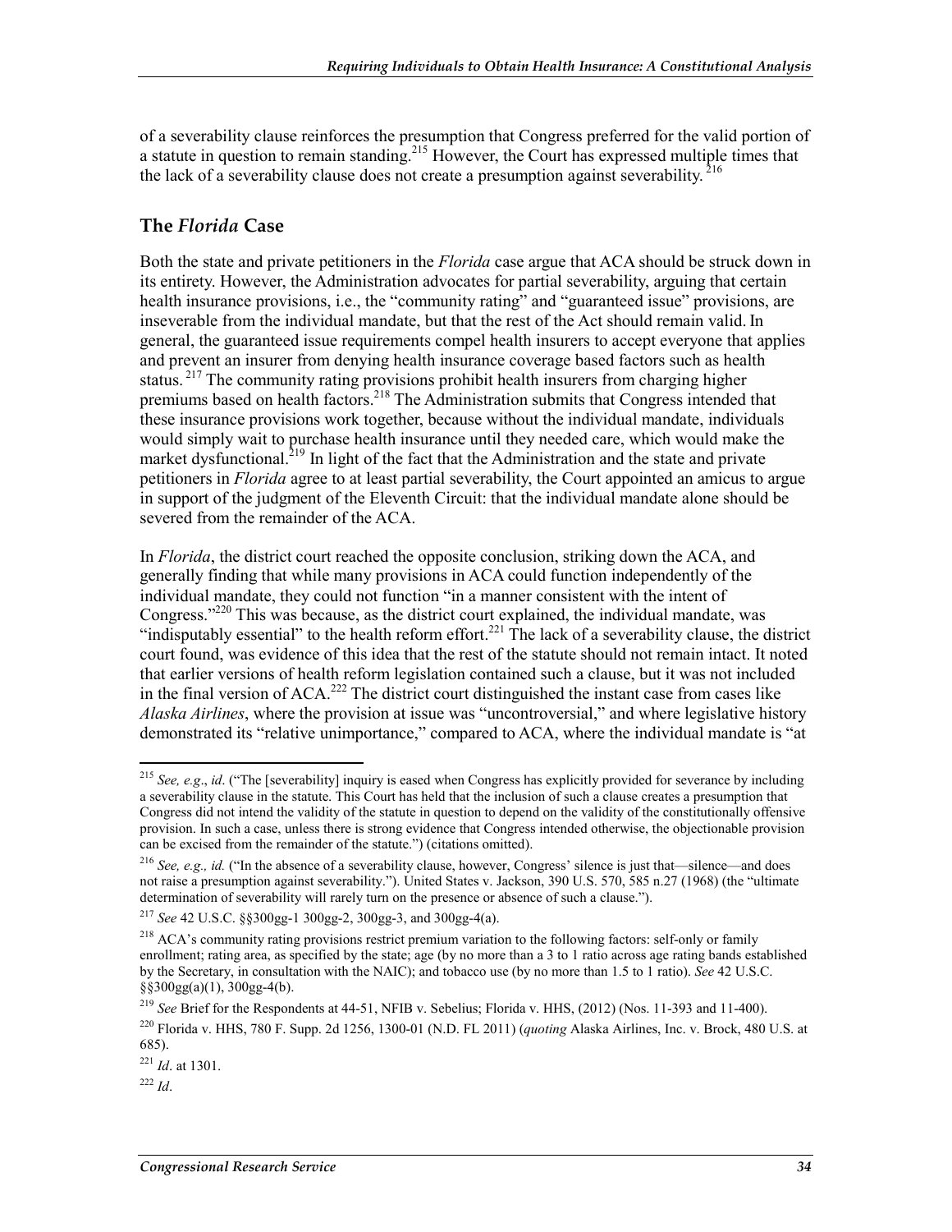of a severability clause reinforces the presumption that Congress preferred for the valid portion of a statute in question to remain standing.[215] However, the Court has expressed multiple times that the lack of a severability clause does not create a presumption against severability.[216]

## The *Florida* Case

Both the state and private petitioners in the *Florida* case argue that ACA should be struck down in its entirety. However, the Administration advocates for partial severability, arguing that certain health insurance provisions, i.e., the "community rating" and "guaranteed issue" provisions, are inseverable from the individual mandate, but that the rest of the Act should remain valid. In general, the guaranteed issue requirements compel health insurers to accept everyone that applies and prevent an insurer from denying health insurance coverage based factors such as health status.[217] The community rating provisions prohibit health insurers from charging higher premiums based on health factors.[218] The Administration submits that Congress intended that these insurance provisions work together, because without the individual mandate, individuals would simply wait to purchase health insurance until they needed care, which would make the market dysfunctional.[219] In light of the fact that the Administration and the state and private petitioners in *Florida* agree to at least partial severability, the Court appointed an amicus to argue in support of the judgment of the Eleventh Circuit: that the individual mandate alone should be severed from the remainder of the ACA.

In *Florida*, the district court reached the opposite conclusion, striking down the ACA, and generally finding that while many provisions in ACA could function independently of the individual mandate, they could not function "in a manner consistent with the intent of Congress."[220] This was because, as the district court explained, the individual mandate, was "indisputably essential" to the health reform effort.[221] The lack of a severability clause, the district court found, was evidence of this idea that the rest of the statute should not remain intact. It noted that earlier versions of health reform legislation contained such a clause, but it was not included in the final version of ACA.[222] The district court distinguished the instant case from cases like *Alaska Airlines*, where the provision at issue was "uncontroversial," and where legislative history demonstrated its "relative unimportance," compared to ACA, where the individual mandate is "at

---

[215] *See, e.g*., *id*. ("The [severability] inquiry is eased when Congress has explicitly provided for severance by including a severability clause in the statute. This Court has held that the inclusion of such a clause creates a presumption that Congress did not intend the validity of the statute in question to depend on the validity of the constitutionally offensive provision. In such a case, unless there is strong evidence that Congress intended otherwise, the objectionable provision can be excised from the remainder of the statute.") (citations omitted).

[216] *See, e.g., id.* ("In the absence of a severability clause, however, Congress' silence is just that—silence—and does not raise a presumption against severability."). United States v. Jackson, 390 U.S. 570, 585 n.27 (1968) (the "ultimate determination of severability will rarely turn on the presence or absence of such a clause.").

[217] *See* 42 U.S.C. §§300gg-1 300gg-2, 300gg-3, and 300gg-4(a).

[218] ACA's community rating provisions restrict premium variation to the following factors: self-only or family enrollment; rating area, as specified by the state; age (by no more than a 3 to 1 ratio across age rating bands established by the Secretary, in consultation with the NAIC); and tobacco use (by no more than 1.5 to 1 ratio). *See* 42 U.S.C. §§300gg(a)(1), 300gg-4(b).

[219] *See* Brief for the Respondents at 44-51, NFIB v. Sebelius; Florida v. HHS, (2012) (Nos. 11-393 and 11-400).

[220] Florida v. HHS, 780 F. Supp. 2d 1256, 1300-01 (N.D. FL 2011) (*quoting* Alaska Airlines, Inc. v. Brock, 480 U.S. at 685).

[221] *Id*. at 1301.

[222] *Id*.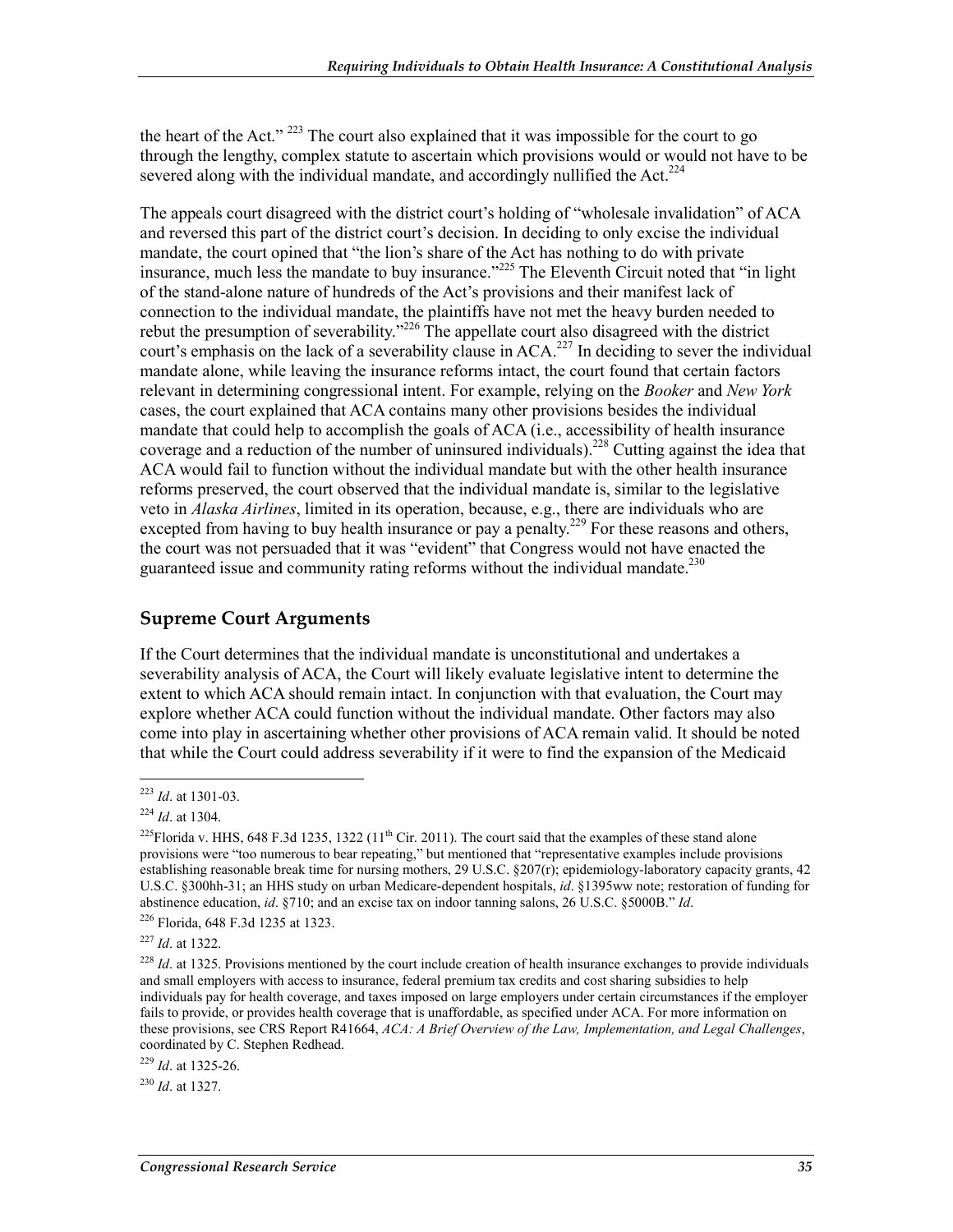the heart of the Act." [223] The court also explained that it was impossible for the court to go through the lengthy, complex statute to ascertain which provisions would or would not have to be severed along with the individual mandate, and accordingly nullified the Act.[224]

The appeals court disagreed with the district court's holding of "wholesale invalidation" of ACA and reversed this part of the district court's decision. In deciding to only excise the individual mandate, the court opined that "the lion's share of the Act has nothing to do with private insurance, much less the mandate to buy insurance."[225] The Eleventh Circuit noted that "in light of the stand-alone nature of hundreds of the Act's provisions and their manifest lack of connection to the individual mandate, the plaintiffs have not met the heavy burden needed to rebut the presumption of severability."[226] The appellate court also disagreed with the district court's emphasis on the lack of a severability clause in ACA.[227] In deciding to sever the individual mandate alone, while leaving the insurance reforms intact, the court found that certain factors relevant in determining congressional intent. For example, relying on the *Booker* and *New York* cases, the court explained that ACA contains many other provisions besides the individual mandate that could help to accomplish the goals of ACA (i.e., accessibility of health insurance coverage and a reduction of the number of uninsured individuals).[228] Cutting against the idea that ACA would fail to function without the individual mandate but with the other health insurance reforms preserved, the court observed that the individual mandate is, similar to the legislative veto in *Alaska Airlines*, limited in its operation, because, e.g., there are individuals who are excepted from having to buy health insurance or pay a penalty.[229] For these reasons and others, the court was not persuaded that it was "evident" that Congress would not have enacted the guaranteed issue and community rating reforms without the individual mandate.[230]

## Supreme Court Arguments

If the Court determines that the individual mandate is unconstitutional and undertakes a severability analysis of ACA, the Court will likely evaluate legislative intent to determine the extent to which ACA should remain intact. In conjunction with that evaluation, the Court may explore whether ACA could function without the individual mandate. Other factors may also come into play in ascertaining whether other provisions of ACA remain valid. It should be noted that while the Court could address severability if it were to find the expansion of the Medicaid

---

[223] *Id*. at 1301-03.

[224] *Id*. at 1304.

[225] Florida v. HHS, 648 F.3d 1235, 1322 (11th Cir. 2011). The court said that the examples of these stand alone provisions were "too numerous to bear repeating," but mentioned that "representative examples include provisions establishing reasonable break time for nursing mothers, 29 U.S.C. §207(r); epidemiology-laboratory capacity grants, 42 U.S.C. §300hh-31; an HHS study on urban Medicare-dependent hospitals, *id*. §1395ww note; restoration of funding for abstinence education, *id*. §710; and an excise tax on indoor tanning salons, 26 U.S.C. §5000B." *Id*.

[226] Florida, 648 F.3d 1235 at 1323.

[227] *Id*. at 1322.

[228] *Id*. at 1325. Provisions mentioned by the court include creation of health insurance exchanges to provide individuals and small employers with access to insurance, federal premium tax credits and cost sharing subsidies to help individuals pay for health coverage, and taxes imposed on large employers under certain circumstances if the employer fails to provide, or provides health coverage that is unaffordable, as specified under ACA. For more information on these provisions, see CRS Report R41664, *ACA: A Brief Overview of the Law, Implementation, and Legal Challenges*, coordinated by C. Stephen Redhead.

[229] *Id*. at 1325-26.

[230] *Id*. at 1327.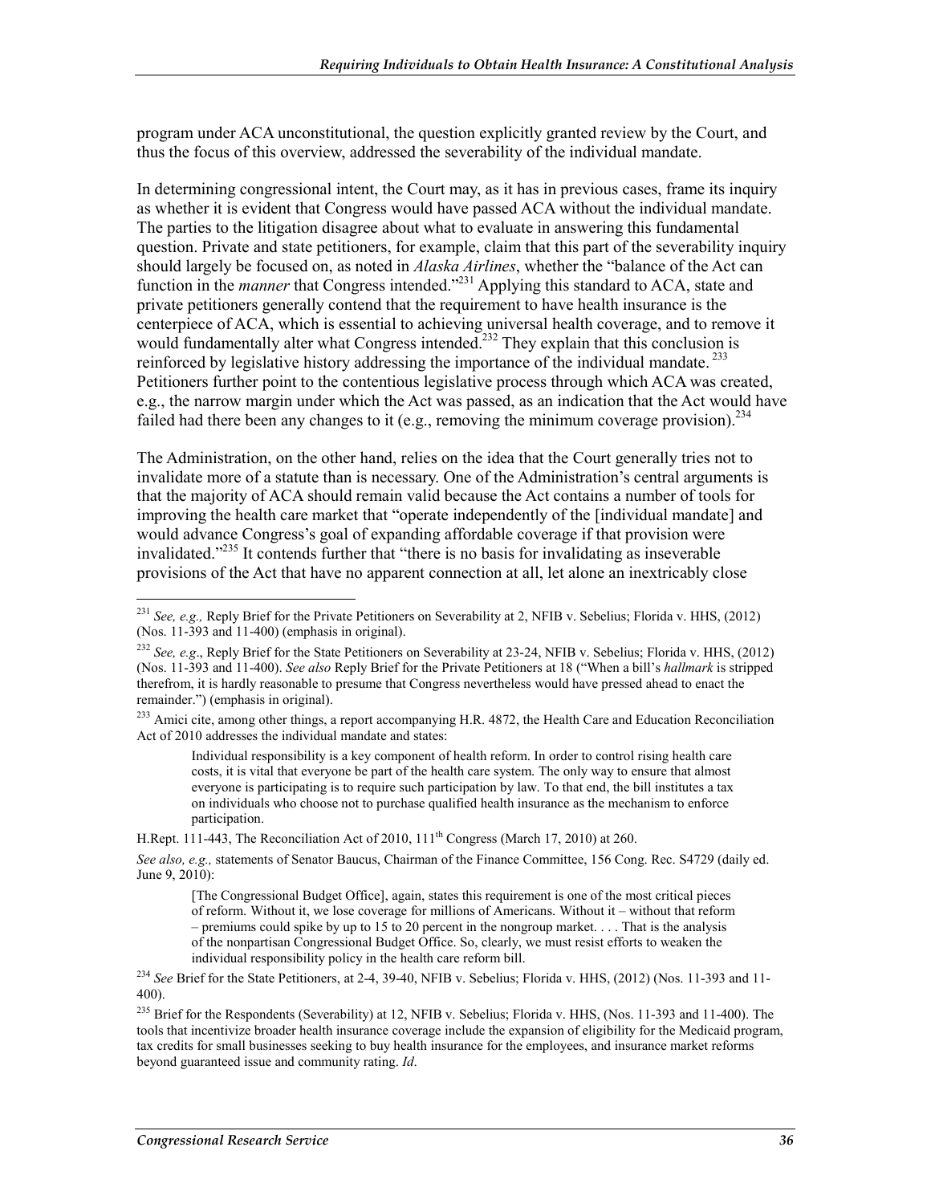program under ACA unconstitutional, the question explicitly granted review by the Court, and thus the focus of this overview, addressed the severability of the individual mandate.

In determining congressional intent, the Court may, as it has in previous cases, frame its inquiry as whether it is evident that Congress would have passed ACA without the individual mandate. The parties to the litigation disagree about what to evaluate in answering this fundamental question. Private and state petitioners, for example, claim that this part of the severability inquiry should largely be focused on, as noted in *Alaska Airlines*, whether the "balance of the Act can function in the *manner* that Congress intended."[231] Applying this standard to ACA, state and private petitioners generally contend that the requirement to have health insurance is the centerpiece of ACA, which is essential to achieving universal health coverage, and to remove it would fundamentally alter what Congress intended.[232] They explain that this conclusion is reinforced by legislative history addressing the importance of the individual mandate.[233] Petitioners further point to the contentious legislative process through which ACA was created, e.g., the narrow margin under which the Act was passed, as an indication that the Act would have failed had there been any changes to it (e.g., removing the minimum coverage provision).[234]

The Administration, on the other hand, relies on the idea that the Court generally tries not to invalidate more of a statute than is necessary. One of the Administration's central arguments is that the majority of ACA should remain valid because the Act contains a number of tools for improving the health care market that "operate independently of the [individual mandate] and would advance Congress's goal of expanding affordable coverage if that provision were invalidated."[235] It contends further that "there is no basis for invalidating as inseverable provisions of the Act that have no apparent connection at all, let alone an inextricably close

---

[231] *See, e.g.,* Reply Brief for the Private Petitioners on Severability at 2, NFIB v. Sebelius; Florida v. HHS, (2012) (Nos. 11-393 and 11-400) (emphasis in original).

[232] *See, e.g*., Reply Brief for the State Petitioners on Severability at 23-24, NFIB v. Sebelius; Florida v. HHS, (2012) (Nos. 11-393 and 11-400). *See also* Reply Brief for the Private Petitioners at 18 ("When a bill's *hallmark* is stripped therefrom, it is hardly reasonable to presume that Congress nevertheless would have pressed ahead to enact the remainder.") (emphasis in original).

[233] Amici cite, among other things, a report accompanying H.R. 4872, the Health Care and Education Reconciliation Act of 2010 addresses the individual mandate and states:

> Individual responsibility is a key component of health reform. In order to control rising health care costs, it is vital that everyone be part of the health care system. The only way to ensure that almost everyone is participating is to require such participation by law. To that end, the bill institutes a tax on individuals who choose not to purchase qualified health insurance as the mechanism to enforce participation.

H.Rept. 111-443, The Reconciliation Act of 2010, 111th Congress (March 17, 2010) at 260.

*See also, e.g.,* statements of Senator Baucus, Chairman of the Finance Committee, 156 Cong. Rec. S4729 (daily ed. June 9, 2010):

> [The Congressional Budget Office], again, states this requirement is one of the most critical pieces of reform. Without it, we lose coverage for millions of Americans. Without it – without that reform – premiums could spike by up to 15 to 20 percent in the nongroup market. . . . That is the analysis of the nonpartisan Congressional Budget Office. So, clearly, we must resist efforts to weaken the individual responsibility policy in the health care reform bill.

[234] *See* Brief for the State Petitioners, at 2-4, 39-40, NFIB v. Sebelius; Florida v. HHS, (2012) (Nos. 11-393 and 11-400).

[235] Brief for the Respondents (Severability) at 12, NFIB v. Sebelius; Florida v. HHS, (Nos. 11-393 and 11-400). The tools that incentivize broader health insurance coverage include the expansion of eligibility for the Medicaid program, tax credits for small businesses seeking to buy health insurance for the employees, and insurance market reforms beyond guaranteed issue and community rating. *Id*.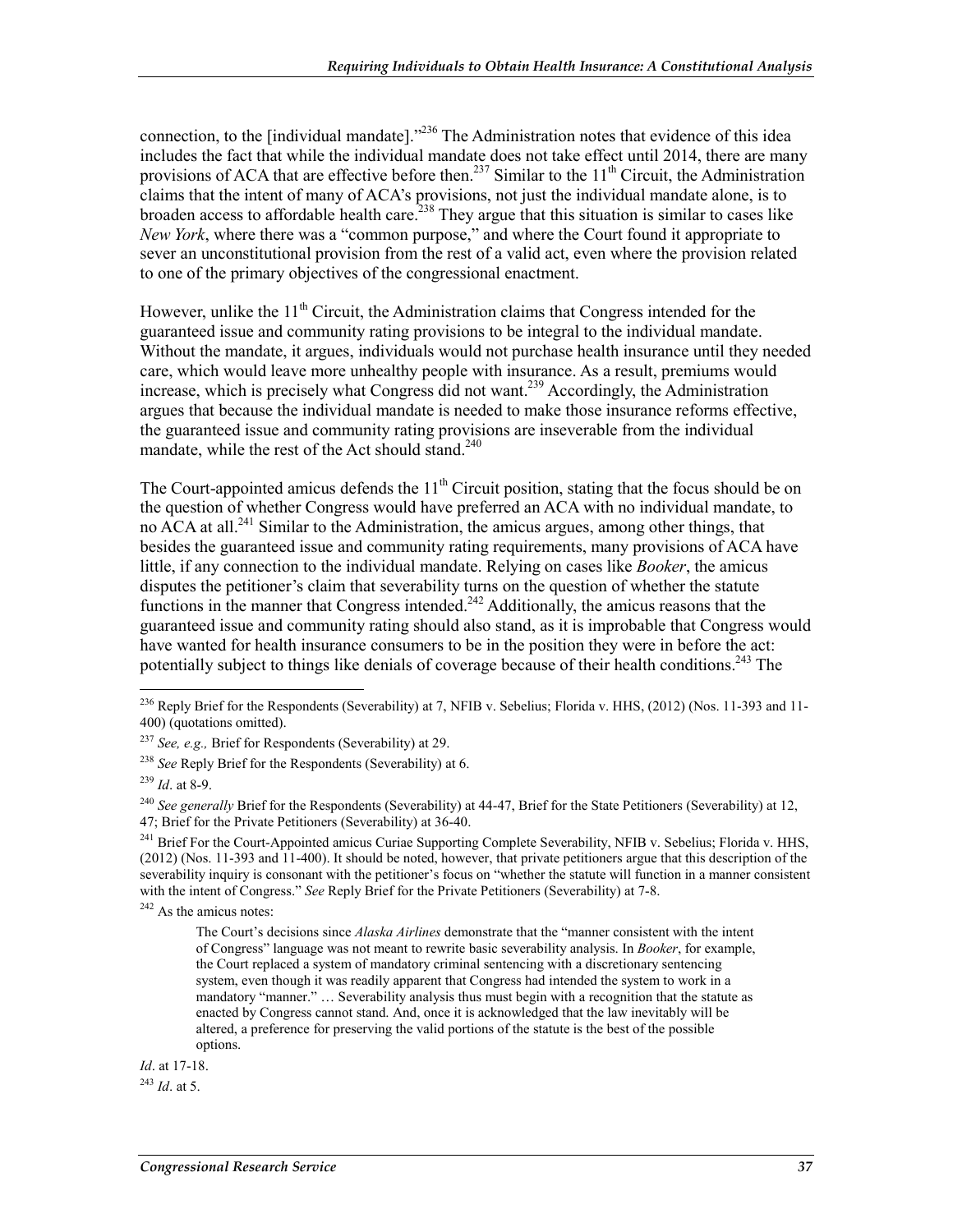connection, to the [individual mandate]."[236] The Administration notes that evidence of this idea includes the fact that while the individual mandate does not take effect until 2014, there are many provisions of ACA that are effective before then.[237] Similar to the 11th Circuit, the Administration claims that the intent of many of ACA's provisions, not just the individual mandate alone, is to broaden access to affordable health care.[238] They argue that this situation is similar to cases like *New York*, where there was a "common purpose," and where the Court found it appropriate to sever an unconstitutional provision from the rest of a valid act, even where the provision related to one of the primary objectives of the congressional enactment.

However, unlike the 11th Circuit, the Administration claims that Congress intended for the guaranteed issue and community rating provisions to be integral to the individual mandate. Without the mandate, it argues, individuals would not purchase health insurance until they needed care, which would leave more unhealthy people with insurance. As a result, premiums would increase, which is precisely what Congress did not want.[239] Accordingly, the Administration argues that because the individual mandate is needed to make those insurance reforms effective, the guaranteed issue and community rating provisions are inseverable from the individual mandate, while the rest of the Act should stand.[240]

The Court-appointed amicus defends the 11th Circuit position, stating that the focus should be on the question of whether Congress would have preferred an ACA with no individual mandate, to no ACA at all.[241] Similar to the Administration, the amicus argues, among other things, that besides the guaranteed issue and community rating requirements, many provisions of ACA have little, if any connection to the individual mandate. Relying on cases like *Booker*, the amicus disputes the petitioner's claim that severability turns on the question of whether the statute functions in the manner that Congress intended.[242] Additionally, the amicus reasons that the guaranteed issue and community rating should also stand, as it is improbable that Congress would have wanted for health insurance consumers to be in the position they were in before the act: potentially subject to things like denials of coverage because of their health conditions.[243] The

---

[236] Reply Brief for the Respondents (Severability) at 7, NFIB v. Sebelius; Florida v. HHS, (2012) (Nos. 11-393 and 11-400) (quotations omitted).

[237] *See, e.g.,* Brief for Respondents (Severability) at 29.

[238] *See* Reply Brief for the Respondents (Severability) at 6.

[239] *Id*. at 8-9.

[240] *See generally* Brief for the Respondents (Severability) at 44-47, Brief for the State Petitioners (Severability) at 12, 47; Brief for the Private Petitioners (Severability) at 36-40.

[241] Brief For the Court-Appointed amicus Curiae Supporting Complete Severability, NFIB v. Sebelius; Florida v. HHS, (2012) (Nos. 11-393 and 11-400). It should be noted, however, that private petitioners argue that this description of the severability inquiry is consonant with the petitioner's focus on "whether the statute will function in a manner consistent with the intent of Congress." *See* Reply Brief for the Private Petitioners (Severability) at 7-8.

[242] As the amicus notes:

> The Court's decisions since *Alaska Airlines* demonstrate that the "manner consistent with the intent of Congress" language was not meant to rewrite basic severability analysis. In *Booker*, for example, the Court replaced a system of mandatory criminal sentencing with a discretionary sentencing system, even though it was readily apparent that Congress had intended the system to work in a mandatory "manner." … Severability analysis thus must begin with a recognition that the statute as enacted by Congress cannot stand. And, once it is acknowledged that the law inevitably will be altered, a preference for preserving the valid portions of the statute is the best of the possible options.

*Id*. at 17-18.

[243] *Id*. at 5.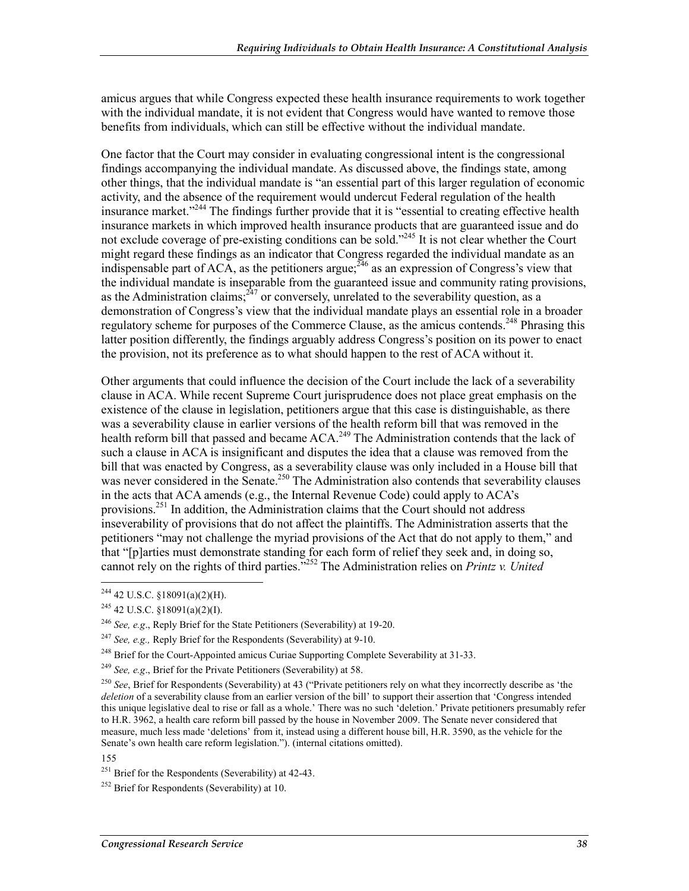amicus argues that while Congress expected these health insurance requirements to work together with the individual mandate, it is not evident that Congress would have wanted to remove those benefits from individuals, which can still be effective without the individual mandate.

One factor that the Court may consider in evaluating congressional intent is the congressional findings accompanying the individual mandate. As discussed above, the findings state, among other things, that the individual mandate is "an essential part of this larger regulation of economic activity, and the absence of the requirement would undercut Federal regulation of the health insurance market."[244] The findings further provide that it is "essential to creating effective health insurance markets in which improved health insurance products that are guaranteed issue and do not exclude coverage of pre-existing conditions can be sold."[245] It is not clear whether the Court might regard these findings as an indicator that Congress regarded the individual mandate as an indispensable part of ACA, as the petitioners argue;[246] as an expression of Congress's view that the individual mandate is inseparable from the guaranteed issue and community rating provisions, as the Administration claims;[247] or conversely, unrelated to the severability question, as a demonstration of Congress's view that the individual mandate plays an essential role in a broader regulatory scheme for purposes of the Commerce Clause, as the amicus contends.[248] Phrasing this latter position differently, the findings arguably address Congress's position on its power to enact the provision, not its preference as to what should happen to the rest of ACA without it.

Other arguments that could influence the decision of the Court include the lack of a severability clause in ACA. While recent Supreme Court jurisprudence does not place great emphasis on the existence of the clause in legislation, petitioners argue that this case is distinguishable, as there was a severability clause in earlier versions of the health reform bill that was removed in the health reform bill that passed and became ACA.[249] The Administration contends that the lack of such a clause in ACA is insignificant and disputes the idea that a clause was removed from the bill that was enacted by Congress, as a severability clause was only included in a House bill that was never considered in the Senate.[250] The Administration also contends that severability clauses in the acts that ACA amends (e.g., the Internal Revenue Code) could apply to ACA's provisions.[251] In addition, the Administration claims that the Court should not address inseverability of provisions that do not affect the plaintiffs. The Administration asserts that the petitioners "may not challenge the myriad provisions of the Act that do not apply to them," and that "[p]arties must demonstrate standing for each form of relief they seek and, in doing so, cannot rely on the rights of third parties."[252] The Administration relies on *Printz v. United*

---

[244] 42 U.S.C. §18091(a)(2)(H).

[245] 42 U.S.C. §18091(a)(2)(I).

[246] *See, e.g*., Reply Brief for the State Petitioners (Severability) at 19-20.

[247] *See, e.g.,* Reply Brief for the Respondents (Severability) at 9-10.

[248] Brief for the Court-Appointed amicus Curiae Supporting Complete Severability at 31-33.

[249] *See, e.g*., Brief for the Private Petitioners (Severability) at 58.

[250] *See*, Brief for Respondents (Severability) at 43 ("Private petitioners rely on what they incorrectly describe as 'the *deletion* of a severability clause from an earlier version of the bill' to support their assertion that 'Congress intended this unique legislative deal to rise or fall as a whole.' There was no such 'deletion.' Private petitioners presumably refer to H.R. 3962, a health care reform bill passed by the house in November 2009. The Senate never considered that measure, much less made 'deletions' from it, instead using a different house bill, H.R. 3590, as the vehicle for the Senate's own health care reform legislation."). (internal citations omitted).

155

[251] Brief for the Respondents (Severability) at 42-43.

[252] Brief for Respondents (Severability) at 10.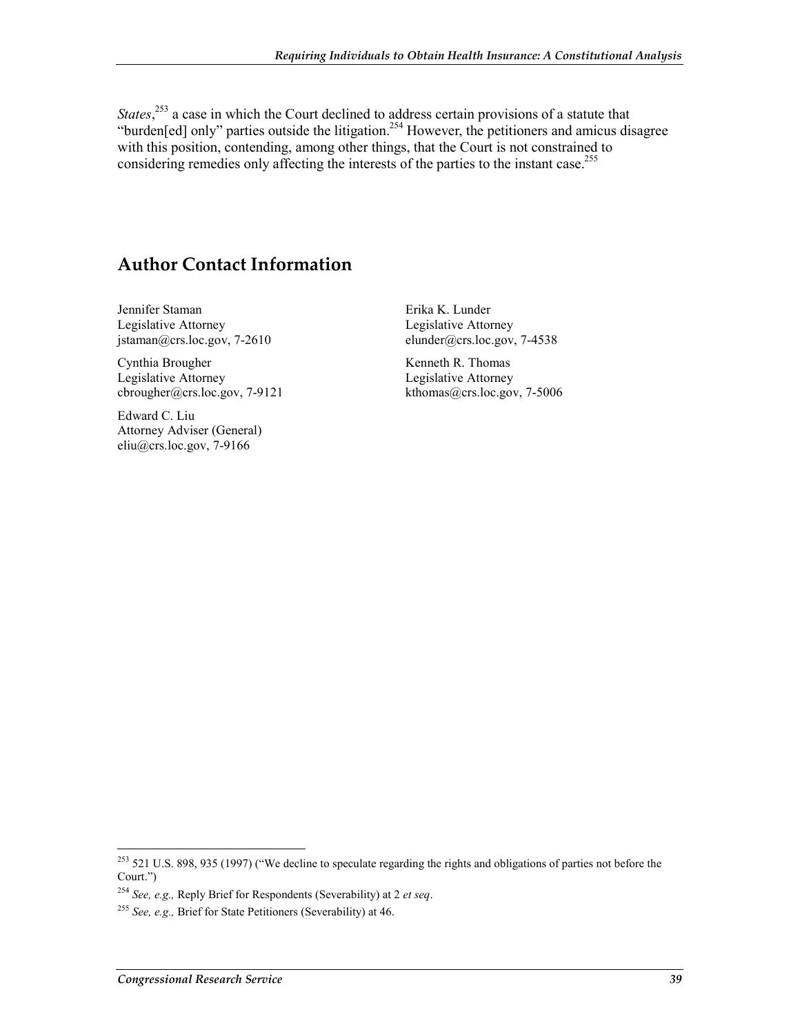*States*,[253] a case in which the Court declined to address certain provisions of a statute that "burden[ed] only" parties outside the litigation.[254] However, the petitioners and amicus disagree with this position, contending, among other things, that the Court is not constrained to considering remedies only affecting the interests of the parties to the instant case.[255]

## Author Contact Information

Jennifer Staman
Legislative Attorney
jstaman@crs.loc.gov, 7-2610

Cynthia Brougher
Legislative Attorney
cbrougher@crs.loc.gov, 7-9121

Edward C. Liu
Attorney Adviser (General)
eliu@crs.loc.gov, 7-9166

Erika K. Lunder
Legislative Attorney
elunder@crs.loc.gov, 7-4538

Kenneth R. Thomas
Legislative Attorney
kthomas@crs.loc.gov, 7-5006

---

[253] 521 U.S. 898, 935 (1997) ("We decline to speculate regarding the rights and obligations of parties not before the Court.")

[254] *See, e.g.,* Reply Brief for Respondents (Severability) at 2 *et seq*.

[255] *See, e.g.,* Brief for State Petitioners (Severability) at 46.